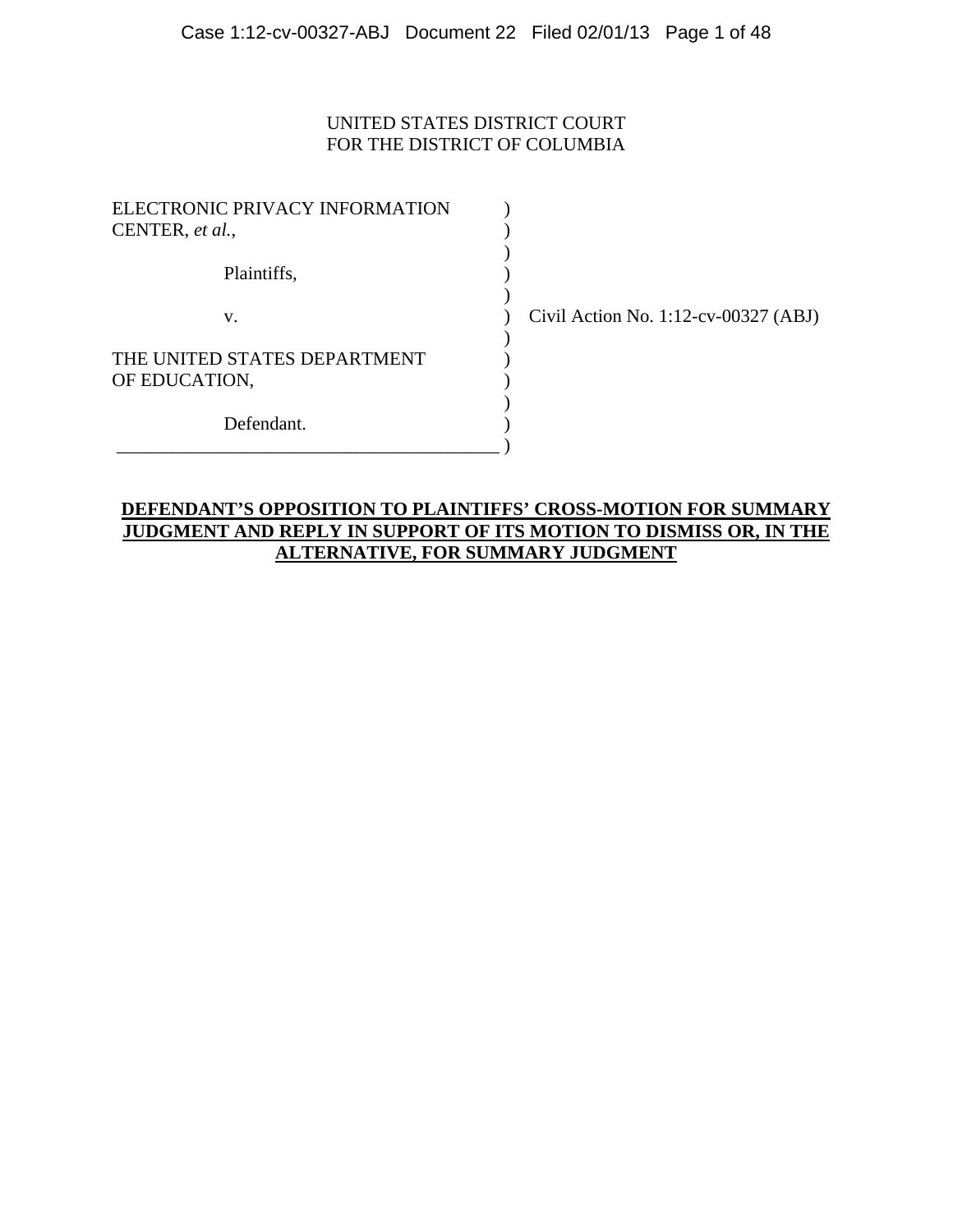UNITED STATES DISTRICT COURT
FOR THE DISTRICT OF COLUMBIA

| | | |
|---|---|---|
| ELECTRONIC PRIVACY INFORMATION CENTER, *et al.*, | ) | |
| Plaintiffs, | ) | |
| v. | ) | Civil Action No. 1:12-cv-00327 (ABJ) |
| THE UNITED STATES DEPARTMENT OF EDUCATION, | ) | |
| Defendant. | ) | |

**DEFENDANT'S OPPOSITION TO PLAINTIFFS' CROSS-MOTION FOR SUMMARY JUDGMENT AND REPLY IN SUPPORT OF ITS MOTION TO DISMISS OR, IN THE ALTERNATIVE, FOR SUMMARY JUDGMENT**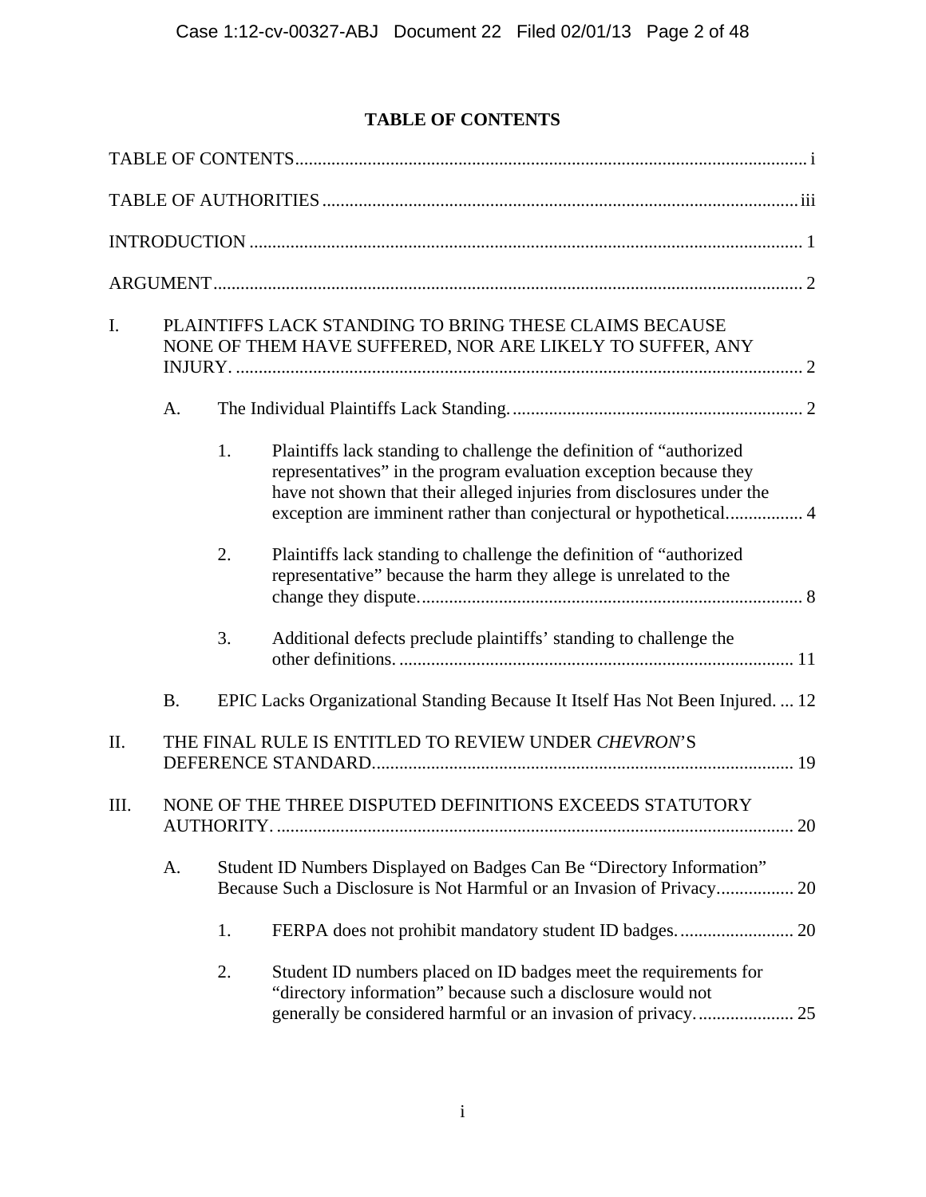# TABLE OF CONTENTS

TABLE OF CONTENTS ..... i

TABLE OF AUTHORITIES ..... iii

INTRODUCTION ..... 1

ARGUMENT ..... 2

I. PLAINTIFFS LACK STANDING TO BRING THESE CLAIMS BECAUSE NONE OF THEM HAVE SUFFERED, NOR ARE LIKELY TO SUFFER, ANY INJURY. ..... 2

  A. The Individual Plaintiffs Lack Standing. ..... 2

    1. Plaintiffs lack standing to challenge the definition of "authorized representatives" in the program evaluation exception because they have not shown that their alleged injuries from disclosures under the exception are imminent rather than conjectural or hypothetical. ..... 4

    2. Plaintiffs lack standing to challenge the definition of "authorized representative" because the harm they allege is unrelated to the change they dispute. ..... 8

    3. Additional defects preclude plaintiffs' standing to challenge the other definitions. ..... 11

  B. EPIC Lacks Organizational Standing Because It Itself Has Not Been Injured. ..... 12

II. THE FINAL RULE IS ENTITLED TO REVIEW UNDER *CHEVRON*'S DEFERENCE STANDARD. ..... 19

III. NONE OF THE THREE DISPUTED DEFINITIONS EXCEEDS STATUTORY AUTHORITY. ..... 20

  A. Student ID Numbers Displayed on Badges Can Be "Directory Information" Because Such a Disclosure is Not Harmful or an Invasion of Privacy. ..... 20

    1. FERPA does not prohibit mandatory student ID badges. ..... 20

    2. Student ID numbers placed on ID badges meet the requirements for "directory information" because such a disclosure would not generally be considered harmful or an invasion of privacy. ..... 25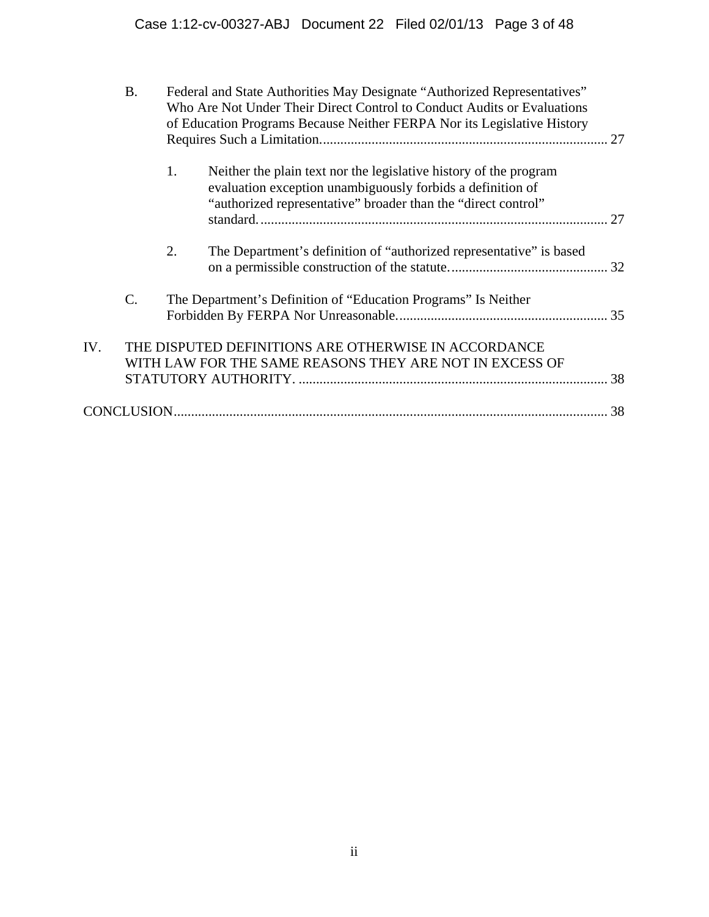B. Federal and State Authorities May Designate "Authorized Representatives" Who Are Not Under Their Direct Control to Conduct Audits or Evaluations of Education Programs Because Neither FERPA Nor its Legislative History Requires Such a Limitation. .................................................................................. 27

1. Neither the plain text nor the legislative history of the program evaluation exception unambiguously forbids a definition of "authorized representative" broader than the "direct control" standard. ................................................................................................. 27

2. The Department's definition of "authorized representative" is based on a permissible construction of the statute. ............................................. 32

C. The Department's Definition of "Education Programs" Is Neither Forbidden By FERPA Nor Unreasonable. ............................................................ 35

IV. THE DISPUTED DEFINITIONS ARE OTHERWISE IN ACCORDANCE WITH LAW FOR THE SAME REASONS THEY ARE NOT IN EXCESS OF STATUTORY AUTHORITY. ......................................................................................... 38

CONCLUSION ........................................................................................................................... 38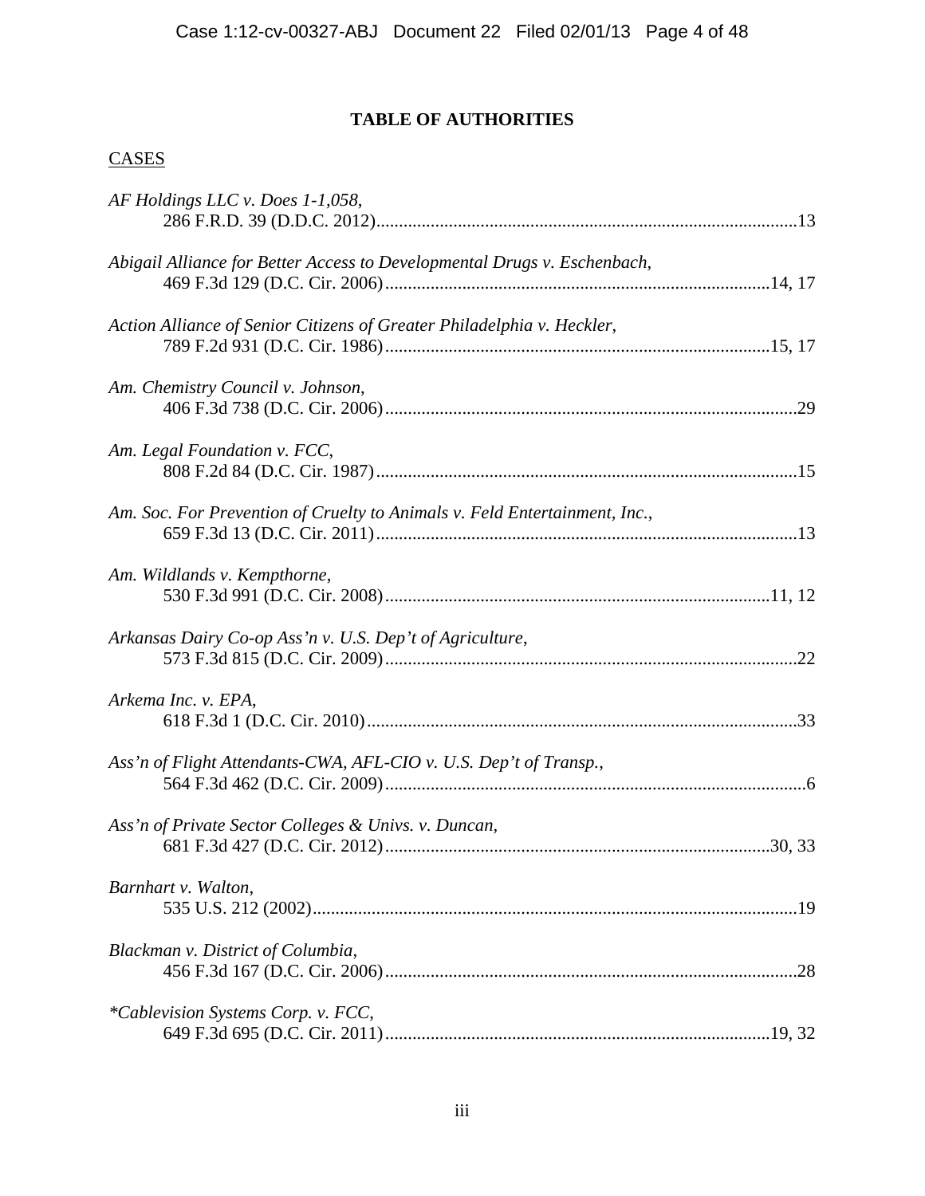## TABLE OF AUTHORITIES

CASES

*AF Holdings LLC v. Does 1-1,058*,
286 F.R.D. 39 (D.D.C. 2012) ... 13

*Abigail Alliance for Better Access to Developmental Drugs v. Eschenbach*,
469 F.3d 129 (D.C. Cir. 2006) ... 14, 17

*Action Alliance of Senior Citizens of Greater Philadelphia v. Heckler*,
789 F.2d 931 (D.C. Cir. 1986) ... 15, 17

*Am. Chemistry Council v. Johnson*,
406 F.3d 738 (D.C. Cir. 2006) ... 29

*Am. Legal Foundation v. FCC*,
808 F.2d 84 (D.C. Cir. 1987) ... 15

*Am. Soc. For Prevention of Cruelty to Animals v. Feld Entertainment, Inc.*,
659 F.3d 13 (D.C. Cir. 2011) ... 13

*Am. Wildlands v. Kempthorne*,
530 F.3d 991 (D.C. Cir. 2008) ... 11, 12

*Arkansas Dairy Co-op Ass'n v. U.S. Dep't of Agriculture*,
573 F.3d 815 (D.C. Cir. 2009) ... 22

*Arkema Inc. v. EPA*,
618 F.3d 1 (D.C. Cir. 2010) ... 33

*Ass'n of Flight Attendants-CWA, AFL-CIO v. U.S. Dep't of Transp.*,
564 F.3d 462 (D.C. Cir. 2009) ... 6

*Ass'n of Private Sector Colleges & Univs. v. Duncan*,
681 F.3d 427 (D.C. Cir. 2012) ... 30, 33

*Barnhart v. Walton*,
535 U.S. 212 (2002) ... 19

*Blackman v. District of Columbia*,
456 F.3d 167 (D.C. Cir. 2006) ... 28

*\*Cablevision Systems Corp. v. FCC*,
649 F.3d 695 (D.C. Cir. 2011) ... 19, 32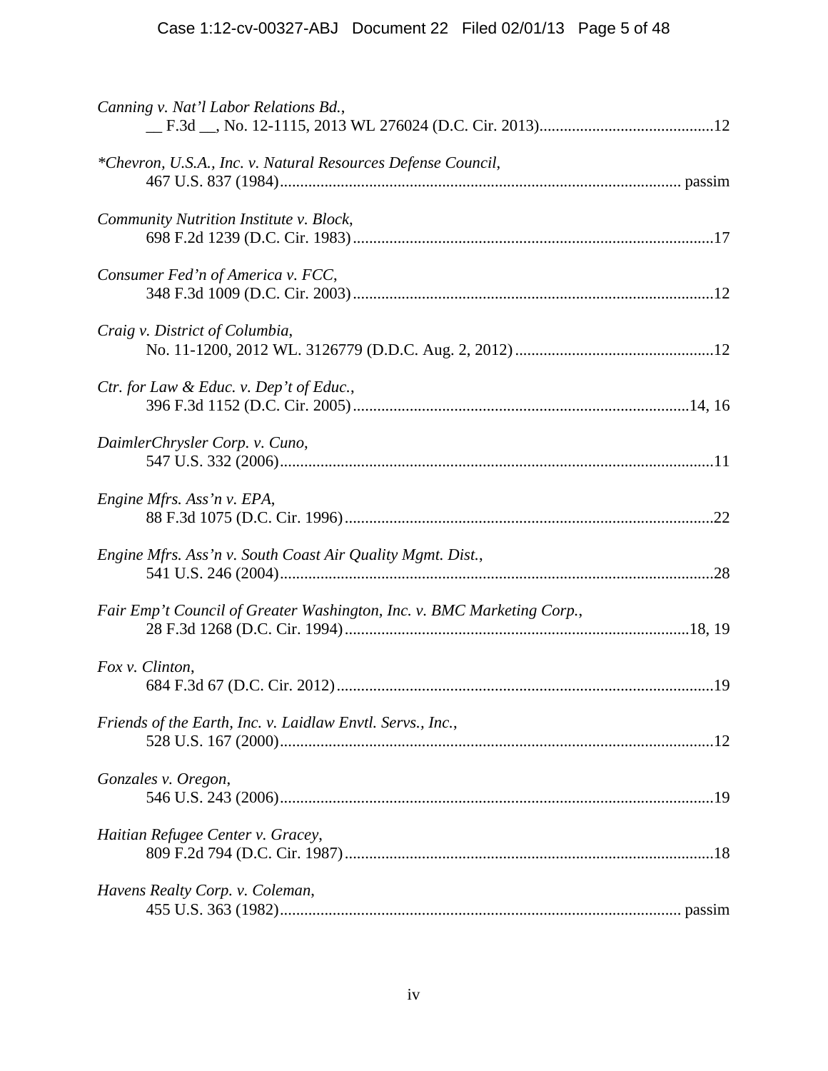*Canning v. Nat'l Labor Relations Bd.*,
__ F.3d __, No. 12-1115, 2013 WL 276024 (D.C. Cir. 2013)...........................................12

**Chevron, U.S.A., Inc. v. Natural Resources Defense Council*,
467 U.S. 837 (1984)................................................................................................ passim

*Community Nutrition Institute v. Block*,
698 F.2d 1239 (D.C. Cir. 1983).........................................................................................17

*Consumer Fed'n of America v. FCC*,
348 F.3d 1009 (D.C. Cir. 2003).........................................................................................12

*Craig v. District of Columbia*,
No. 11-1200, 2012 WL. 3126779 (D.D.C. Aug. 2, 2012).................................................12

*Ctr. for Law & Educ. v. Dep't of Educ.*,
396 F.3d 1152 (D.C. Cir. 2005)...................................................................................14, 16

*DaimlerChrysler Corp. v. Cuno*,
547 U.S. 332 (2006)...........................................................................................................11

*Engine Mfrs. Ass'n v. EPA*,
88 F.3d 1075 (D.C. Cir. 1996)...........................................................................................22

*Engine Mfrs. Ass'n v. South Coast Air Quality Mgmt. Dist.*,
541 U.S. 246 (2004)...........................................................................................................28

*Fair Emp't Council of Greater Washington, Inc. v. BMC Marketing Corp.*,
28 F.3d 1268 (D.C. Cir. 1994).....................................................................................18, 19

*Fox v. Clinton*,
684 F.3d 67 (D.C. Cir. 2012).............................................................................................19

*Friends of the Earth, Inc. v. Laidlaw Envtl. Servs., Inc.*,
528 U.S. 167 (2000)...........................................................................................................12

*Gonzales v. Oregon*,
546 U.S. 243 (2006)...........................................................................................................19

*Haitian Refugee Center v. Gracey*,
809 F.2d 794 (D.C. Cir. 1987)...........................................................................................18

*Havens Realty Corp. v. Coleman*,
455 U.S. 363 (1982).................................................................................................. passim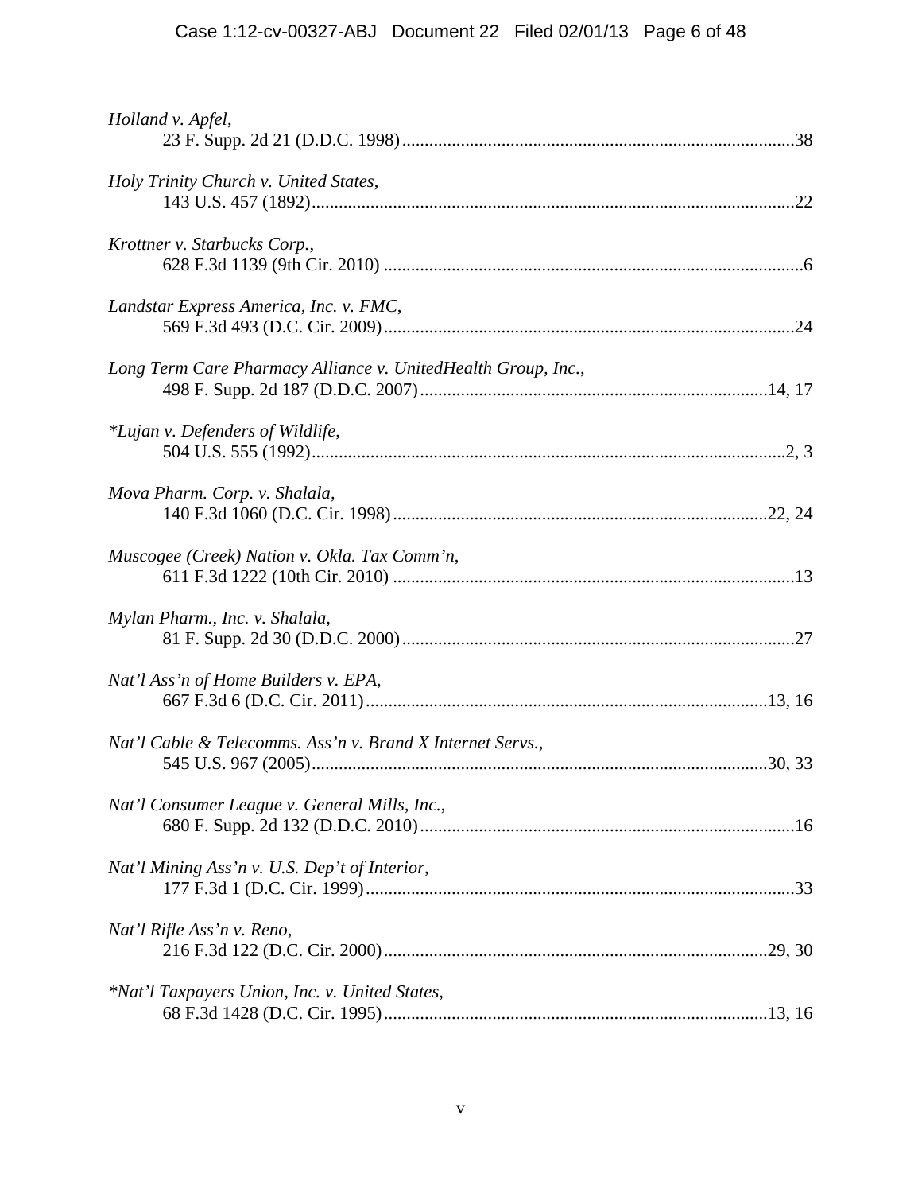*Holland v. Apfel*,
23 F. Supp. 2d 21 (D.D.C. 1998).......................................................................................38

*Holy Trinity Church v. United States*,
143 U.S. 457 (1892)..........................................................................................................22

*Krottner v. Starbucks Corp.*,
628 F.3d 1139 (9th Cir. 2010) ............................................................................................6

*Landstar Express America, Inc. v. FMC*,
569 F.3d 493 (D.C. Cir. 2009)...........................................................................................24

*Long Term Care Pharmacy Alliance v. UnitedHealth Group, Inc.*,
498 F. Supp. 2d 187 (D.D.C. 2007)............................................................................14, 17

*\*Lujan v. Defenders of Wildlife*,
504 U.S. 555 (1992).........................................................................................................2, 3

*Mova Pharm. Corp. v. Shalala*,
140 F.3d 1060 (D.C. Cir. 1998)...................................................................................22, 24

*Muscogee (Creek) Nation v. Okla. Tax Comm'n*,
611 F.3d 1222 (10th Cir. 2010) ........................................................................................13

*Mylan Pharm., Inc. v. Shalala*,
81 F. Supp. 2d 30 (D.D.C. 2000).......................................................................................27

*Nat'l Ass'n of Home Builders v. EPA*,
667 F.3d 6 (D.C. Cir. 2011).........................................................................................13, 16

*Nat'l Cable & Telecomms. Ass'n v. Brand X Internet Servs.*,
545 U.S. 967 (2005).....................................................................................................30, 33

*Nat'l Consumer League v. General Mills, Inc.*,
680 F. Supp. 2d 132 (D.D.C. 2010)..................................................................................16

*Nat'l Mining Ass'n v. U.S. Dep't of Interior*,
177 F.3d 1 (D.C. Cir. 1999)..............................................................................................33

*Nat'l Rifle Ass'n v. Reno*,
216 F.3d 122 (D.C. Cir. 2000).....................................................................................29, 30

*\*Nat'l Taxpayers Union, Inc. v. United States*,
68 F.3d 1428 (D.C. Cir. 1995).....................................................................................13, 16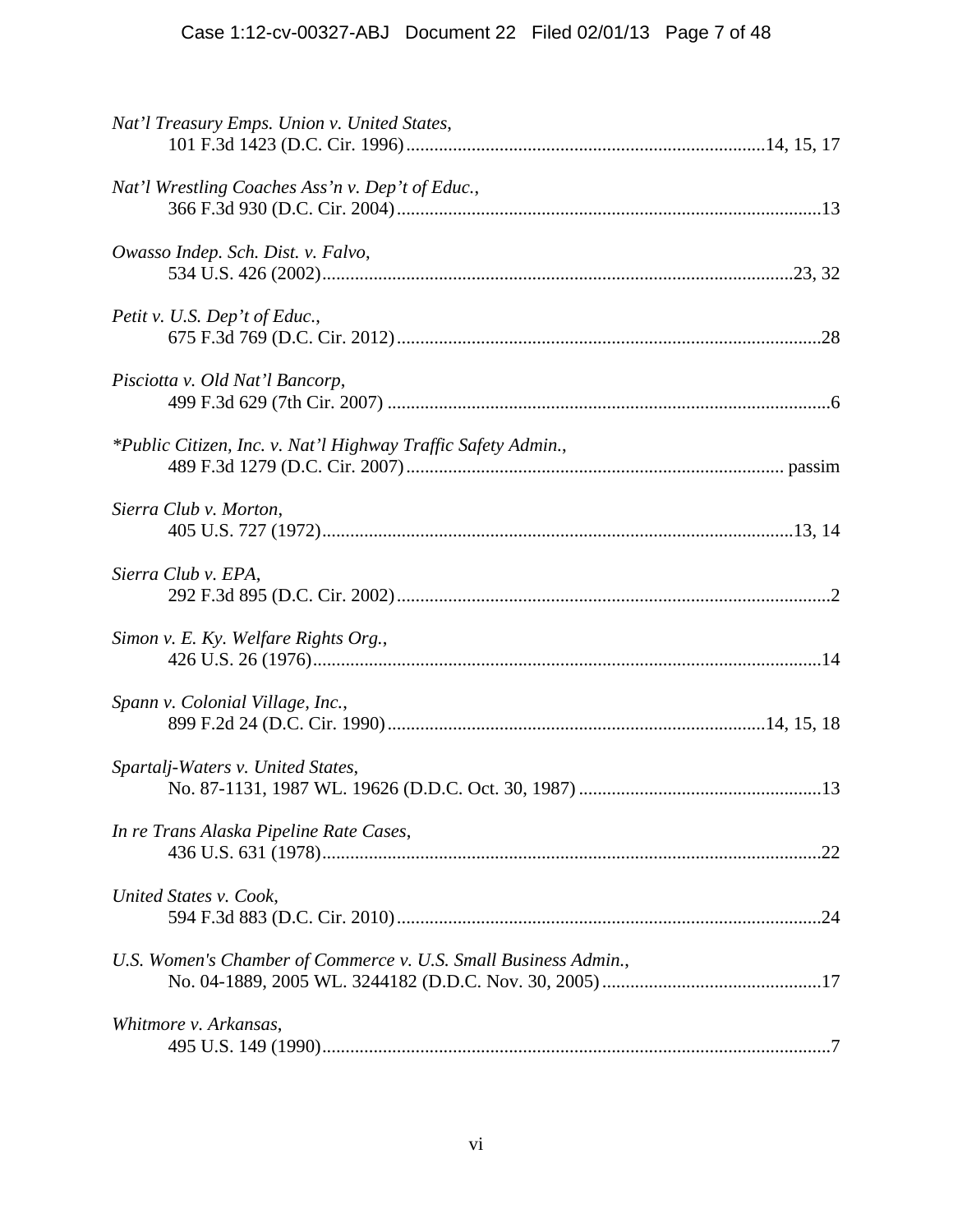*Nat'l Treasury Emps. Union v. United States*,
101 F.3d 1423 (D.C. Cir. 1996) ............................................................................14, 15, 17

*Nat'l Wrestling Coaches Ass'n v. Dep't of Educ.*,
366 F.3d 930 (D.C. Cir. 2004) ..........................................................................................13

*Owasso Indep. Sch. Dist. v. Falvo*,
534 U.S. 426 (2002) ....................................................................................................23, 32

*Petit v. U.S. Dep't of Educ.*,
675 F.3d 769 (D.C. Cir. 2012) ..........................................................................................28

*Pisciotta v. Old Nat'l Bancorp*,
499 F.3d 629 (7th Cir. 2007) ..............................................................................................6

*\*Public Citizen, Inc. v. Nat'l Highway Traffic Safety Admin.*,
489 F.3d 1279 (D.C. Cir. 2007) ................................................................................ passim

*Sierra Club v. Morton*,
405 U.S. 727 (1972) ....................................................................................................13, 14

*Sierra Club v. EPA*,
292 F.3d 895 (D.C. Cir. 2002) ............................................................................................2

*Simon v. E. Ky. Welfare Rights Org.*,
426 U.S. 26 (1976) ............................................................................................................14

*Spann v. Colonial Village, Inc.*,
899 F.2d 24 (D.C. Cir. 1990) ...............................................................................14, 15, 18

*Spartalj-Waters v. United States*,
No. 87-1131, 1987 WL. 19626 (D.D.C. Oct. 30, 1987) ....................................................13

*In re Trans Alaska Pipeline Rate Cases*,
436 U.S. 631 (1978) ..........................................................................................................22

*United States v. Cook*,
594 F.3d 883 (D.C. Cir. 2010) ..........................................................................................24

*U.S. Women's Chamber of Commerce v. U.S. Small Business Admin.*,
No. 04-1889, 2005 WL. 3244182 (D.D.C. Nov. 30, 2005) ...............................................17

*Whitmore v. Arkansas*,
495 U.S. 149 (1990) ............................................................................................................7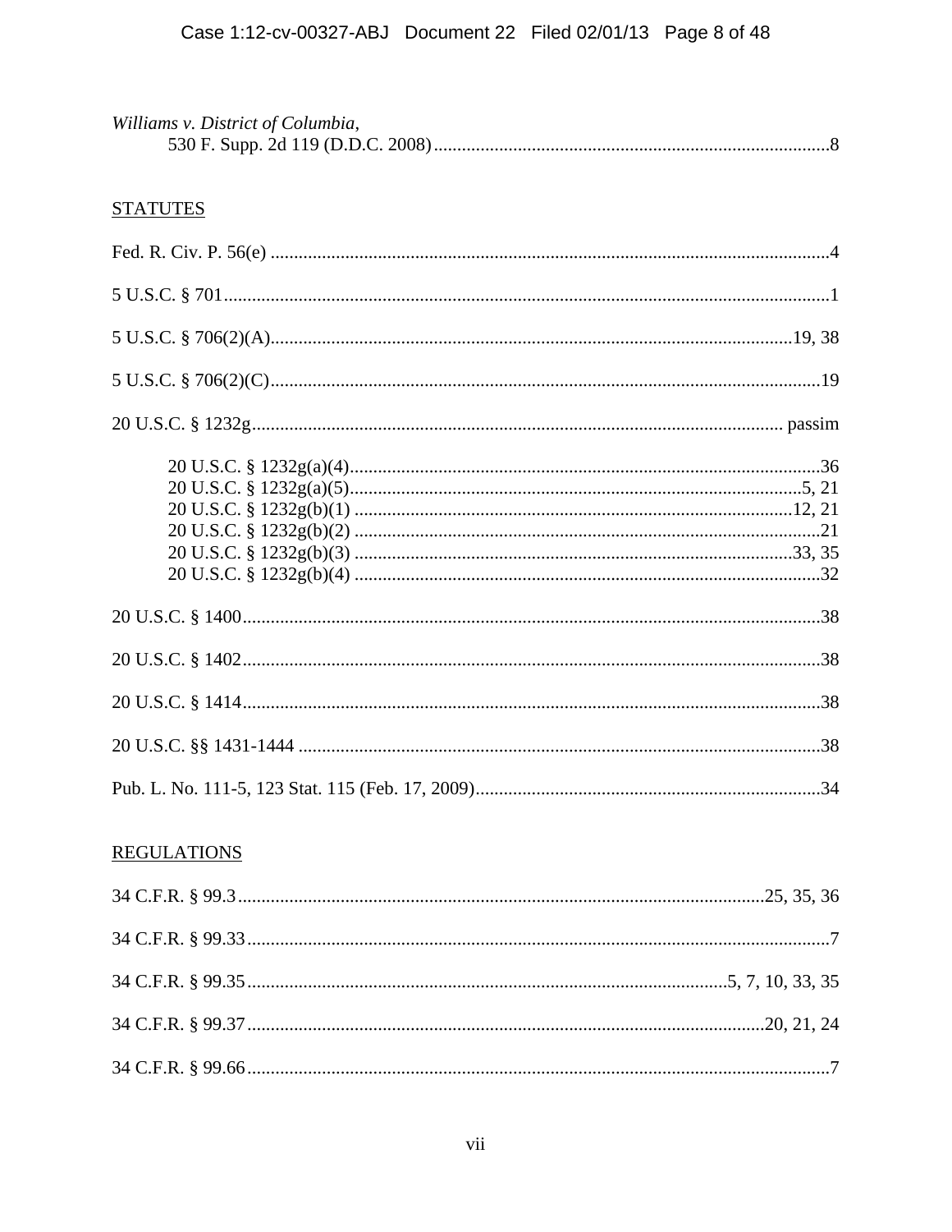*Williams v. District of Columbia*,
530 F. Supp. 2d 119 (D.D.C. 2008) ........................................................................................8

STATUTES

Fed. R. Civ. P. 56(e) ........................................................................................................................4

5 U.S.C. § 701 ..................................................................................................................................1

5 U.S.C. § 706(2)(A) ................................................................................................................19, 38

5 U.S.C. § 706(2)(C) ......................................................................................................................19

20 U.S.C. § 1232g ................................................................................................................. passim

- 20 U.S.C. § 1232g(a)(4) .....................................................................................................36
- 20 U.S.C. § 1232g(a)(5) ..................................................................................................5, 21
- 20 U.S.C. § 1232g(b)(1) ...............................................................................................12, 21
- 20 U.S.C. § 1232g(b)(2) ......................................................................................................21
- 20 U.S.C. § 1232g(b)(3) ...............................................................................................33, 35
- 20 U.S.C. § 1232g(b)(4) ......................................................................................................32

20 U.S.C. § 1400 ............................................................................................................................38

20 U.S.C. § 1402 ............................................................................................................................38

20 U.S.C. § 1414 ............................................................................................................................38

20 U.S.C. §§ 1431-1444 .................................................................................................................38

Pub. L. No. 111-5, 123 Stat. 115 (Feb. 17, 2009) ...........................................................................34

REGULATIONS

34 C.F.R. § 99.3 ...............................................................................................................25, 35, 36

34 C.F.R. § 99.33 ..............................................................................................................................7

34 C.F.R. § 99.35 .........................................................................................................5, 7, 10, 33, 35

34 C.F.R. § 99.37 ..............................................................................................................20, 21, 24

34 C.F.R. § 99.66 ..............................................................................................................................7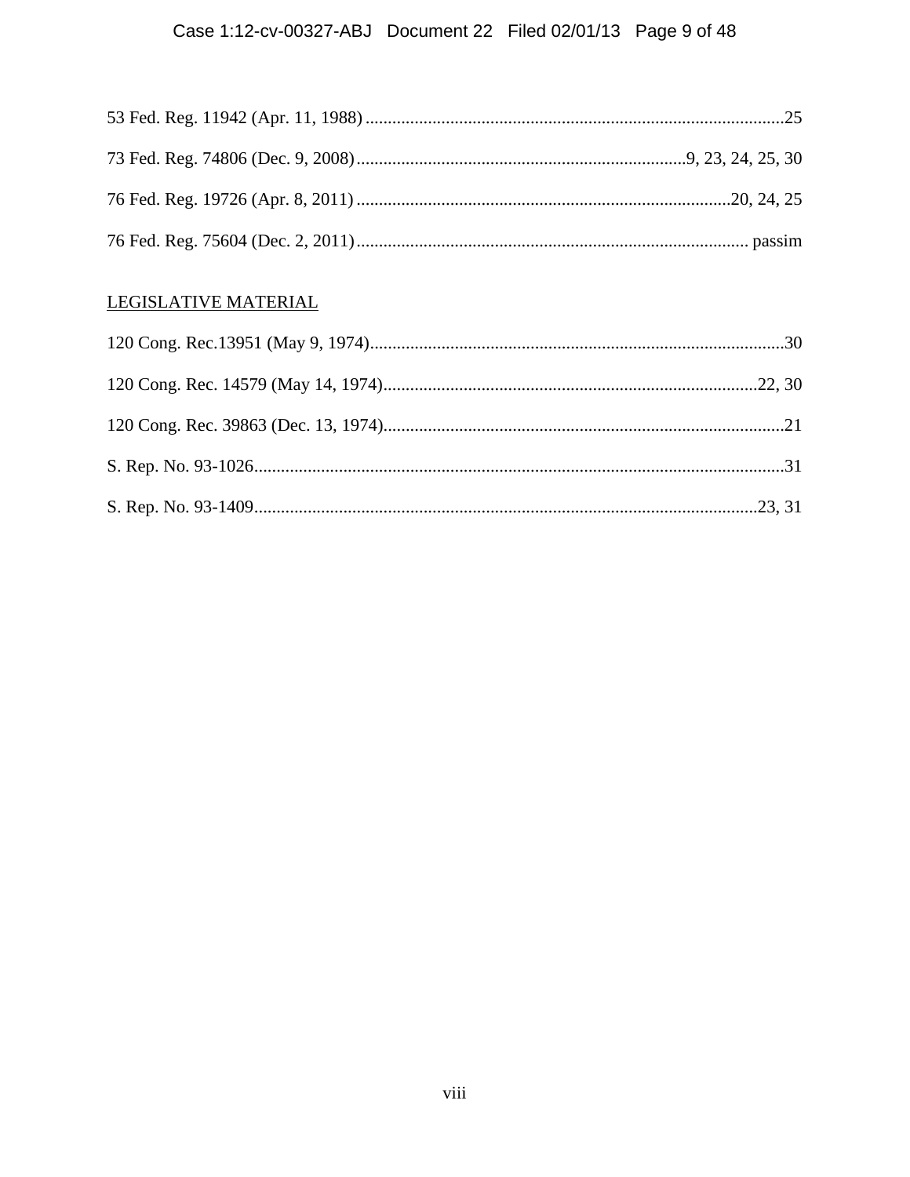53 Fed. Reg. 11942 (Apr. 11, 1988) ............................................................................................25

73 Fed. Reg. 74806 (Dec. 9, 2008) ..........................................................................9, 23, 24, 25, 30

76 Fed. Reg. 19726 (Apr. 8, 2011) ....................................................................................20, 24, 25

76 Fed. Reg. 75604 (Dec. 2, 2011) ........................................................................................ passim

LEGISLATIVE MATERIAL

120 Cong. Rec.13951 (May 9, 1974).............................................................................................30

120 Cong. Rec. 14579 (May 14, 1974)....................................................................................22, 30

120 Cong. Rec. 39863 (Dec. 13, 1974)..........................................................................................21

S. Rep. No. 93-1026.......................................................................................................................31

S. Rep. No. 93-1409.................................................................................................................23, 31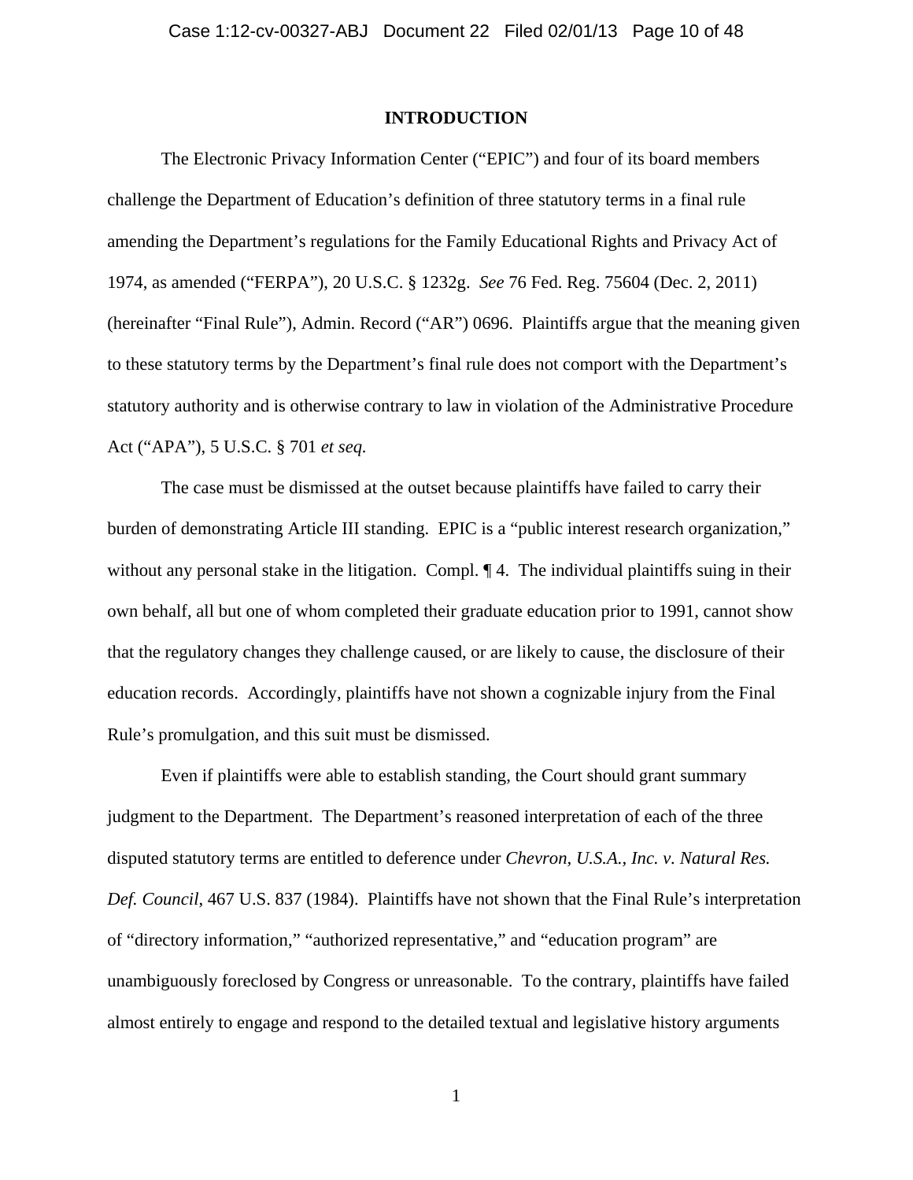## INTRODUCTION

The Electronic Privacy Information Center ("EPIC") and four of its board members challenge the Department of Education's definition of three statutory terms in a final rule amending the Department's regulations for the Family Educational Rights and Privacy Act of 1974, as amended ("FERPA"), 20 U.S.C. § 1232g. *See* 76 Fed. Reg. 75604 (Dec. 2, 2011) (hereinafter "Final Rule"), Admin. Record ("AR") 0696. Plaintiffs argue that the meaning given to these statutory terms by the Department's final rule does not comport with the Department's statutory authority and is otherwise contrary to law in violation of the Administrative Procedure Act ("APA"), 5 U.S.C. § 701 *et seq.*

The case must be dismissed at the outset because plaintiffs have failed to carry their burden of demonstrating Article III standing. EPIC is a "public interest research organization," without any personal stake in the litigation. Compl. ¶ 4. The individual plaintiffs suing in their own behalf, all but one of whom completed their graduate education prior to 1991, cannot show that the regulatory changes they challenge caused, or are likely to cause, the disclosure of their education records. Accordingly, plaintiffs have not shown a cognizable injury from the Final Rule's promulgation, and this suit must be dismissed.

Even if plaintiffs were able to establish standing, the Court should grant summary judgment to the Department. The Department's reasoned interpretation of each of the three disputed statutory terms are entitled to deference under *Chevron, U.S.A., Inc. v. Natural Res. Def. Council*, 467 U.S. 837 (1984). Plaintiffs have not shown that the Final Rule's interpretation of "directory information," "authorized representative," and "education program" are unambiguously foreclosed by Congress or unreasonable. To the contrary, plaintiffs have failed almost entirely to engage and respond to the detailed textual and legislative history arguments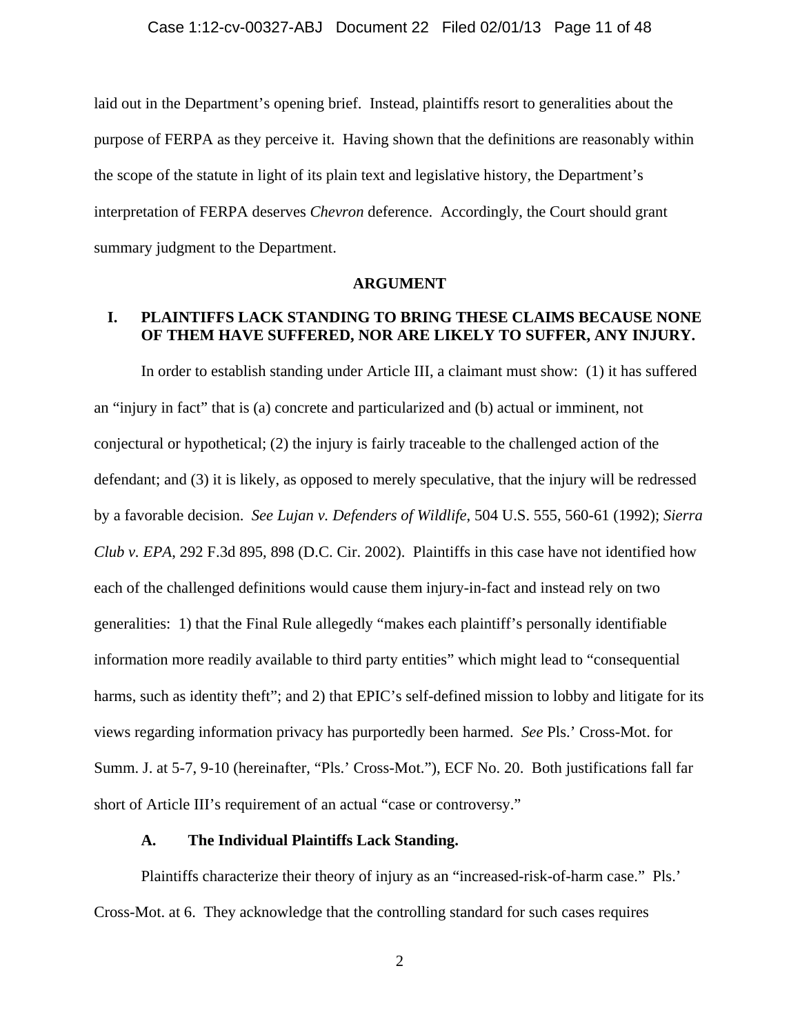laid out in the Department's opening brief. Instead, plaintiffs resort to generalities about the purpose of FERPA as they perceive it. Having shown that the definitions are reasonably within the scope of the statute in light of its plain text and legislative history, the Department's interpretation of FERPA deserves *Chevron* deference. Accordingly, the Court should grant summary judgment to the Department.

## ARGUMENT

### I. PLAINTIFFS LACK STANDING TO BRING THESE CLAIMS BECAUSE NONE OF THEM HAVE SUFFERED, NOR ARE LIKELY TO SUFFER, ANY INJURY.

In order to establish standing under Article III, a claimant must show: (1) it has suffered an "injury in fact" that is (a) concrete and particularized and (b) actual or imminent, not conjectural or hypothetical; (2) the injury is fairly traceable to the challenged action of the defendant; and (3) it is likely, as opposed to merely speculative, that the injury will be redressed by a favorable decision. *See Lujan v. Defenders of Wildlife*, 504 U.S. 555, 560-61 (1992); *Sierra Club v. EPA*, 292 F.3d 895, 898 (D.C. Cir. 2002). Plaintiffs in this case have not identified how each of the challenged definitions would cause them injury-in-fact and instead rely on two generalities: 1) that the Final Rule allegedly "makes each plaintiff's personally identifiable information more readily available to third party entities" which might lead to "consequential harms, such as identity theft"; and 2) that EPIC's self-defined mission to lobby and litigate for its views regarding information privacy has purportedly been harmed. *See* Pls.' Cross-Mot. for Summ. J. at 5-7, 9-10 (hereinafter, "Pls.' Cross-Mot."), ECF No. 20. Both justifications fall far short of Article III's requirement of an actual "case or controversy."

#### A. The Individual Plaintiffs Lack Standing.

Plaintiffs characterize their theory of injury as an "increased-risk-of-harm case." Pls.' Cross-Mot. at 6. They acknowledge that the controlling standard for such cases requires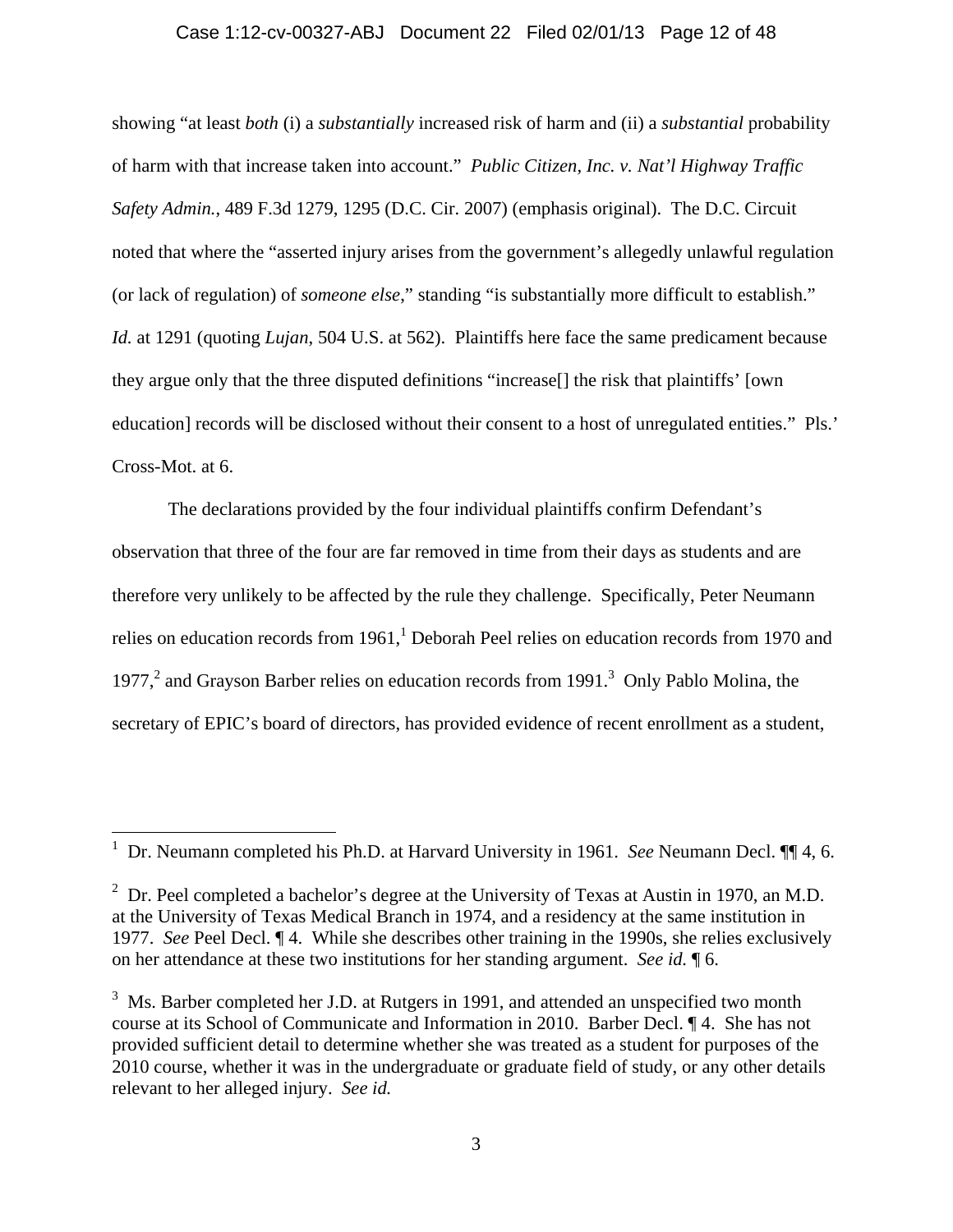showing "at least *both* (i) a *substantially* increased risk of harm and (ii) a *substantial* probability of harm with that increase taken into account." *Public Citizen, Inc. v. Nat'l Highway Traffic Safety Admin.*, 489 F.3d 1279, 1295 (D.C. Cir. 2007) (emphasis original). The D.C. Circuit noted that where the "asserted injury arises from the government's allegedly unlawful regulation (or lack of regulation) of *someone else*," standing "is substantially more difficult to establish." *Id.* at 1291 (quoting *Lujan*, 504 U.S. at 562). Plaintiffs here face the same predicament because they argue only that the three disputed definitions "increase[] the risk that plaintiffs' [own education] records will be disclosed without their consent to a host of unregulated entities." Pls.' Cross-Mot. at 6.

The declarations provided by the four individual plaintiffs confirm Defendant's observation that three of the four are far removed in time from their days as students and are therefore very unlikely to be affected by the rule they challenge. Specifically, Peter Neumann relies on education records from 1961,[1] Deborah Peel relies on education records from 1970 and 1977,[2] and Grayson Barber relies on education records from 1991.[3] Only Pablo Molina, the secretary of EPIC's board of directors, has provided evidence of recent enrollment as a student,

---

[1] Dr. Neumann completed his Ph.D. at Harvard University in 1961. *See* Neumann Decl. ¶¶ 4, 6.

[2] Dr. Peel completed a bachelor's degree at the University of Texas at Austin in 1970, an M.D. at the University of Texas Medical Branch in 1974, and a residency at the same institution in 1977. *See* Peel Decl. ¶ 4. While she describes other training in the 1990s, she relies exclusively on her attendance at these two institutions for her standing argument. *See id.* ¶ 6.

[3] Ms. Barber completed her J.D. at Rutgers in 1991, and attended an unspecified two month course at its School of Communicate and Information in 2010. Barber Decl. ¶ 4. She has not provided sufficient detail to determine whether she was treated as a student for purposes of the 2010 course, whether it was in the undergraduate or graduate field of study, or any other details relevant to her alleged injury. *See id.*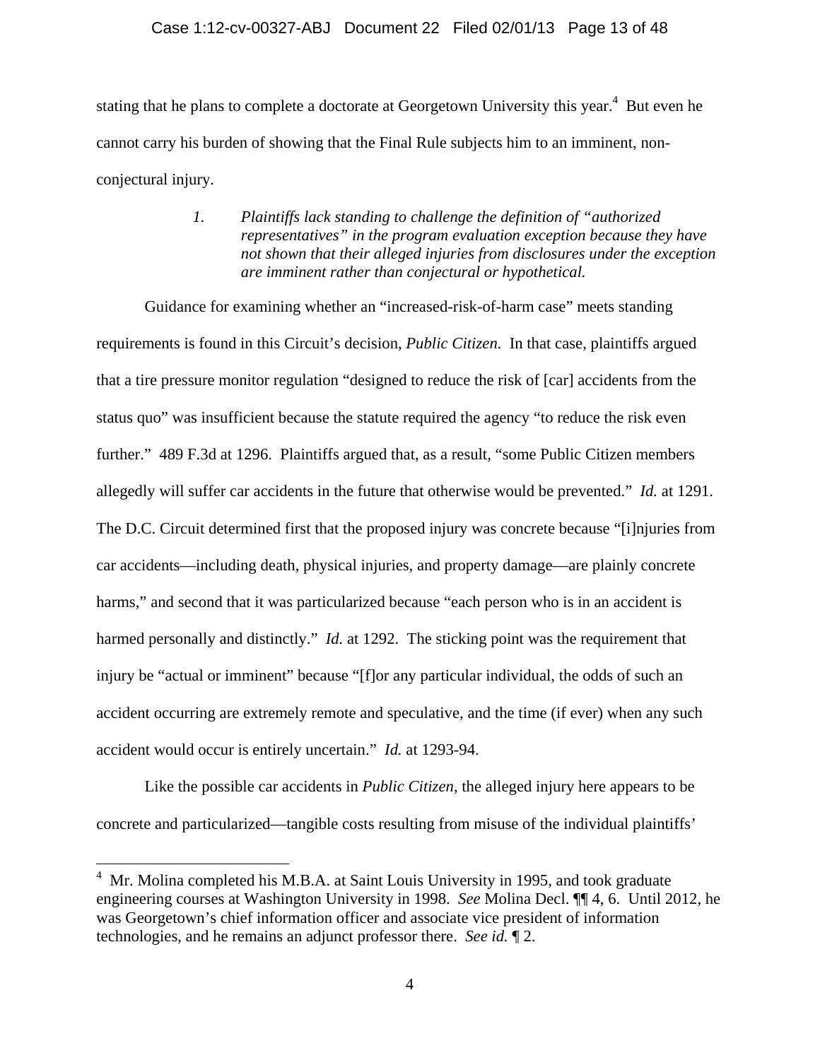stating that he plans to complete a doctorate at Georgetown University this year.[4] But even he cannot carry his burden of showing that the Final Rule subjects him to an imminent, non-conjectural injury.

> *1. Plaintiffs lack standing to challenge the definition of "authorized representatives" in the program evaluation exception because they have not shown that their alleged injuries from disclosures under the exception are imminent rather than conjectural or hypothetical.*

Guidance for examining whether an "increased-risk-of-harm case" meets standing requirements is found in this Circuit's decision, *Public Citizen.* In that case, plaintiffs argued that a tire pressure monitor regulation "designed to reduce the risk of [car] accidents from the status quo" was insufficient because the statute required the agency "to reduce the risk even further." 489 F.3d at 1296. Plaintiffs argued that, as a result, "some Public Citizen members allegedly will suffer car accidents in the future that otherwise would be prevented." *Id.* at 1291. The D.C. Circuit determined first that the proposed injury was concrete because "[i]njuries from car accidents—including death, physical injuries, and property damage—are plainly concrete harms," and second that it was particularized because "each person who is in an accident is harmed personally and distinctly." *Id.* at 1292. The sticking point was the requirement that injury be "actual or imminent" because "[f]or any particular individual, the odds of such an accident occurring are extremely remote and speculative, and the time (if ever) when any such accident would occur is entirely uncertain." *Id.* at 1293-94.

Like the possible car accidents in *Public Citizen*, the alleged injury here appears to be concrete and particularized—tangible costs resulting from misuse of the individual plaintiffs'

---

[4] Mr. Molina completed his M.B.A. at Saint Louis University in 1995, and took graduate engineering courses at Washington University in 1998. *See* Molina Decl. ¶¶ 4, 6. Until 2012, he was Georgetown's chief information officer and associate vice president of information technologies, and he remains an adjunct professor there. *See id.* ¶ 2.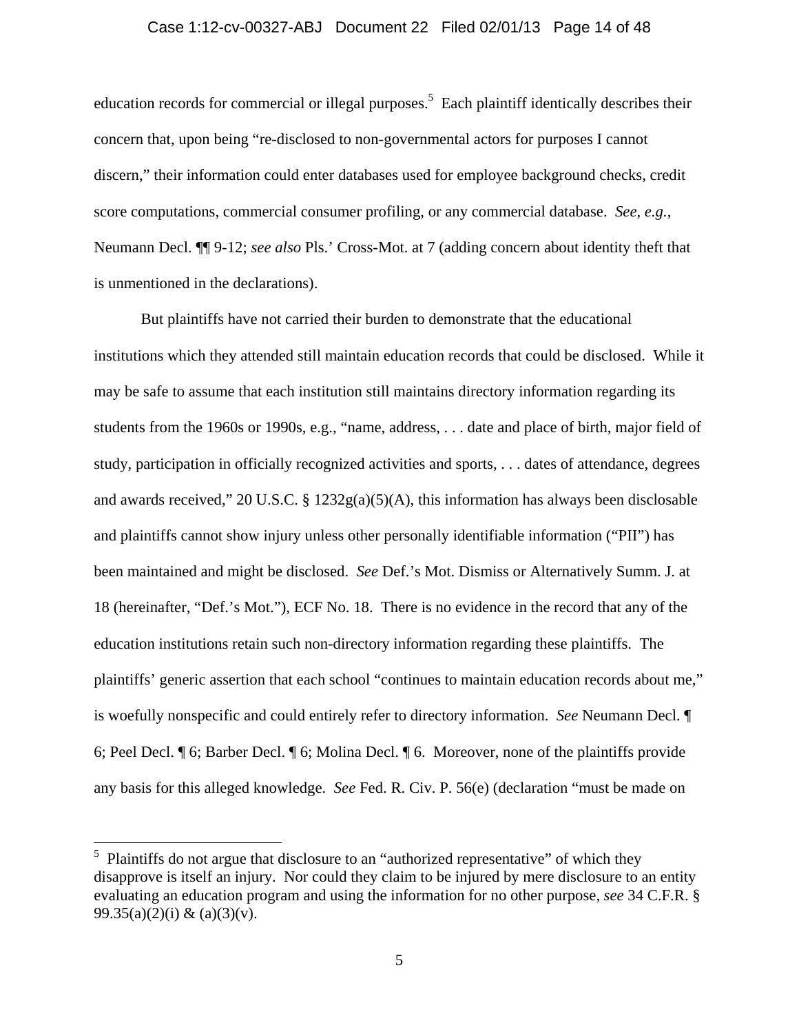education records for commercial or illegal purposes.[5] Each plaintiff identically describes their concern that, upon being "re-disclosed to non-governmental actors for purposes I cannot discern," their information could enter databases used for employee background checks, credit score computations, commercial consumer profiling, or any commercial database. *See, e.g.*, Neumann Decl. ¶¶ 9-12; *see also* Pls.' Cross-Mot. at 7 (adding concern about identity theft that is unmentioned in the declarations).

But plaintiffs have not carried their burden to demonstrate that the educational institutions which they attended still maintain education records that could be disclosed. While it may be safe to assume that each institution still maintains directory information regarding its students from the 1960s or 1990s, e.g., "name, address, . . . date and place of birth, major field of study, participation in officially recognized activities and sports, . . . dates of attendance, degrees and awards received," 20 U.S.C. § 1232g(a)(5)(A), this information has always been disclosable and plaintiffs cannot show injury unless other personally identifiable information ("PII") has been maintained and might be disclosed. *See* Def.'s Mot. Dismiss or Alternatively Summ. J. at 18 (hereinafter, "Def.'s Mot."), ECF No. 18. There is no evidence in the record that any of the education institutions retain such non-directory information regarding these plaintiffs. The plaintiffs' generic assertion that each school "continues to maintain education records about me," is woefully nonspecific and could entirely refer to directory information. *See* Neumann Decl. ¶ 6; Peel Decl. ¶ 6; Barber Decl. ¶ 6; Molina Decl. ¶ 6. Moreover, none of the plaintiffs provide any basis for this alleged knowledge. *See* Fed. R. Civ. P. 56(e) (declaration "must be made on

---

[5] Plaintiffs do not argue that disclosure to an "authorized representative" of which they disapprove is itself an injury. Nor could they claim to be injured by mere disclosure to an entity evaluating an education program and using the information for no other purpose, *see* 34 C.F.R. § 99.35(a)(2)(i) & (a)(3)(v).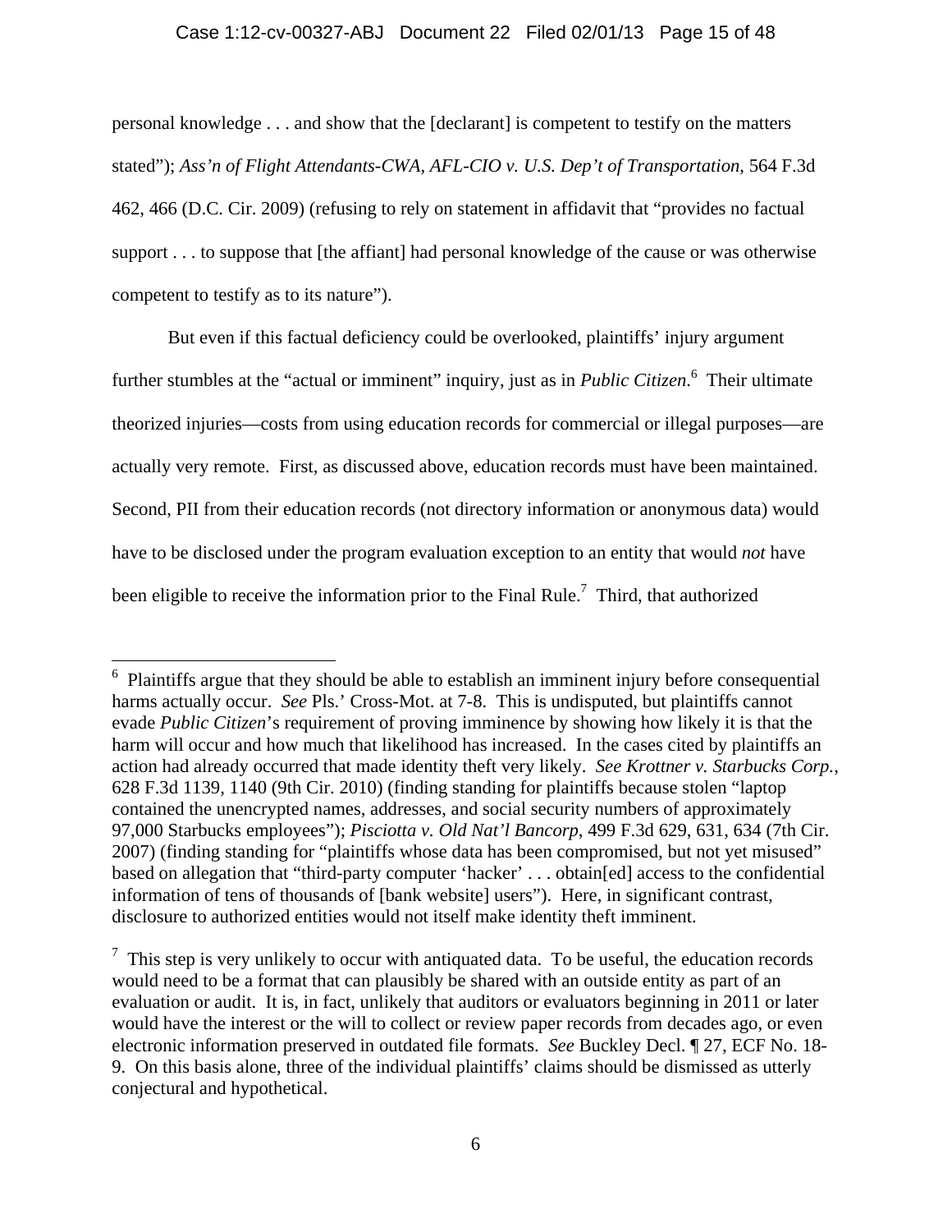personal knowledge . . . and show that the [declarant] is competent to testify on the matters stated"); *Ass'n of Flight Attendants-CWA, AFL-CIO v. U.S. Dep't of Transportation*, 564 F.3d 462, 466 (D.C. Cir. 2009) (refusing to rely on statement in affidavit that "provides no factual support . . . to suppose that [the affiant] had personal knowledge of the cause or was otherwise competent to testify as to its nature").

But even if this factual deficiency could be overlooked, plaintiffs' injury argument further stumbles at the "actual or imminent" inquiry, just as in *Public Citizen*.[6] Their ultimate theorized injuries—costs from using education records for commercial or illegal purposes—are actually very remote. First, as discussed above, education records must have been maintained. Second, PII from their education records (not directory information or anonymous data) would have to be disclosed under the program evaluation exception to an entity that would *not* have been eligible to receive the information prior to the Final Rule.[7] Third, that authorized

---

[6] Plaintiffs argue that they should be able to establish an imminent injury before consequential harms actually occur. *See* Pls.' Cross-Mot. at 7-8. This is undisputed, but plaintiffs cannot evade *Public Citizen*'s requirement of proving imminence by showing how likely it is that the harm will occur and how much that likelihood has increased. In the cases cited by plaintiffs an action had already occurred that made identity theft very likely. *See Krottner v. Starbucks Corp.*, 628 F.3d 1139, 1140 (9th Cir. 2010) (finding standing for plaintiffs because stolen "laptop contained the unencrypted names, addresses, and social security numbers of approximately 97,000 Starbucks employees"); *Pisciotta v. Old Nat'l Bancorp*, 499 F.3d 629, 631, 634 (7th Cir. 2007) (finding standing for "plaintiffs whose data has been compromised, but not yet misused" based on allegation that "third-party computer 'hacker' . . . obtain[ed] access to the confidential information of tens of thousands of [bank website] users"). Here, in significant contrast, disclosure to authorized entities would not itself make identity theft imminent.

[7] This step is very unlikely to occur with antiquated data. To be useful, the education records would need to be a format that can plausibly be shared with an outside entity as part of an evaluation or audit. It is, in fact, unlikely that auditors or evaluators beginning in 2011 or later would have the interest or the will to collect or review paper records from decades ago, or even electronic information preserved in outdated file formats. *See* Buckley Decl. ¶ 27, ECF No. 18-9. On this basis alone, three of the individual plaintiffs' claims should be dismissed as utterly conjectural and hypothetical.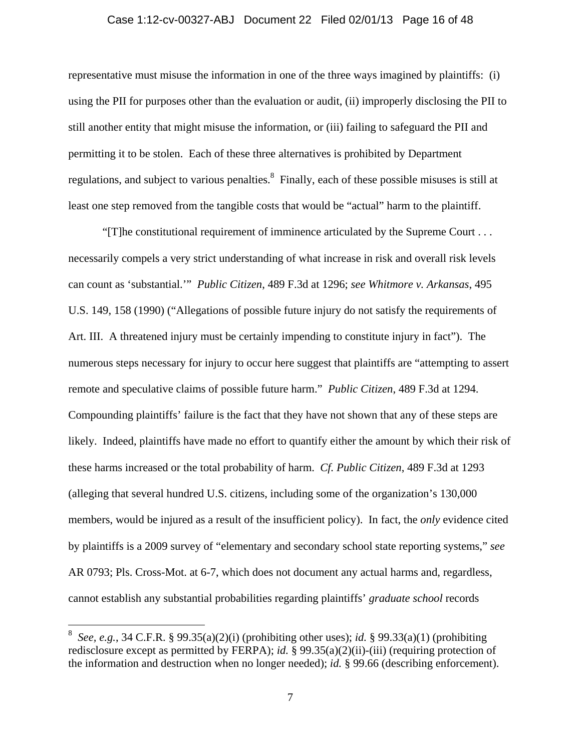representative must misuse the information in one of the three ways imagined by plaintiffs: (i) using the PII for purposes other than the evaluation or audit, (ii) improperly disclosing the PII to still another entity that might misuse the information, or (iii) failing to safeguard the PII and permitting it to be stolen. Each of these three alternatives is prohibited by Department regulations, and subject to various penalties.[8] Finally, each of these possible misuses is still at least one step removed from the tangible costs that would be "actual" harm to the plaintiff.

"[T]he constitutional requirement of imminence articulated by the Supreme Court . . . necessarily compels a very strict understanding of what increase in risk and overall risk levels can count as 'substantial.'" *Public Citizen*, 489 F.3d at 1296; *see Whitmore v. Arkansas*, 495 U.S. 149, 158 (1990) ("Allegations of possible future injury do not satisfy the requirements of Art. III. A threatened injury must be certainly impending to constitute injury in fact"). The numerous steps necessary for injury to occur here suggest that plaintiffs are "attempting to assert remote and speculative claims of possible future harm." *Public Citizen*, 489 F.3d at 1294. Compounding plaintiffs' failure is the fact that they have not shown that any of these steps are likely. Indeed, plaintiffs have made no effort to quantify either the amount by which their risk of these harms increased or the total probability of harm. *Cf. Public Citizen*, 489 F.3d at 1293 (alleging that several hundred U.S. citizens, including some of the organization's 130,000 members, would be injured as a result of the insufficient policy). In fact, the *only* evidence cited by plaintiffs is a 2009 survey of "elementary and secondary school state reporting systems," *see* AR 0793; Pls. Cross-Mot. at 6-7, which does not document any actual harms and, regardless, cannot establish any substantial probabilities regarding plaintiffs' *graduate school* records

[8] *See, e.g.*, 34 C.F.R. § 99.35(a)(2)(i) (prohibiting other uses); *id.* § 99.33(a)(1) (prohibiting redisclosure except as permitted by FERPA); *id.* § 99.35(a)(2)(ii)-(iii) (requiring protection of the information and destruction when no longer needed); *id.* § 99.66 (describing enforcement).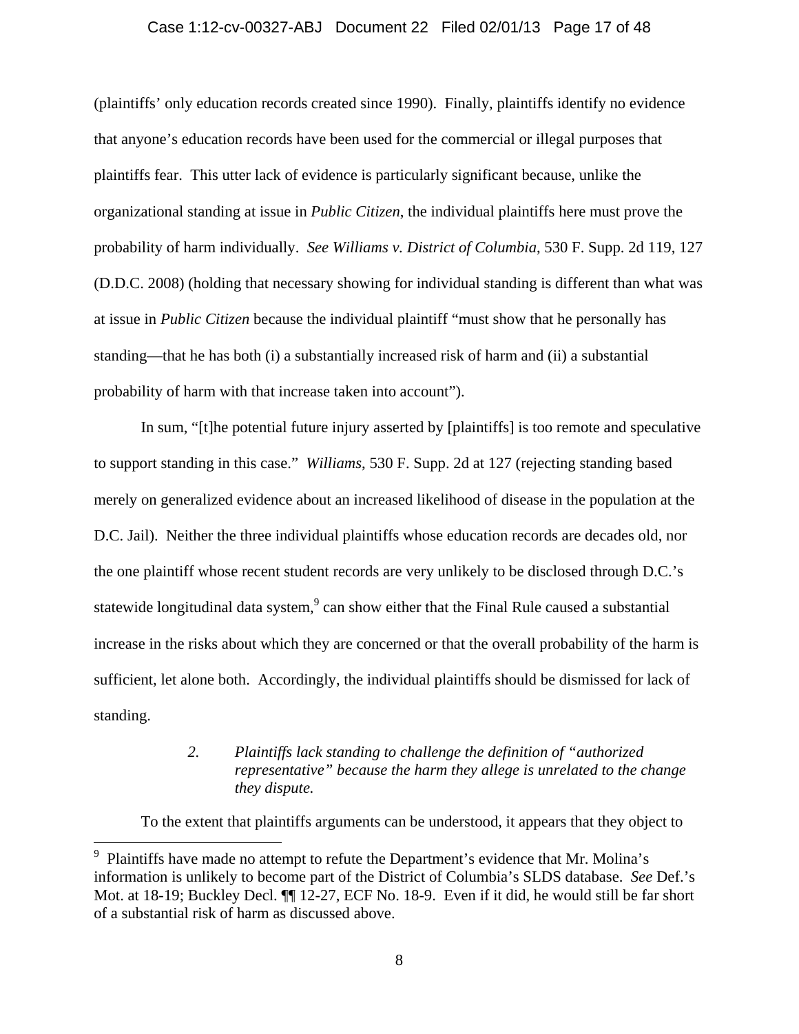(plaintiffs' only education records created since 1990). Finally, plaintiffs identify no evidence that anyone's education records have been used for the commercial or illegal purposes that plaintiffs fear. This utter lack of evidence is particularly significant because, unlike the organizational standing at issue in *Public Citizen*, the individual plaintiffs here must prove the probability of harm individually. *See Williams v. District of Columbia*, 530 F. Supp. 2d 119, 127 (D.D.C. 2008) (holding that necessary showing for individual standing is different than what was at issue in *Public Citizen* because the individual plaintiff "must show that he personally has standing—that he has both (i) a substantially increased risk of harm and (ii) a substantial probability of harm with that increase taken into account").

In sum, "[t]he potential future injury asserted by [plaintiffs] is too remote and speculative to support standing in this case." *Williams*, 530 F. Supp. 2d at 127 (rejecting standing based merely on generalized evidence about an increased likelihood of disease in the population at the D.C. Jail). Neither the three individual plaintiffs whose education records are decades old, nor the one plaintiff whose recent student records are very unlikely to be disclosed through D.C.'s statewide longitudinal data system,[9] can show either that the Final Rule caused a substantial increase in the risks about which they are concerned or that the overall probability of the harm is sufficient, let alone both. Accordingly, the individual plaintiffs should be dismissed for lack of standing.

### *2. Plaintiffs lack standing to challenge the definition of "authorized representative" because the harm they allege is unrelated to the change they dispute.*

To the extent that plaintiffs arguments can be understood, it appears that they object to

---

[9] Plaintiffs have made no attempt to refute the Department's evidence that Mr. Molina's information is unlikely to become part of the District of Columbia's SLDS database. *See* Def.'s Mot. at 18-19; Buckley Decl. ¶¶ 12-27, ECF No. 18-9. Even if it did, he would still be far short of a substantial risk of harm as discussed above.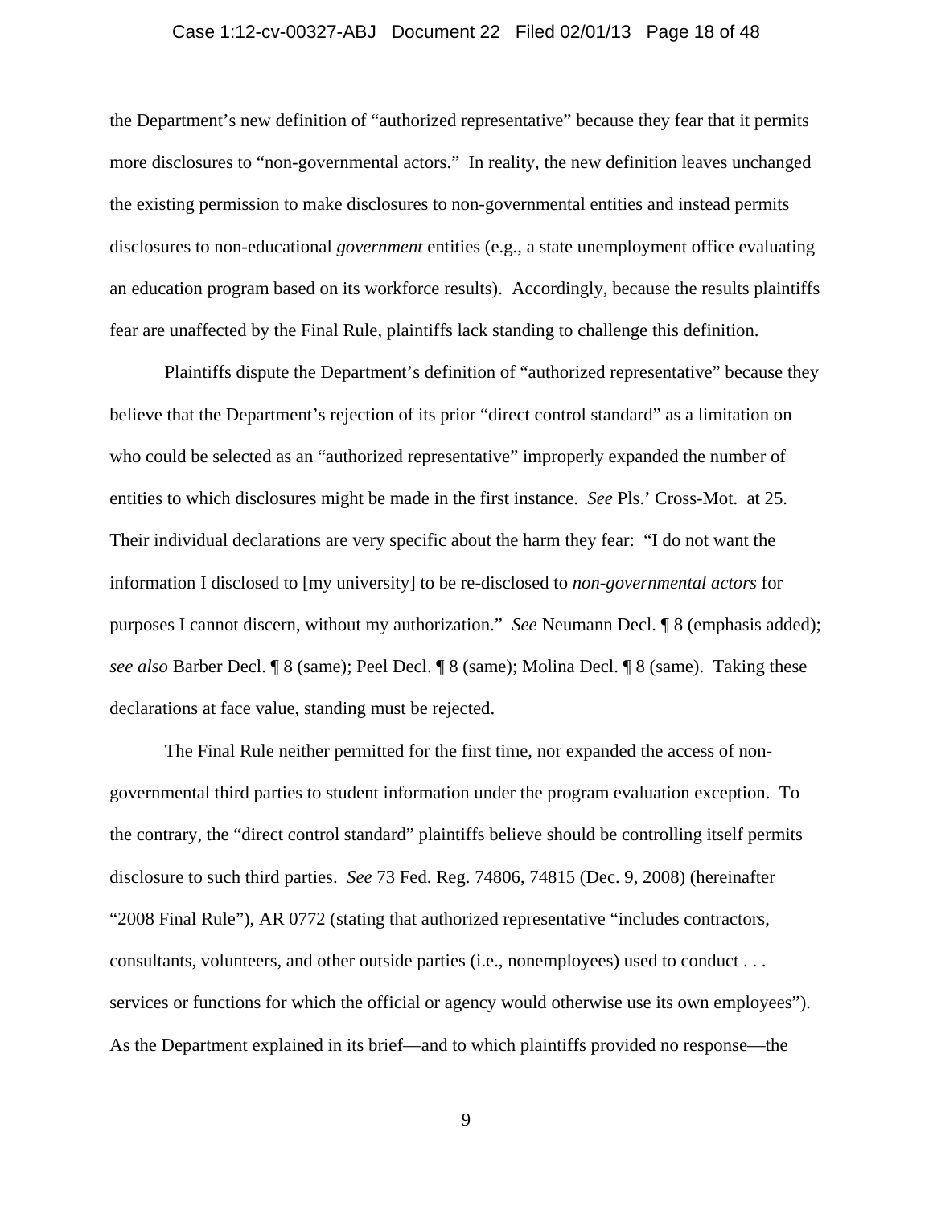the Department's new definition of "authorized representative" because they fear that it permits more disclosures to "non-governmental actors." In reality, the new definition leaves unchanged the existing permission to make disclosures to non-governmental entities and instead permits disclosures to non-educational *government* entities (e.g., a state unemployment office evaluating an education program based on its workforce results). Accordingly, because the results plaintiffs fear are unaffected by the Final Rule, plaintiffs lack standing to challenge this definition.

Plaintiffs dispute the Department's definition of "authorized representative" because they believe that the Department's rejection of its prior "direct control standard" as a limitation on who could be selected as an "authorized representative" improperly expanded the number of entities to which disclosures might be made in the first instance. *See* Pls.' Cross-Mot. at 25. Their individual declarations are very specific about the harm they fear: "I do not want the information I disclosed to [my university] to be re-disclosed to *non-governmental actors* for purposes I cannot discern, without my authorization." *See* Neumann Decl. ¶ 8 (emphasis added); *see also* Barber Decl. ¶ 8 (same); Peel Decl. ¶ 8 (same); Molina Decl. ¶ 8 (same). Taking these declarations at face value, standing must be rejected.

The Final Rule neither permitted for the first time, nor expanded the access of non-governmental third parties to student information under the program evaluation exception. To the contrary, the "direct control standard" plaintiffs believe should be controlling itself permits disclosure to such third parties. *See* 73 Fed. Reg. 74806, 74815 (Dec. 9, 2008) (hereinafter "2008 Final Rule"), AR 0772 (stating that authorized representative "includes contractors, consultants, volunteers, and other outside parties (i.e., nonemployees) used to conduct . . . services or functions for which the official or agency would otherwise use its own employees"). As the Department explained in its brief—and to which plaintiffs provided no response—the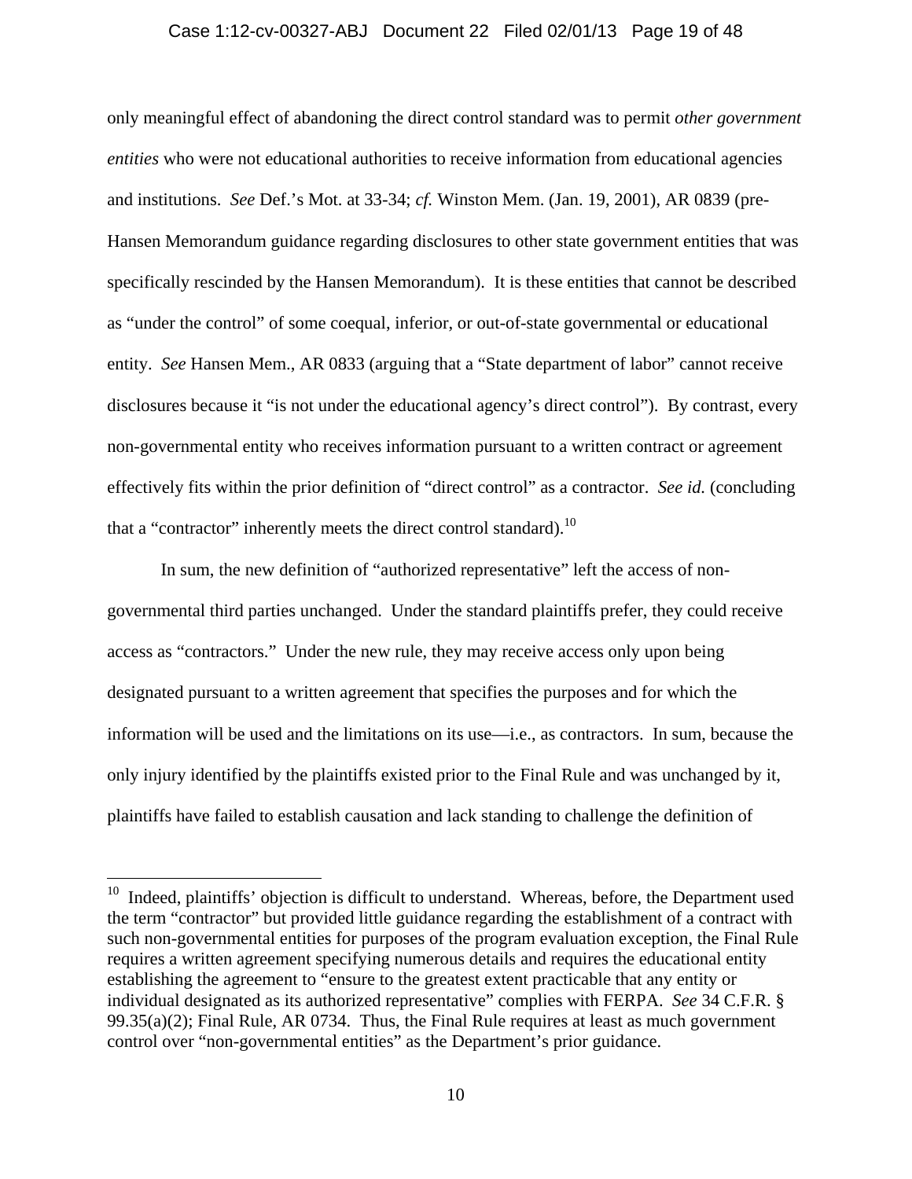only meaningful effect of abandoning the direct control standard was to permit *other government entities* who were not educational authorities to receive information from educational agencies and institutions. *See* Def.'s Mot. at 33-34; *cf.* Winston Mem. (Jan. 19, 2001), AR 0839 (pre-Hansen Memorandum guidance regarding disclosures to other state government entities that was specifically rescinded by the Hansen Memorandum). It is these entities that cannot be described as "under the control" of some coequal, inferior, or out-of-state governmental or educational entity. *See* Hansen Mem., AR 0833 (arguing that a "State department of labor" cannot receive disclosures because it "is not under the educational agency's direct control"). By contrast, every non-governmental entity who receives information pursuant to a written contract or agreement effectively fits within the prior definition of "direct control" as a contractor. *See id.* (concluding that a "contractor" inherently meets the direct control standard).[10]

In sum, the new definition of "authorized representative" left the access of non-governmental third parties unchanged. Under the standard plaintiffs prefer, they could receive access as "contractors." Under the new rule, they may receive access only upon being designated pursuant to a written agreement that specifies the purposes and for which the information will be used and the limitations on its use—i.e., as contractors. In sum, because the only injury identified by the plaintiffs existed prior to the Final Rule and was unchanged by it, plaintiffs have failed to establish causation and lack standing to challenge the definition of

---

[10] Indeed, plaintiffs' objection is difficult to understand. Whereas, before, the Department used the term "contractor" but provided little guidance regarding the establishment of a contract with such non-governmental entities for purposes of the program evaluation exception, the Final Rule requires a written agreement specifying numerous details and requires the educational entity establishing the agreement to "ensure to the greatest extent practicable that any entity or individual designated as its authorized representative" complies with FERPA. *See* 34 C.F.R. § 99.35(a)(2); Final Rule, AR 0734. Thus, the Final Rule requires at least as much government control over "non-governmental entities" as the Department's prior guidance.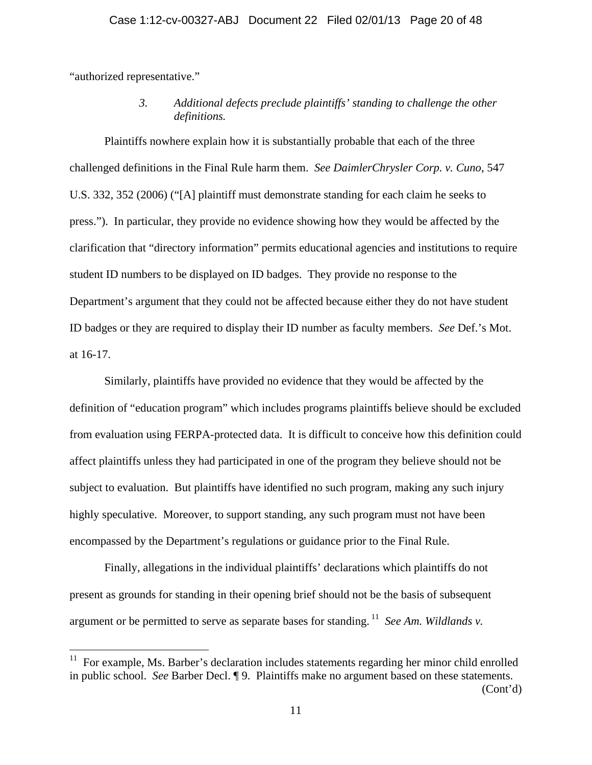"authorized representative."

### *3. Additional defects preclude plaintiffs' standing to challenge the other definitions.*

Plaintiffs nowhere explain how it is substantially probable that each of the three challenged definitions in the Final Rule harm them. *See DaimlerChrysler Corp. v. Cuno*, 547 U.S. 332, 352 (2006) ("[A] plaintiff must demonstrate standing for each claim he seeks to press."). In particular, they provide no evidence showing how they would be affected by the clarification that "directory information" permits educational agencies and institutions to require student ID numbers to be displayed on ID badges. They provide no response to the Department's argument that they could not be affected because either they do not have student ID badges or they are required to display their ID number as faculty members. *See* Def.'s Mot. at 16-17.

Similarly, plaintiffs have provided no evidence that they would be affected by the definition of "education program" which includes programs plaintiffs believe should be excluded from evaluation using FERPA-protected data. It is difficult to conceive how this definition could affect plaintiffs unless they had participated in one of the program they believe should not be subject to evaluation. But plaintiffs have identified no such program, making any such injury highly speculative. Moreover, to support standing, any such program must not have been encompassed by the Department's regulations or guidance prior to the Final Rule.

Finally, allegations in the individual plaintiffs' declarations which plaintiffs do not present as grounds for standing in their opening brief should not be the basis of subsequent argument or be permitted to serve as separate bases for standing.[11] *See Am. Wildlands v.*

---

[11] For example, Ms. Barber's declaration includes statements regarding her minor child enrolled in public school. *See* Barber Decl. ¶ 9. Plaintiffs make no argument based on these statements.

(Cont'd)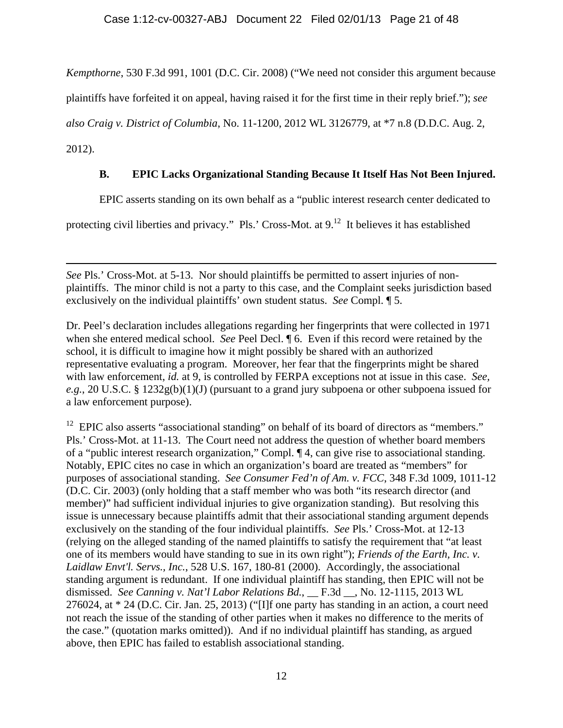*Kempthorne*, 530 F.3d 991, 1001 (D.C. Cir. 2008) ("We need not consider this argument because plaintiffs have forfeited it on appeal, having raised it for the first time in their reply brief."); *see also Craig v. District of Columbia*, No. 11-1200, 2012 WL 3126779, at *7 n.8 (D.D.C. Aug. 2, 2012).

**B. EPIC Lacks Organizational Standing Because It Itself Has Not Been Injured.**

EPIC asserts standing on its own behalf as a "public interest research center dedicated to protecting civil liberties and privacy." Pls.' Cross-Mot. at 9.[12] It believes it has established

---

*See* Pls.' Cross-Mot. at 5-13. Nor should plaintiffs be permitted to assert injuries of non-plaintiffs. The minor child is not a party to this case, and the Complaint seeks jurisdiction based exclusively on the individual plaintiffs' own student status. *See* Compl. ¶ 5.

Dr. Peel's declaration includes allegations regarding her fingerprints that were collected in 1971 when she entered medical school. *See* Peel Decl. ¶ 6. Even if this record were retained by the school, it is difficult to imagine how it might possibly be shared with an authorized representative evaluating a program. Moreover, her fear that the fingerprints might be shared with law enforcement, *id.* at 9, is controlled by FERPA exceptions not at issue in this case. *See, e.g.*, 20 U.S.C. § 1232g(b)(1)(J) (pursuant to a grand jury subpoena or other subpoena issued for a law enforcement purpose).

[12] EPIC also asserts "associational standing" on behalf of its board of directors as "members." Pls.' Cross-Mot. at 11-13. The Court need not address the question of whether board members of a "public interest research organization," Compl. ¶ 4, can give rise to associational standing. Notably, EPIC cites no case in which an organization's board are treated as "members" for purposes of associational standing. *See Consumer Fed'n of Am. v. FCC*, 348 F.3d 1009, 1011-12 (D.C. Cir. 2003) (only holding that a staff member who was both "its research director (and member)" had sufficient individual injuries to give organization standing). But resolving this issue is unnecessary because plaintiffs admit that their associational standing argument depends exclusively on the standing of the four individual plaintiffs. *See* Pls.' Cross-Mot. at 12-13 (relying on the alleged standing of the named plaintiffs to satisfy the requirement that "at least one of its members would have standing to sue in its own right"); *Friends of the Earth, Inc. v. Laidlaw Envt'l. Servs., Inc.*, 528 U.S. 167, 180-81 (2000). Accordingly, the associational standing argument is redundant. If one individual plaintiff has standing, then EPIC will not be dismissed. *See Canning v. Nat'l Labor Relations Bd.*, __ F.3d __, No. 12-1115, 2013 WL 276024, at * 24 (D.C. Cir. Jan. 25, 2013) ("[I]f one party has standing in an action, a court need not reach the issue of the standing of other parties when it makes no difference to the merits of the case." (quotation marks omitted)). And if no individual plaintiff has standing, as argued above, then EPIC has failed to establish associational standing.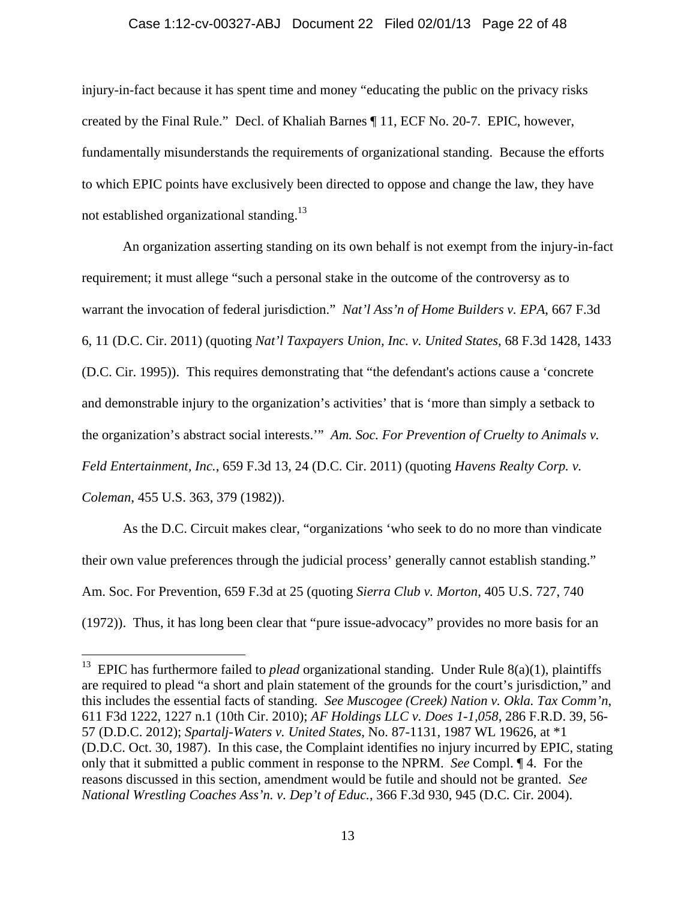injury-in-fact because it has spent time and money "educating the public on the privacy risks created by the Final Rule." Decl. of Khaliah Barnes ¶ 11, ECF No. 20-7. EPIC, however, fundamentally misunderstands the requirements of organizational standing. Because the efforts to which EPIC points have exclusively been directed to oppose and change the law, they have not established organizational standing.[13]

An organization asserting standing on its own behalf is not exempt from the injury-in-fact requirement; it must allege "such a personal stake in the outcome of the controversy as to warrant the invocation of federal jurisdiction." *Nat'l Ass'n of Home Builders v. EPA*, 667 F.3d 6, 11 (D.C. Cir. 2011) (quoting *Nat'l Taxpayers Union, Inc. v. United States*, 68 F.3d 1428, 1433 (D.C. Cir. 1995)). This requires demonstrating that "the defendant's actions cause a 'concrete and demonstrable injury to the organization's activities' that is 'more than simply a setback to the organization's abstract social interests.'" *Am. Soc. For Prevention of Cruelty to Animals v. Feld Entertainment, Inc.*, 659 F.3d 13, 24 (D.C. Cir. 2011) (quoting *Havens Realty Corp. v. Coleman*, 455 U.S. 363, 379 (1982)).

As the D.C. Circuit makes clear, "organizations 'who seek to do no more than vindicate their own value preferences through the judicial process' generally cannot establish standing." Am. Soc. For Prevention, 659 F.3d at 25 (quoting *Sierra Club v. Morton*, 405 U.S. 727, 740 (1972)). Thus, it has long been clear that "pure issue-advocacy" provides no more basis for an

---

[13] EPIC has furthermore failed to *plead* organizational standing. Under Rule 8(a)(1), plaintiffs are required to plead "a short and plain statement of the grounds for the court's jurisdiction," and this includes the essential facts of standing. *See Muscogee (Creek) Nation v. Okla. Tax Comm'n*, 611 F3d 1222, 1227 n.1 (10th Cir. 2010); *AF Holdings LLC v. Does 1-1,058*, 286 F.R.D. 39, 56-57 (D.D.C. 2012); *Spartalj-Waters v. United States*, No. 87-1131, 1987 WL 19626, at *1 (D.D.C. Oct. 30, 1987). In this case, the Complaint identifies no injury incurred by EPIC, stating only that it submitted a public comment in response to the NPRM. *See* Compl. ¶ 4. For the reasons discussed in this section, amendment would be futile and should not be granted. *See National Wrestling Coaches Ass'n. v. Dep't of Educ.*, 366 F.3d 930, 945 (D.C. Cir. 2004).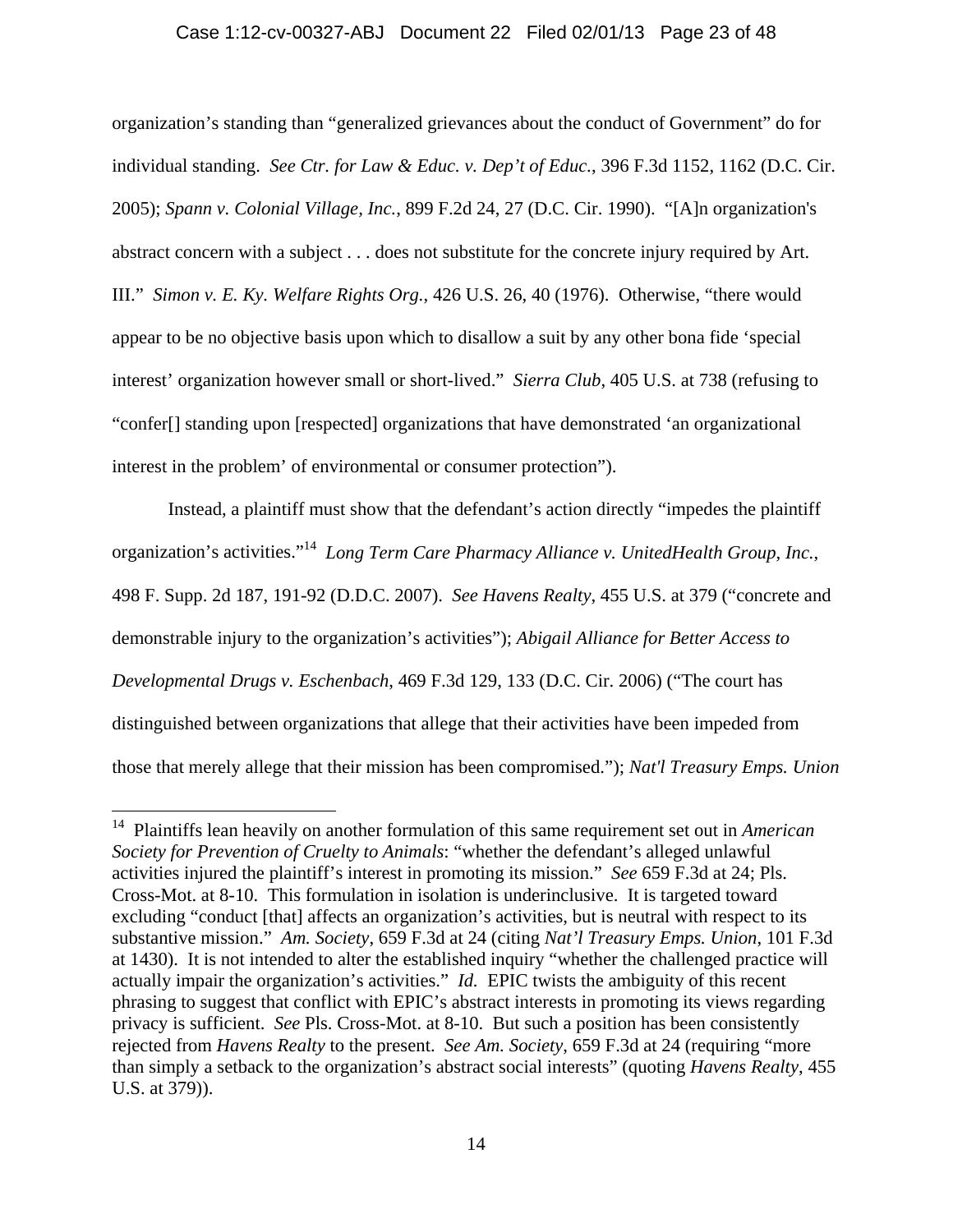organization's standing than "generalized grievances about the conduct of Government" do for individual standing. *See Ctr. for Law & Educ. v. Dep't of Educ.*, 396 F.3d 1152, 1162 (D.C. Cir. 2005); *Spann v. Colonial Village, Inc.*, 899 F.2d 24, 27 (D.C. Cir. 1990). "[A]n organization's abstract concern with a subject . . . does not substitute for the concrete injury required by Art. III." *Simon v. E. Ky. Welfare Rights Org.*, 426 U.S. 26, 40 (1976). Otherwise, "there would appear to be no objective basis upon which to disallow a suit by any other bona fide 'special interest' organization however small or short-lived." *Sierra Club*, 405 U.S. at 738 (refusing to "confer[] standing upon [respected] organizations that have demonstrated 'an organizational interest in the problem' of environmental or consumer protection").

Instead, a plaintiff must show that the defendant's action directly "impedes the plaintiff organization's activities."[14] *Long Term Care Pharmacy Alliance v. UnitedHealth Group, Inc.*, 498 F. Supp. 2d 187, 191-92 (D.D.C. 2007). *See Havens Realty*, 455 U.S. at 379 ("concrete and demonstrable injury to the organization's activities"); *Abigail Alliance for Better Access to Developmental Drugs v. Eschenbach*, 469 F.3d 129, 133 (D.C. Cir. 2006) ("The court has distinguished between organizations that allege that their activities have been impeded from those that merely allege that their mission has been compromised."); *Nat'l Treasury Emps. Union*

---

[14] Plaintiffs lean heavily on another formulation of this same requirement set out in *American Society for Prevention of Cruelty to Animals*: "whether the defendant's alleged unlawful activities injured the plaintiff's interest in promoting its mission." *See* 659 F.3d at 24; Pls. Cross-Mot. at 8-10. This formulation in isolation is underinclusive. It is targeted toward excluding "conduct [that] affects an organization's activities, but is neutral with respect to its substantive mission." *Am. Society*, 659 F.3d at 24 (citing *Nat'l Treasury Emps. Union*, 101 F.3d at 1430). It is not intended to alter the established inquiry "whether the challenged practice will actually impair the organization's activities." *Id.* EPIC twists the ambiguity of this recent phrasing to suggest that conflict with EPIC's abstract interests in promoting its views regarding privacy is sufficient. *See* Pls. Cross-Mot. at 8-10. But such a position has been consistently rejected from *Havens Realty* to the present. *See Am. Society*, 659 F.3d at 24 (requiring "more than simply a setback to the organization's abstract social interests" (quoting *Havens Realty*, 455 U.S. at 379)).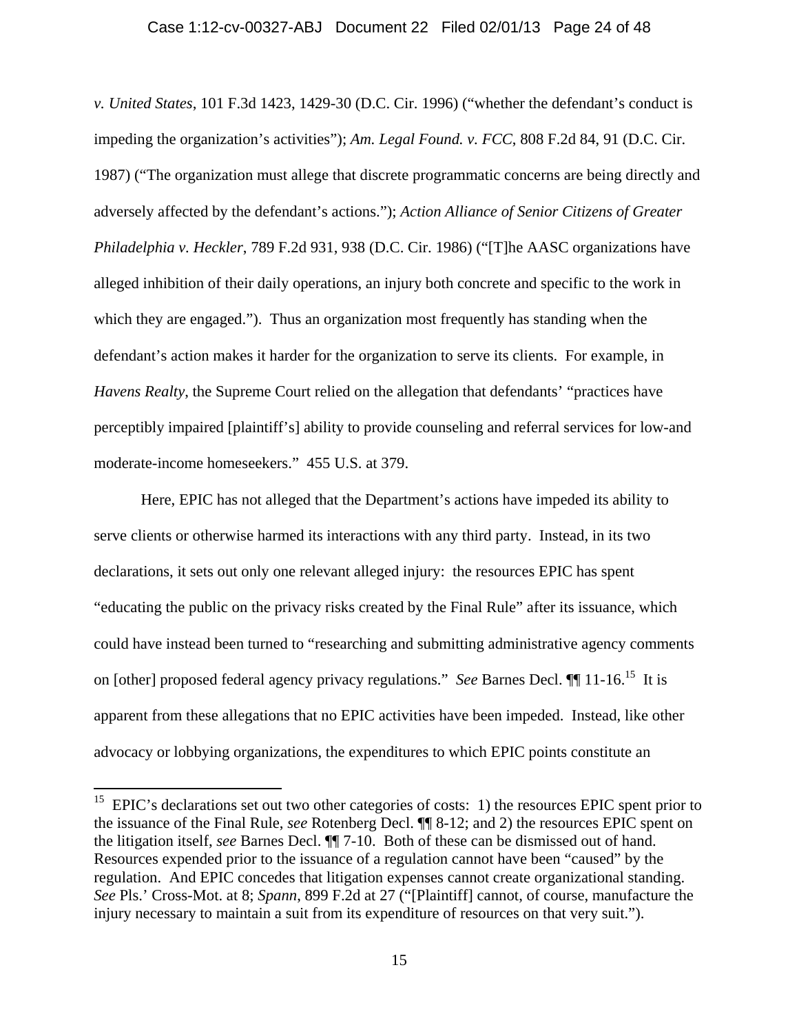*v. United States*, 101 F.3d 1423, 1429-30 (D.C. Cir. 1996) ("whether the defendant's conduct is impeding the organization's activities"); *Am. Legal Found. v. FCC*, 808 F.2d 84, 91 (D.C. Cir. 1987) ("The organization must allege that discrete programmatic concerns are being directly and adversely affected by the defendant's actions."); *Action Alliance of Senior Citizens of Greater Philadelphia v. Heckler*, 789 F.2d 931, 938 (D.C. Cir. 1986) ("[T]he AASC organizations have alleged inhibition of their daily operations, an injury both concrete and specific to the work in which they are engaged."). Thus an organization most frequently has standing when the defendant's action makes it harder for the organization to serve its clients. For example, in *Havens Realty*, the Supreme Court relied on the allegation that defendants' "practices have perceptibly impaired [plaintiff's] ability to provide counseling and referral services for low-and moderate-income homeseekers." 455 U.S. at 379.

Here, EPIC has not alleged that the Department's actions have impeded its ability to serve clients or otherwise harmed its interactions with any third party. Instead, in its two declarations, it sets out only one relevant alleged injury: the resources EPIC has spent "educating the public on the privacy risks created by the Final Rule" after its issuance, which could have instead been turned to "researching and submitting administrative agency comments on [other] proposed federal agency privacy regulations." *See* Barnes Decl. ¶¶ 11-16.[15] It is apparent from these allegations that no EPIC activities have been impeded. Instead, like other advocacy or lobbying organizations, the expenditures to which EPIC points constitute an

[15] EPIC's declarations set out two other categories of costs: 1) the resources EPIC spent prior to the issuance of the Final Rule, *see* Rotenberg Decl. ¶¶ 8-12; and 2) the resources EPIC spent on the litigation itself, *see* Barnes Decl. ¶¶ 7-10. Both of these can be dismissed out of hand. Resources expended prior to the issuance of a regulation cannot have been "caused" by the regulation. And EPIC concedes that litigation expenses cannot create organizational standing. *See* Pls.' Cross-Mot. at 8; *Spann*, 899 F.2d at 27 ("[Plaintiff] cannot, of course, manufacture the injury necessary to maintain a suit from its expenditure of resources on that very suit.").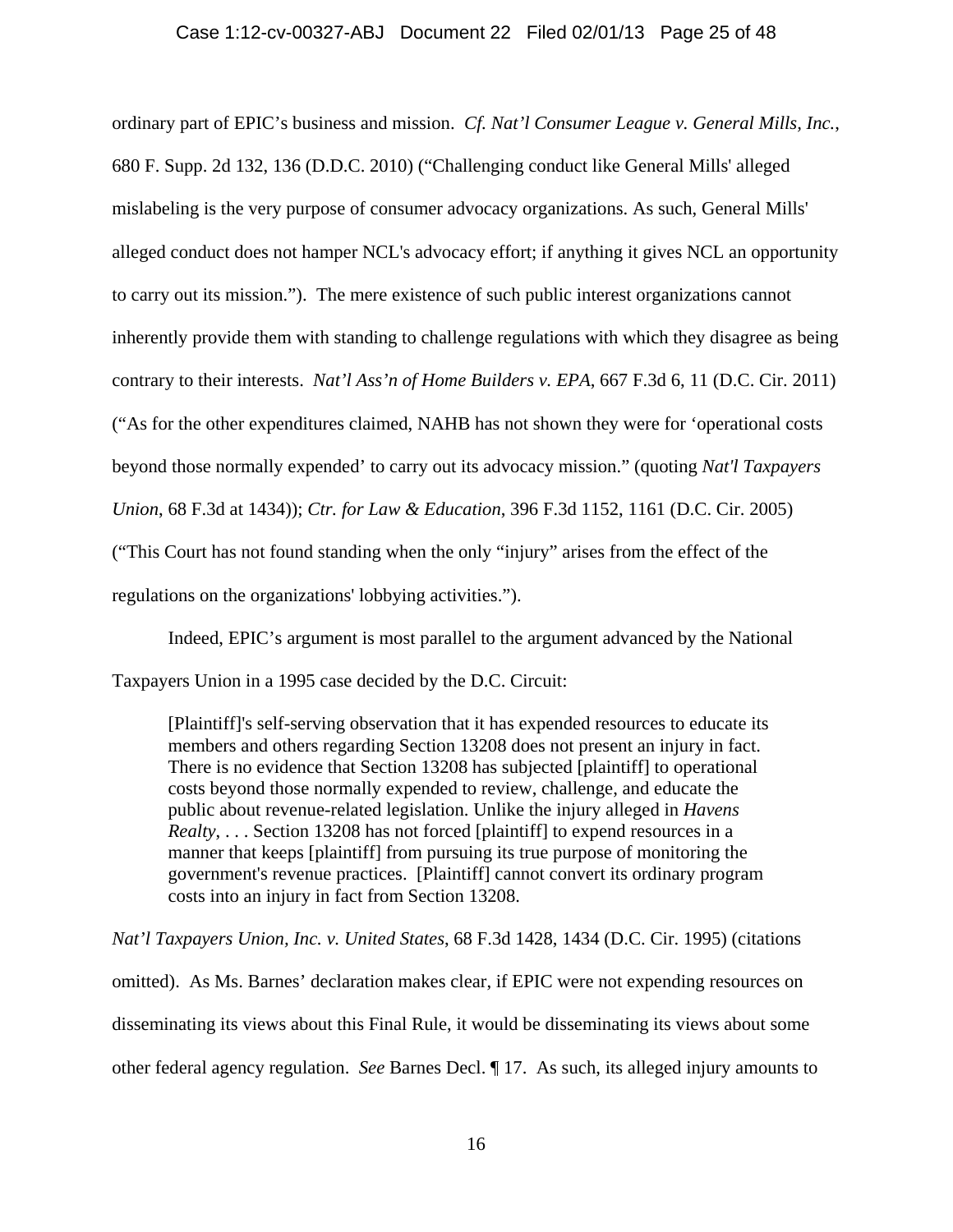ordinary part of EPIC's business and mission. *Cf. Nat'l Consumer League v. General Mills, Inc.*, 680 F. Supp. 2d 132, 136 (D.D.C. 2010) ("Challenging conduct like General Mills' alleged mislabeling is the very purpose of consumer advocacy organizations. As such, General Mills' alleged conduct does not hamper NCL's advocacy effort; if anything it gives NCL an opportunity to carry out its mission."). The mere existence of such public interest organizations cannot inherently provide them with standing to challenge regulations with which they disagree as being contrary to their interests. *Nat'l Ass'n of Home Builders v. EPA*, 667 F.3d 6, 11 (D.C. Cir. 2011) ("As for the other expenditures claimed, NAHB has not shown they were for 'operational costs beyond those normally expended' to carry out its advocacy mission." (quoting *Nat'l Taxpayers Union*, 68 F.3d at 1434)); *Ctr. for Law & Education*, 396 F.3d 1152, 1161 (D.C. Cir. 2005) ("This Court has not found standing when the only "injury" arises from the effect of the regulations on the organizations' lobbying activities.").

Indeed, EPIC's argument is most parallel to the argument advanced by the National Taxpayers Union in a 1995 case decided by the D.C. Circuit:

> [Plaintiff]'s self-serving observation that it has expended resources to educate its members and others regarding Section 13208 does not present an injury in fact. There is no evidence that Section 13208 has subjected [plaintiff] to operational costs beyond those normally expended to review, challenge, and educate the public about revenue-related legislation. Unlike the injury alleged in *Havens Realty*, . . . Section 13208 has not forced [plaintiff] to expend resources in a manner that keeps [plaintiff] from pursuing its true purpose of monitoring the government's revenue practices. [Plaintiff] cannot convert its ordinary program costs into an injury in fact from Section 13208.

*Nat'l Taxpayers Union, Inc. v. United States*, 68 F.3d 1428, 1434 (D.C. Cir. 1995) (citations omitted). As Ms. Barnes' declaration makes clear, if EPIC were not expending resources on disseminating its views about this Final Rule, it would be disseminating its views about some other federal agency regulation. *See* Barnes Decl. ¶ 17. As such, its alleged injury amounts to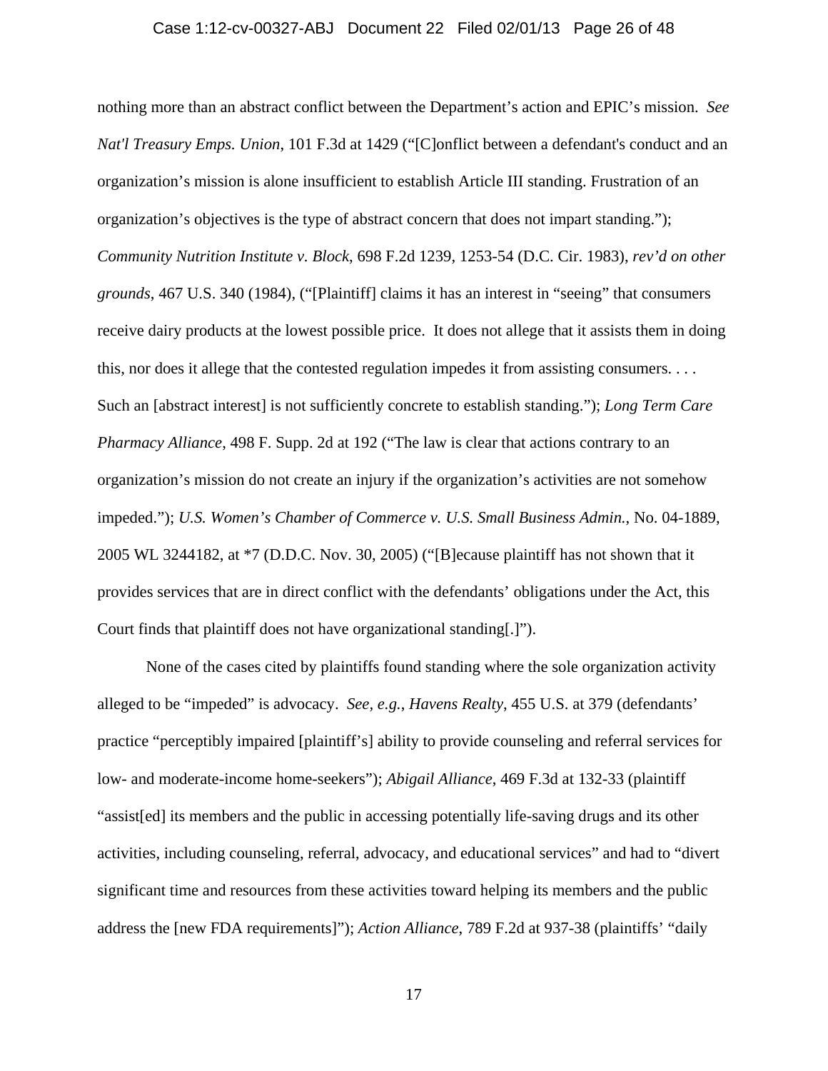nothing more than an abstract conflict between the Department's action and EPIC's mission. *See Nat'l Treasury Emps. Union*, 101 F.3d at 1429 ("[C]onflict between a defendant's conduct and an organization's mission is alone insufficient to establish Article III standing. Frustration of an organization's objectives is the type of abstract concern that does not impart standing."); *Community Nutrition Institute v. Block*, 698 F.2d 1239, 1253-54 (D.C. Cir. 1983), *rev'd on other grounds*, 467 U.S. 340 (1984), ("[Plaintiff] claims it has an interest in "seeing" that consumers receive dairy products at the lowest possible price. It does not allege that it assists them in doing this, nor does it allege that the contested regulation impedes it from assisting consumers. . . . Such an [abstract interest] is not sufficiently concrete to establish standing."); *Long Term Care Pharmacy Alliance*, 498 F. Supp. 2d at 192 ("The law is clear that actions contrary to an organization's mission do not create an injury if the organization's activities are not somehow impeded."); *U.S. Women's Chamber of Commerce v. U.S. Small Business Admin.*, No. 04-1889, 2005 WL 3244182, at *7 (D.D.C. Nov. 30, 2005) ("[B]ecause plaintiff has not shown that it provides services that are in direct conflict with the defendants' obligations under the Act, this Court finds that plaintiff does not have organizational standing[.]").

None of the cases cited by plaintiffs found standing where the sole organization activity alleged to be "impeded" is advocacy. *See, e.g.*, *Havens Realty*, 455 U.S. at 379 (defendants' practice "perceptibly impaired [plaintiff's] ability to provide counseling and referral services for low- and moderate-income home-seekers"); *Abigail Alliance*, 469 F.3d at 132-33 (plaintiff "assist[ed] its members and the public in accessing potentially life-saving drugs and its other activities, including counseling, referral, advocacy, and educational services" and had to "divert significant time and resources from these activities toward helping its members and the public address the [new FDA requirements]"); *Action Alliance*, 789 F.2d at 937-38 (plaintiffs' "daily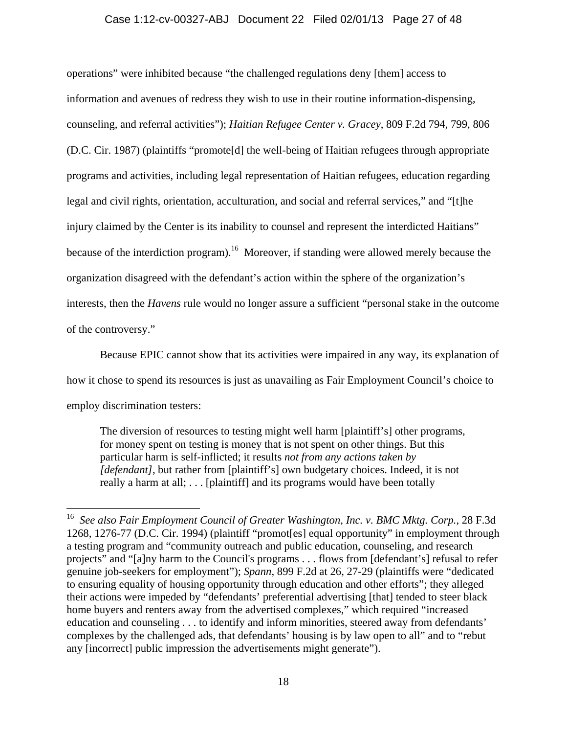operations" were inhibited because "the challenged regulations deny [them] access to information and avenues of redress they wish to use in their routine information-dispensing, counseling, and referral activities"); *Haitian Refugee Center v. Gracey*, 809 F.2d 794, 799, 806 (D.C. Cir. 1987) (plaintiffs "promote[d] the well-being of Haitian refugees through appropriate programs and activities, including legal representation of Haitian refugees, education regarding legal and civil rights, orientation, acculturation, and social and referral services," and "[t]he injury claimed by the Center is its inability to counsel and represent the interdicted Haitians" because of the interdiction program).[16] Moreover, if standing were allowed merely because the organization disagreed with the defendant's action within the sphere of the organization's interests, then the *Havens* rule would no longer assure a sufficient "personal stake in the outcome of the controversy."

Because EPIC cannot show that its activities were impaired in any way, its explanation of how it chose to spend its resources is just as unavailing as Fair Employment Council's choice to employ discrimination testers:

> The diversion of resources to testing might well harm [plaintiff's] other programs, for money spent on testing is money that is not spent on other things. But this particular harm is self-inflicted; it results *not from any actions taken by [defendant]*, but rather from [plaintiff's] own budgetary choices. Indeed, it is not really a harm at all; . . . [plaintiff] and its programs would have been totally

[16] *See also Fair Employment Council of Greater Washington, Inc. v. BMC Mktg. Corp.*, 28 F.3d 1268, 1276-77 (D.C. Cir. 1994) (plaintiff "promot[es] equal opportunity" in employment through a testing program and "community outreach and public education, counseling, and research projects" and "[a]ny harm to the Council's programs . . . flows from [defendant's] refusal to refer genuine job-seekers for employment"); *Spann*, 899 F.2d at 26, 27-29 (plaintiffs were "dedicated to ensuring equality of housing opportunity through education and other efforts"; they alleged their actions were impeded by "defendants' preferential advertising [that] tended to steer black home buyers and renters away from the advertised complexes," which required "increased education and counseling . . . to identify and inform minorities, steered away from defendants' complexes by the challenged ads, that defendants' housing is by law open to all" and to "rebut any [incorrect] public impression the advertisements might generate").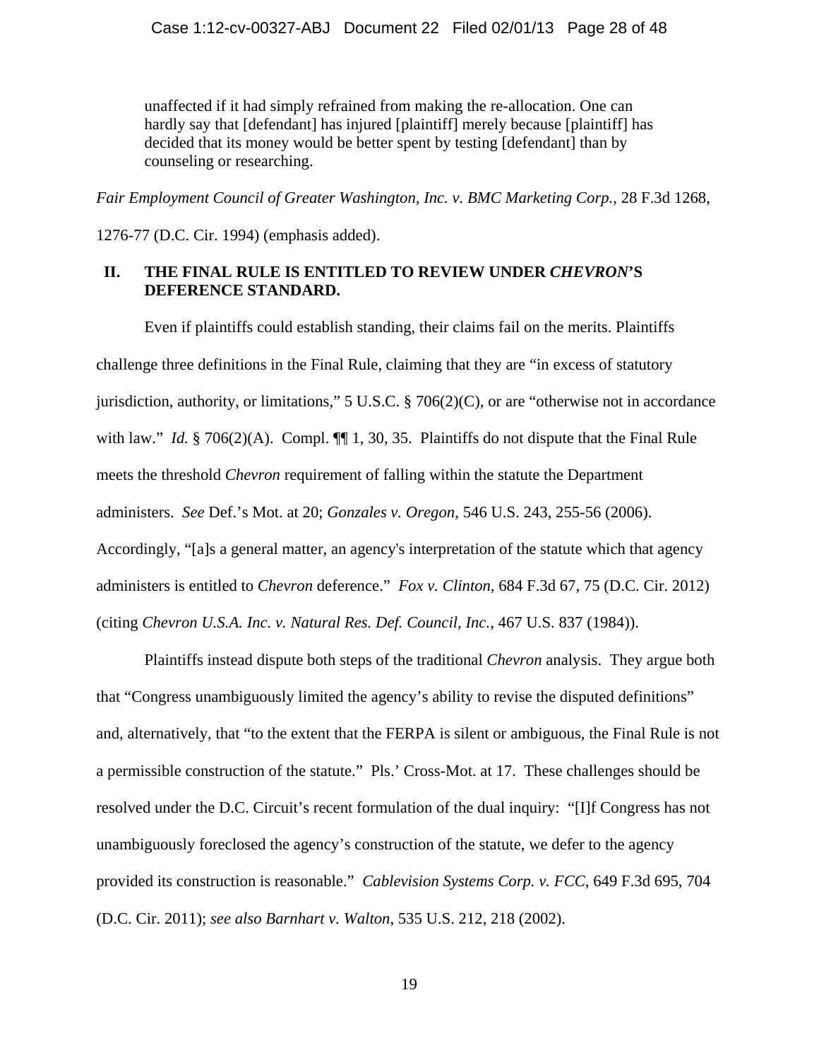> unaffected if it had simply refrained from making the re-allocation. One can hardly say that [defendant] has injured [plaintiff] merely because [plaintiff] has decided that its money would be better spent by testing [defendant] than by counseling or researching.

*Fair Employment Council of Greater Washington, Inc. v. BMC Marketing Corp.*, 28 F.3d 1268, 1276-77 (D.C. Cir. 1994) (emphasis added).

## II. THE FINAL RULE IS ENTITLED TO REVIEW UNDER *CHEVRON*'S DEFERENCE STANDARD.

Even if plaintiffs could establish standing, their claims fail on the merits. Plaintiffs challenge three definitions in the Final Rule, claiming that they are "in excess of statutory jurisdiction, authority, or limitations," 5 U.S.C. § 706(2)(C), or are "otherwise not in accordance with law." *Id.* § 706(2)(A). Compl. ¶¶ 1, 30, 35. Plaintiffs do not dispute that the Final Rule meets the threshold *Chevron* requirement of falling within the statute the Department administers. *See* Def.'s Mot. at 20; *Gonzales v. Oregon*, 546 U.S. 243, 255-56 (2006). Accordingly, "[a]s a general matter, an agency's interpretation of the statute which that agency administers is entitled to *Chevron* deference." *Fox v. Clinton*, 684 F.3d 67, 75 (D.C. Cir. 2012) (citing *Chevron U.S.A. Inc. v. Natural Res. Def. Council, Inc.*, 467 U.S. 837 (1984)).

Plaintiffs instead dispute both steps of the traditional *Chevron* analysis. They argue both that "Congress unambiguously limited the agency's ability to revise the disputed definitions" and, alternatively, that "to the extent that the FERPA is silent or ambiguous, the Final Rule is not a permissible construction of the statute." Pls.' Cross-Mot. at 17. These challenges should be resolved under the D.C. Circuit's recent formulation of the dual inquiry: "[I]f Congress has not unambiguously foreclosed the agency's construction of the statute, we defer to the agency provided its construction is reasonable." *Cablevision Systems Corp. v. FCC*, 649 F.3d 695, 704 (D.C. Cir. 2011); *see also Barnhart v. Walton*, 535 U.S. 212, 218 (2002).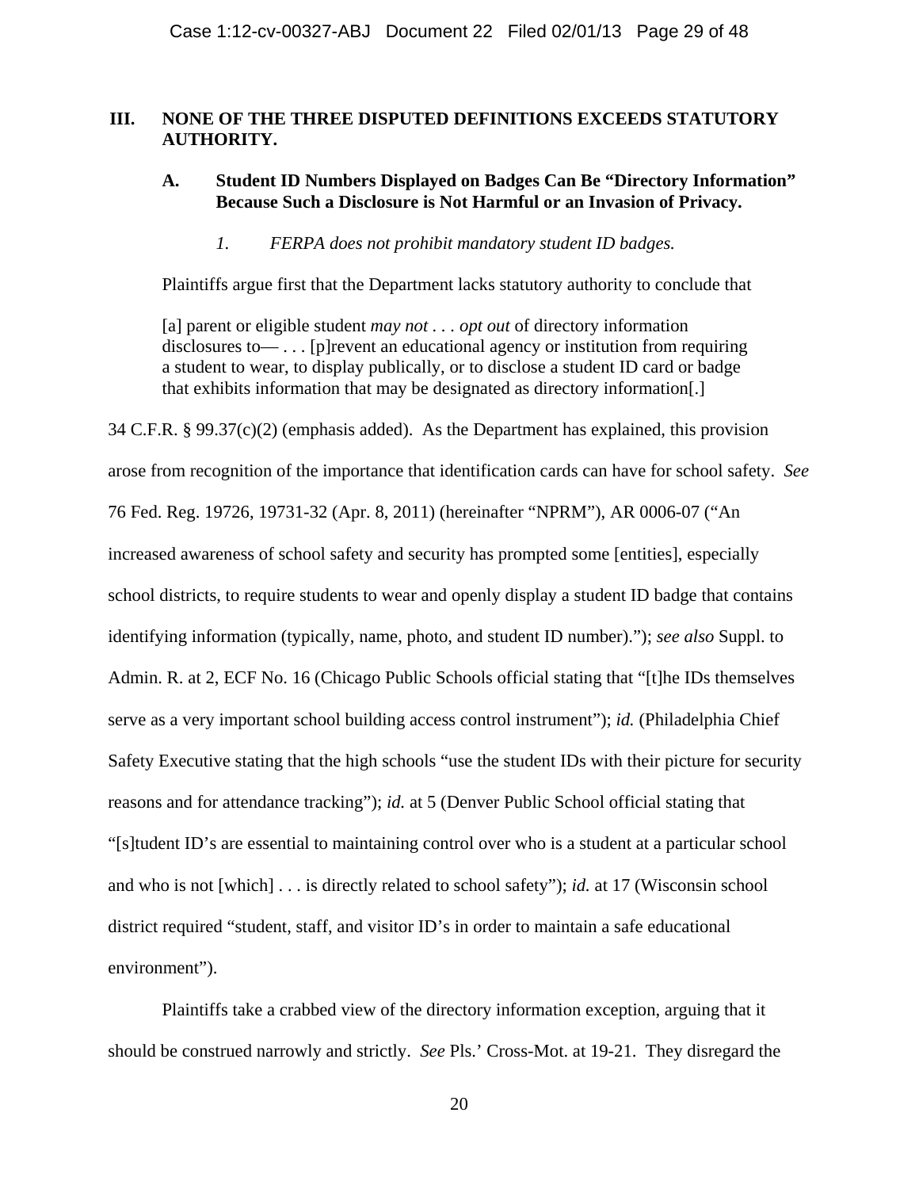## III. NONE OF THE THREE DISPUTED DEFINITIONS EXCEEDS STATUTORY AUTHORITY.

### A. Student ID Numbers Displayed on Badges Can Be "Directory Information" Because Such a Disclosure is Not Harmful or an Invasion of Privacy.

#### *1. FERPA does not prohibit mandatory student ID badges.*

Plaintiffs argue first that the Department lacks statutory authority to conclude that

> [a] parent or eligible student *may not . . . opt out* of directory information disclosures to— . . . [p]revent an educational agency or institution from requiring a student to wear, to display publically, or to disclose a student ID card or badge that exhibits information that may be designated as directory information[.]

34 C.F.R. § 99.37(c)(2) (emphasis added). As the Department has explained, this provision arose from recognition of the importance that identification cards can have for school safety. *See* 76 Fed. Reg. 19726, 19731-32 (Apr. 8, 2011) (hereinafter "NPRM"), AR 0006-07 ("An increased awareness of school safety and security has prompted some [entities], especially school districts, to require students to wear and openly display a student ID badge that contains identifying information (typically, name, photo, and student ID number)."); *see also* Suppl. to Admin. R. at 2, ECF No. 16 (Chicago Public Schools official stating that "[t]he IDs themselves serve as a very important school building access control instrument"); *id.* (Philadelphia Chief Safety Executive stating that the high schools "use the student IDs with their picture for security reasons and for attendance tracking"); *id.* at 5 (Denver Public School official stating that "[s]tudent ID's are essential to maintaining control over who is a student at a particular school and who is not [which] . . . is directly related to school safety"); *id.* at 17 (Wisconsin school district required "student, staff, and visitor ID's in order to maintain a safe educational environment").

Plaintiffs take a crabbed view of the directory information exception, arguing that it should be construed narrowly and strictly. *See* Pls.' Cross-Mot. at 19-21. They disregard the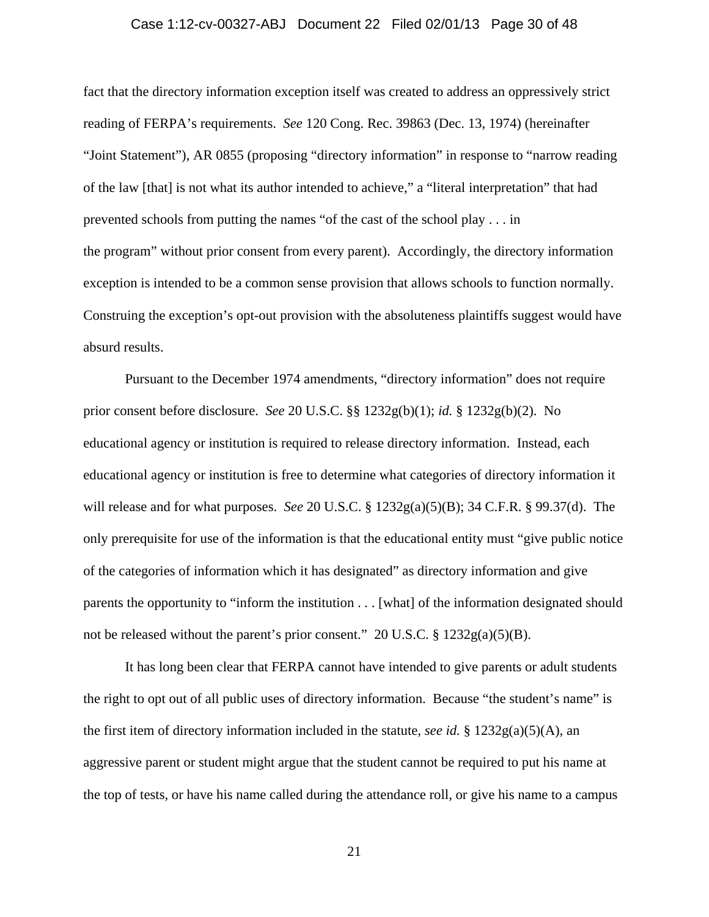fact that the directory information exception itself was created to address an oppressively strict reading of FERPA's requirements. *See* 120 Cong. Rec. 39863 (Dec. 13, 1974) (hereinafter "Joint Statement"), AR 0855 (proposing "directory information" in response to "narrow reading of the law [that] is not what its author intended to achieve," a "literal interpretation" that had prevented schools from putting the names "of the cast of the school play . . . in the program" without prior consent from every parent). Accordingly, the directory information exception is intended to be a common sense provision that allows schools to function normally. Construing the exception's opt-out provision with the absoluteness plaintiffs suggest would have absurd results.

Pursuant to the December 1974 amendments, "directory information" does not require prior consent before disclosure. *See* 20 U.S.C. §§ 1232g(b)(1); *id.* § 1232g(b)(2). No educational agency or institution is required to release directory information. Instead, each educational agency or institution is free to determine what categories of directory information it will release and for what purposes. *See* 20 U.S.C. § 1232g(a)(5)(B); 34 C.F.R. § 99.37(d). The only prerequisite for use of the information is that the educational entity must "give public notice of the categories of information which it has designated" as directory information and give parents the opportunity to "inform the institution . . . [what] of the information designated should not be released without the parent's prior consent." 20 U.S.C. § 1232g(a)(5)(B).

It has long been clear that FERPA cannot have intended to give parents or adult students the right to opt out of all public uses of directory information. Because "the student's name" is the first item of directory information included in the statute, *see id.* § 1232g(a)(5)(A), an aggressive parent or student might argue that the student cannot be required to put his name at the top of tests, or have his name called during the attendance roll, or give his name to a campus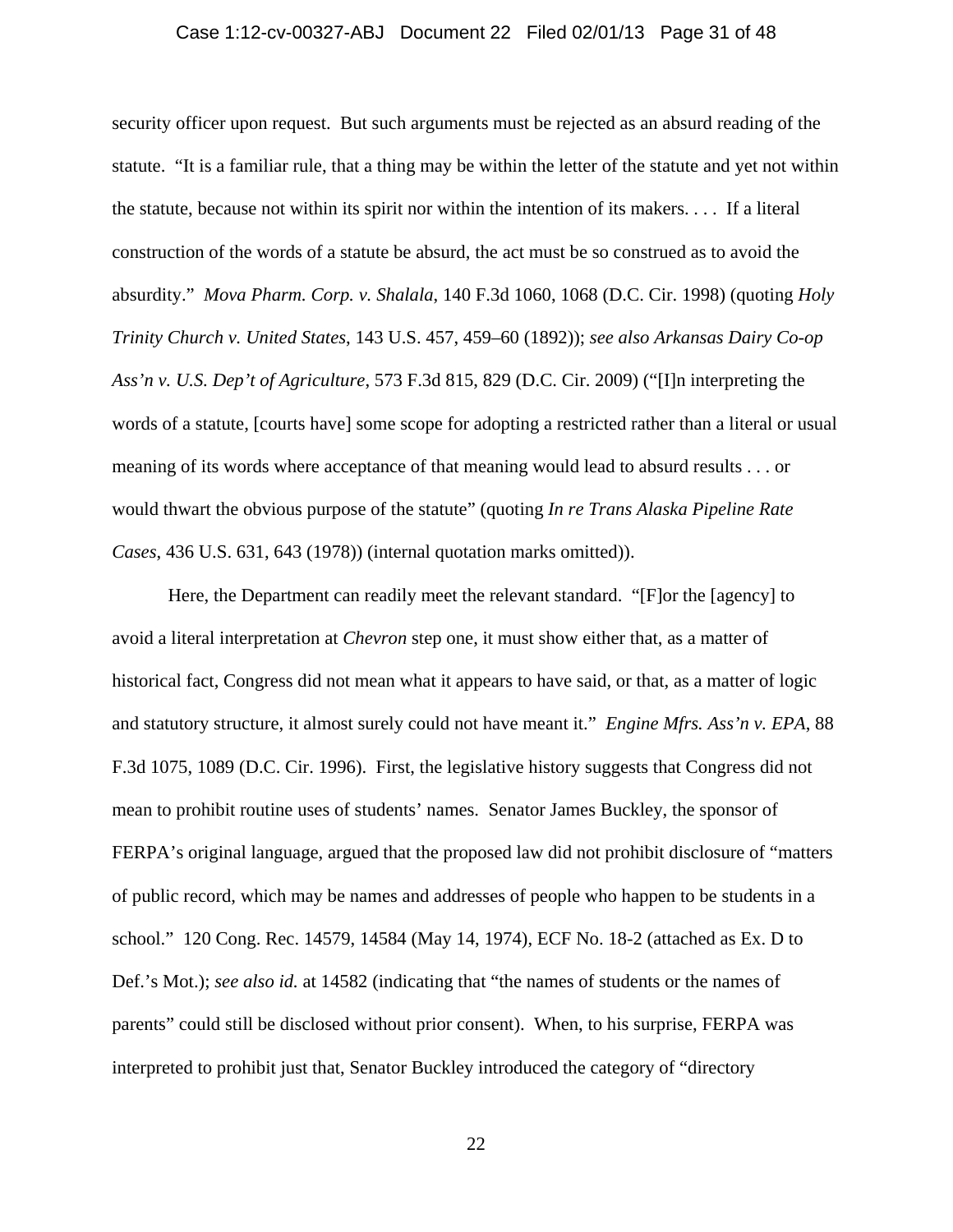security officer upon request. But such arguments must be rejected as an absurd reading of the statute. "It is a familiar rule, that a thing may be within the letter of the statute and yet not within the statute, because not within its spirit nor within the intention of its makers. . . . If a literal construction of the words of a statute be absurd, the act must be so construed as to avoid the absurdity." *Mova Pharm. Corp. v. Shalala*, 140 F.3d 1060, 1068 (D.C. Cir. 1998) (quoting *Holy Trinity Church v. United States*, 143 U.S. 457, 459–60 (1892)); *see also Arkansas Dairy Co-op Ass'n v. U.S. Dep't of Agriculture*, 573 F.3d 815, 829 (D.C. Cir. 2009) ("[I]n interpreting the words of a statute, [courts have] some scope for adopting a restricted rather than a literal or usual meaning of its words where acceptance of that meaning would lead to absurd results . . . or would thwart the obvious purpose of the statute" (quoting *In re Trans Alaska Pipeline Rate Cases*, 436 U.S. 631, 643 (1978)) (internal quotation marks omitted)).

Here, the Department can readily meet the relevant standard. "[F]or the [agency] to avoid a literal interpretation at *Chevron* step one, it must show either that, as a matter of historical fact, Congress did not mean what it appears to have said, or that, as a matter of logic and statutory structure, it almost surely could not have meant it." *Engine Mfrs. Ass'n v. EPA*, 88 F.3d 1075, 1089 (D.C. Cir. 1996). First, the legislative history suggests that Congress did not mean to prohibit routine uses of students' names. Senator James Buckley, the sponsor of FERPA's original language, argued that the proposed law did not prohibit disclosure of "matters of public record, which may be names and addresses of people who happen to be students in a school." 120 Cong. Rec. 14579, 14584 (May 14, 1974), ECF No. 18-2 (attached as Ex. D to Def.'s Mot.); *see also id.* at 14582 (indicating that "the names of students or the names of parents" could still be disclosed without prior consent). When, to his surprise, FERPA was interpreted to prohibit just that, Senator Buckley introduced the category of "directory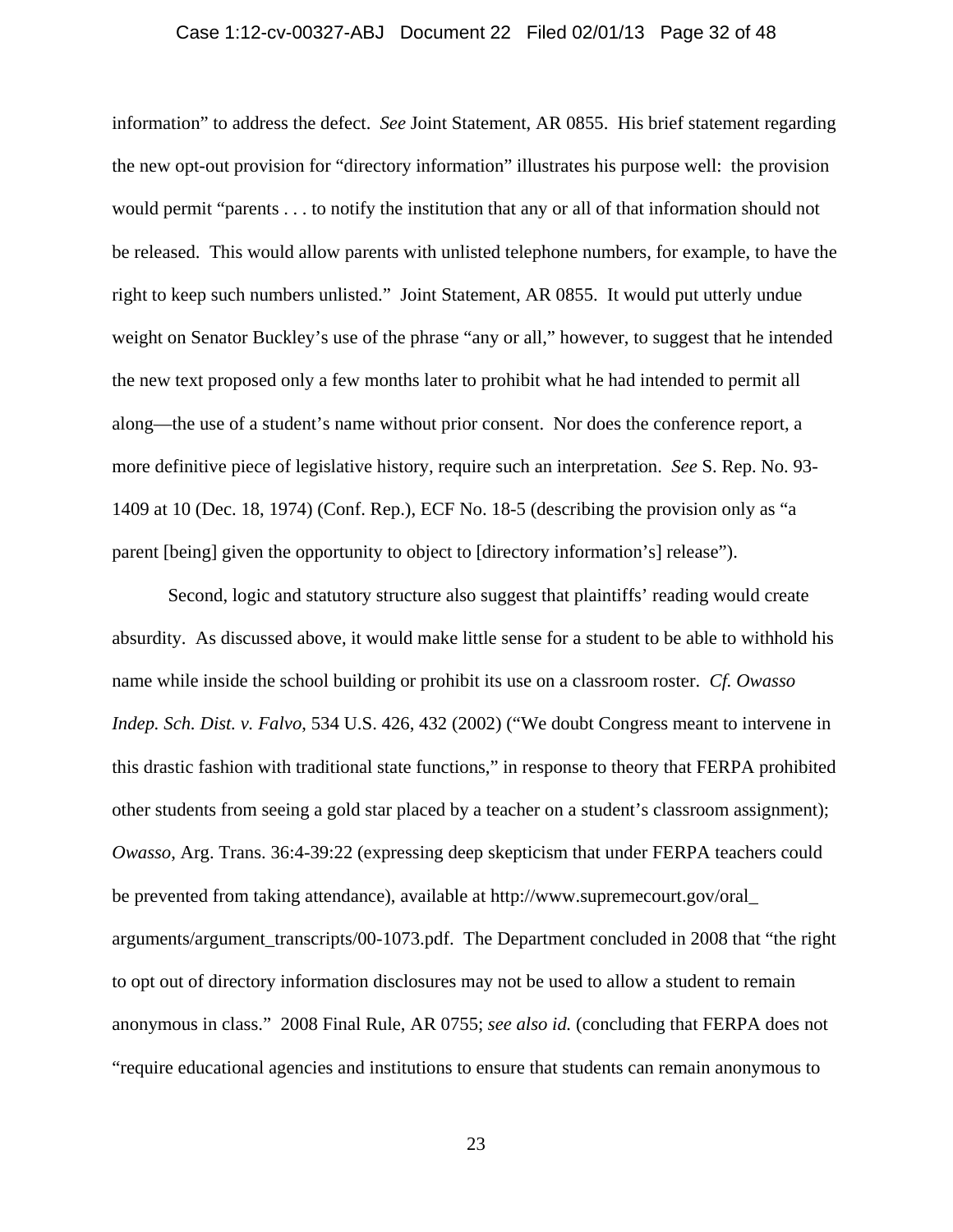information" to address the defect. *See* Joint Statement, AR 0855. His brief statement regarding the new opt-out provision for "directory information" illustrates his purpose well: the provision would permit "parents . . . to notify the institution that any or all of that information should not be released. This would allow parents with unlisted telephone numbers, for example, to have the right to keep such numbers unlisted." Joint Statement, AR 0855. It would put utterly undue weight on Senator Buckley's use of the phrase "any or all," however, to suggest that he intended the new text proposed only a few months later to prohibit what he had intended to permit all along—the use of a student's name without prior consent. Nor does the conference report, a more definitive piece of legislative history, require such an interpretation. *See* S. Rep. No. 93-1409 at 10 (Dec. 18, 1974) (Conf. Rep.), ECF No. 18-5 (describing the provision only as "a parent [being] given the opportunity to object to [directory information's] release").

Second, logic and statutory structure also suggest that plaintiffs' reading would create absurdity. As discussed above, it would make little sense for a student to be able to withhold his name while inside the school building or prohibit its use on a classroom roster. *Cf. Owasso Indep. Sch. Dist. v. Falvo*, 534 U.S. 426, 432 (2002) ("We doubt Congress meant to intervene in this drastic fashion with traditional state functions," in response to theory that FERPA prohibited other students from seeing a gold star placed by a teacher on a student's classroom assignment); *Owasso*, Arg. Trans. 36:4-39:22 (expressing deep skepticism that under FERPA teachers could be prevented from taking attendance), available at http://www.supremecourt.gov/oral_arguments/argument_transcripts/00-1073.pdf. The Department concluded in 2008 that "the right to opt out of directory information disclosures may not be used to allow a student to remain anonymous in class." 2008 Final Rule, AR 0755; *see also id.* (concluding that FERPA does not "require educational agencies and institutions to ensure that students can remain anonymous to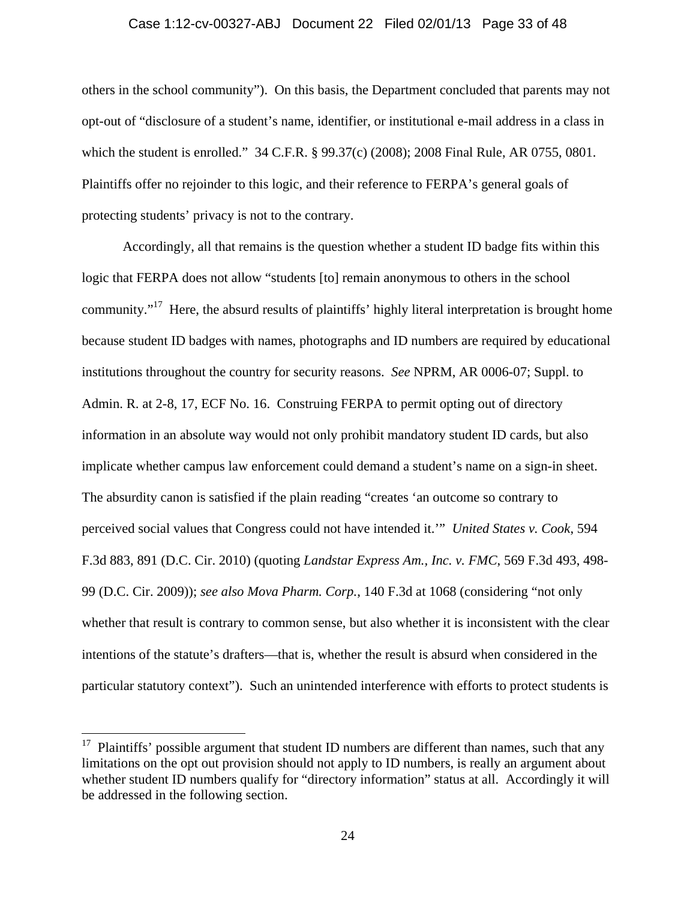others in the school community"). On this basis, the Department concluded that parents may not opt-out of "disclosure of a student's name, identifier, or institutional e-mail address in a class in which the student is enrolled." 34 C.F.R. § 99.37(c) (2008); 2008 Final Rule, AR 0755, 0801. Plaintiffs offer no rejoinder to this logic, and their reference to FERPA's general goals of protecting students' privacy is not to the contrary.

Accordingly, all that remains is the question whether a student ID badge fits within this logic that FERPA does not allow "students [to] remain anonymous to others in the school community."[17] Here, the absurd results of plaintiffs' highly literal interpretation is brought home because student ID badges with names, photographs and ID numbers are required by educational institutions throughout the country for security reasons. *See* NPRM, AR 0006-07; Suppl. to Admin. R. at 2-8, 17, ECF No. 16. Construing FERPA to permit opting out of directory information in an absolute way would not only prohibit mandatory student ID cards, but also implicate whether campus law enforcement could demand a student's name on a sign-in sheet. The absurdity canon is satisfied if the plain reading "creates 'an outcome so contrary to perceived social values that Congress could not have intended it.'" *United States v. Cook*, 594 F.3d 883, 891 (D.C. Cir. 2010) (quoting *Landstar Express Am., Inc. v. FMC*, 569 F.3d 493, 498-99 (D.C. Cir. 2009)); *see also Mova Pharm. Corp.*, 140 F.3d at 1068 (considering "not only whether that result is contrary to common sense, but also whether it is inconsistent with the clear intentions of the statute's drafters—that is, whether the result is absurd when considered in the particular statutory context"). Such an unintended interference with efforts to protect students is

[17] Plaintiffs' possible argument that student ID numbers are different than names, such that any limitations on the opt out provision should not apply to ID numbers, is really an argument about whether student ID numbers qualify for "directory information" status at all. Accordingly it will be addressed in the following section.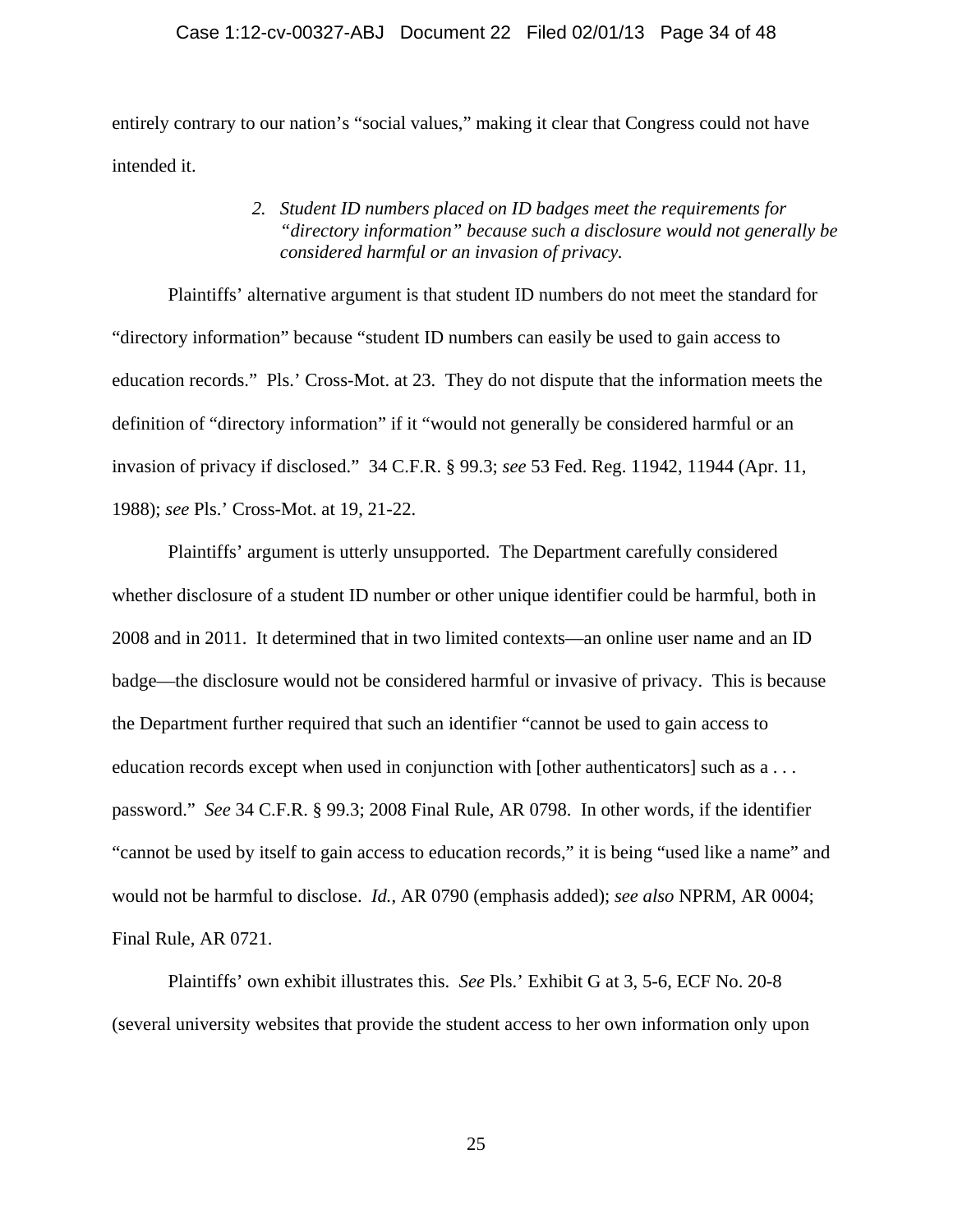entirely contrary to our nation's "social values," making it clear that Congress could not have intended it.

> *2. Student ID numbers placed on ID badges meet the requirements for "directory information" because such a disclosure would not generally be considered harmful or an invasion of privacy.*

Plaintiffs' alternative argument is that student ID numbers do not meet the standard for "directory information" because "student ID numbers can easily be used to gain access to education records." Pls.' Cross-Mot. at 23. They do not dispute that the information meets the definition of "directory information" if it "would not generally be considered harmful or an invasion of privacy if disclosed." 34 C.F.R. § 99.3; *see* 53 Fed. Reg. 11942, 11944 (Apr. 11, 1988); *see* Pls.' Cross-Mot. at 19, 21-22.

Plaintiffs' argument is utterly unsupported. The Department carefully considered whether disclosure of a student ID number or other unique identifier could be harmful, both in 2008 and in 2011. It determined that in two limited contexts—an online user name and an ID badge—the disclosure would not be considered harmful or invasive of privacy. This is because the Department further required that such an identifier "cannot be used to gain access to education records except when used in conjunction with [other authenticators] such as a . . . password." *See* 34 C.F.R. § 99.3; 2008 Final Rule, AR 0798. In other words, if the identifier "cannot be used by itself to gain access to education records," it is being "used like a name" and would not be harmful to disclose. *Id.*, AR 0790 (emphasis added); *see also* NPRM, AR 0004; Final Rule, AR 0721.

Plaintiffs' own exhibit illustrates this. *See* Pls.' Exhibit G at 3, 5-6, ECF No. 20-8 (several university websites that provide the student access to her own information only upon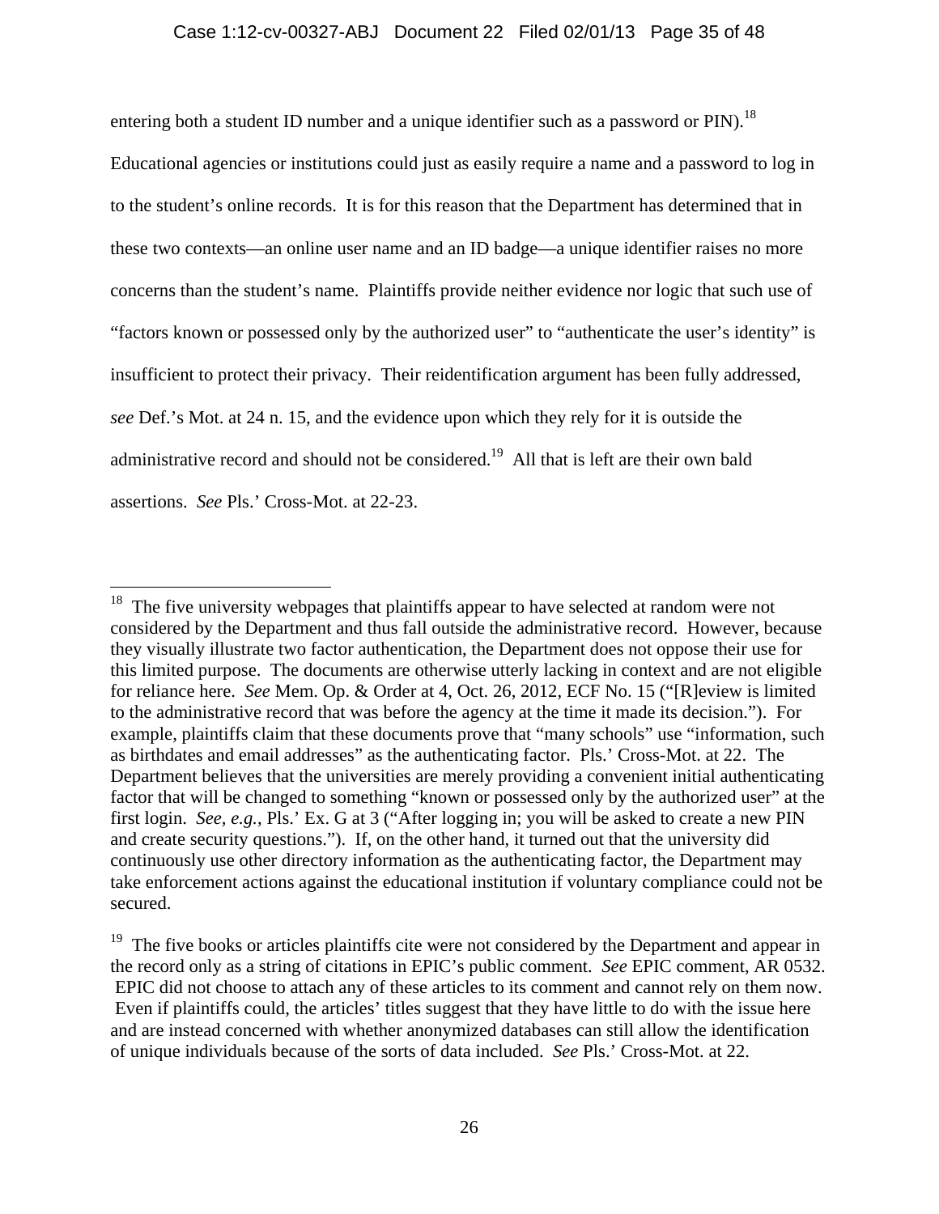entering both a student ID number and a unique identifier such as a password or PIN).[18] Educational agencies or institutions could just as easily require a name and a password to log in to the student's online records. It is for this reason that the Department has determined that in these two contexts—an online user name and an ID badge—a unique identifier raises no more concerns than the student's name. Plaintiffs provide neither evidence nor logic that such use of "factors known or possessed only by the authorized user" to "authenticate the user's identity" is insufficient to protect their privacy. Their reidentification argument has been fully addressed, *see* Def.'s Mot. at 24 n. 15, and the evidence upon which they rely for it is outside the administrative record and should not be considered.[19] All that is left are their own bald assertions. *See* Pls.' Cross-Mot. at 22-23.

---

[18] The five university webpages that plaintiffs appear to have selected at random were not considered by the Department and thus fall outside the administrative record. However, because they visually illustrate two factor authentication, the Department does not oppose their use for this limited purpose. The documents are otherwise utterly lacking in context and are not eligible for reliance here. *See* Mem. Op. & Order at 4, Oct. 26, 2012, ECF No. 15 ("[R]eview is limited to the administrative record that was before the agency at the time it made its decision."). For example, plaintiffs claim that these documents prove that "many schools" use "information, such as birthdates and email addresses" as the authenticating factor. Pls.' Cross-Mot. at 22. The Department believes that the universities are merely providing a convenient initial authenticating factor that will be changed to something "known or possessed only by the authorized user" at the first login. *See, e.g.*, Pls.' Ex. G at 3 ("After logging in; you will be asked to create a new PIN and create security questions."). If, on the other hand, it turned out that the university did continuously use other directory information as the authenticating factor, the Department may take enforcement actions against the educational institution if voluntary compliance could not be secured.

[19] The five books or articles plaintiffs cite were not considered by the Department and appear in the record only as a string of citations in EPIC's public comment. *See* EPIC comment, AR 0532. EPIC did not choose to attach any of these articles to its comment and cannot rely on them now. Even if plaintiffs could, the articles' titles suggest that they have little to do with the issue here and are instead concerned with whether anonymized databases can still allow the identification of unique individuals because of the sorts of data included. *See* Pls.' Cross-Mot. at 22.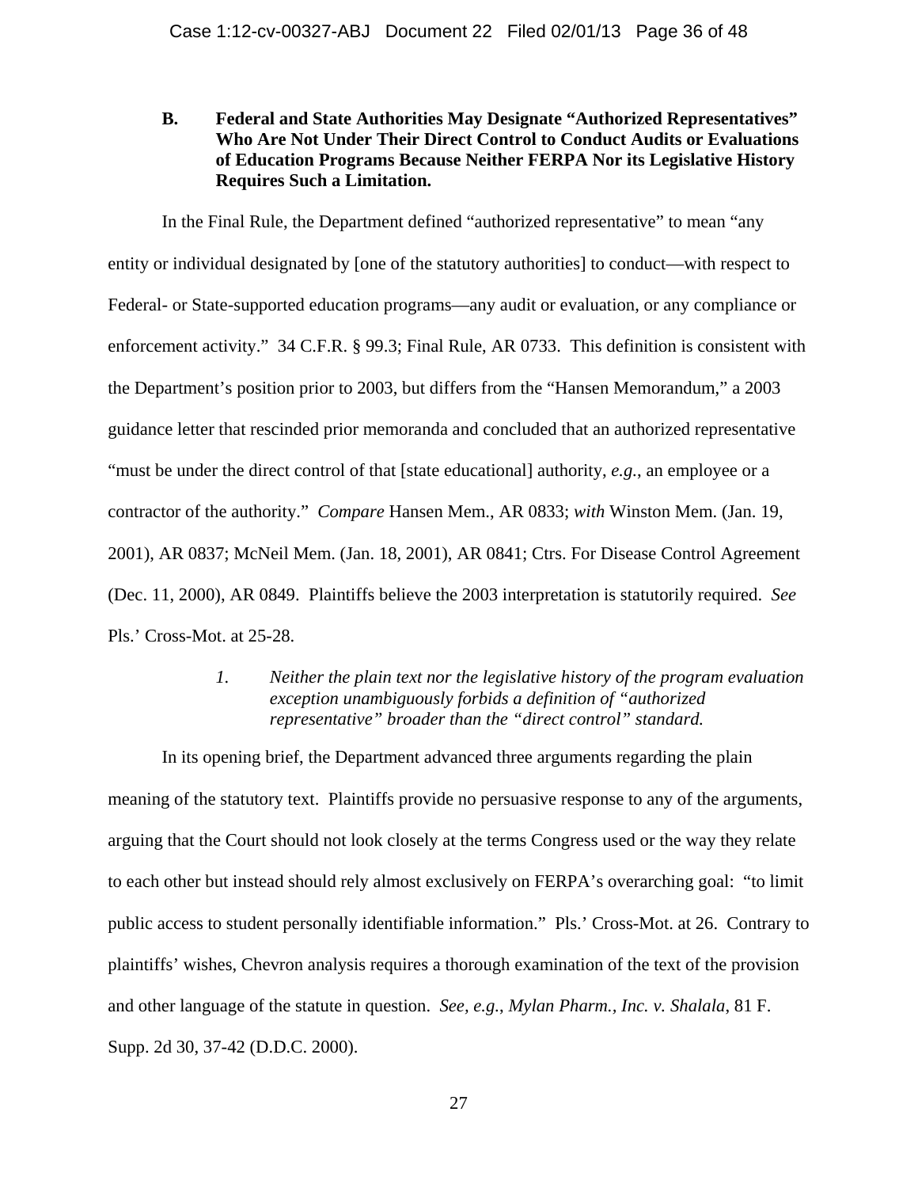### B. Federal and State Authorities May Designate "Authorized Representatives" Who Are Not Under Their Direct Control to Conduct Audits or Evaluations of Education Programs Because Neither FERPA Nor its Legislative History Requires Such a Limitation.

In the Final Rule, the Department defined "authorized representative" to mean "any entity or individual designated by [one of the statutory authorities] to conduct—with respect to Federal- or State-supported education programs—any audit or evaluation, or any compliance or enforcement activity." 34 C.F.R. § 99.3; Final Rule, AR 0733. This definition is consistent with the Department's position prior to 2003, but differs from the "Hansen Memorandum," a 2003 guidance letter that rescinded prior memoranda and concluded that an authorized representative "must be under the direct control of that [state educational] authority, *e.g.*, an employee or a contractor of the authority." *Compare* Hansen Mem., AR 0833; *with* Winston Mem. (Jan. 19, 2001), AR 0837; McNeil Mem. (Jan. 18, 2001), AR 0841; Ctrs. For Disease Control Agreement (Dec. 11, 2000), AR 0849. Plaintiffs believe the 2003 interpretation is statutorily required. *See* Pls.' Cross-Mot. at 25-28.

#### *1. Neither the plain text nor the legislative history of the program evaluation exception unambiguously forbids a definition of "authorized representative" broader than the "direct control" standard.*

In its opening brief, the Department advanced three arguments regarding the plain meaning of the statutory text. Plaintiffs provide no persuasive response to any of the arguments, arguing that the Court should not look closely at the terms Congress used or the way they relate to each other but instead should rely almost exclusively on FERPA's overarching goal: "to limit public access to student personally identifiable information." Pls.' Cross-Mot. at 26. Contrary to plaintiffs' wishes, Chevron analysis requires a thorough examination of the text of the provision and other language of the statute in question. *See, e.g.*, *Mylan Pharm., Inc. v. Shalala*, 81 F. Supp. 2d 30, 37-42 (D.D.C. 2000).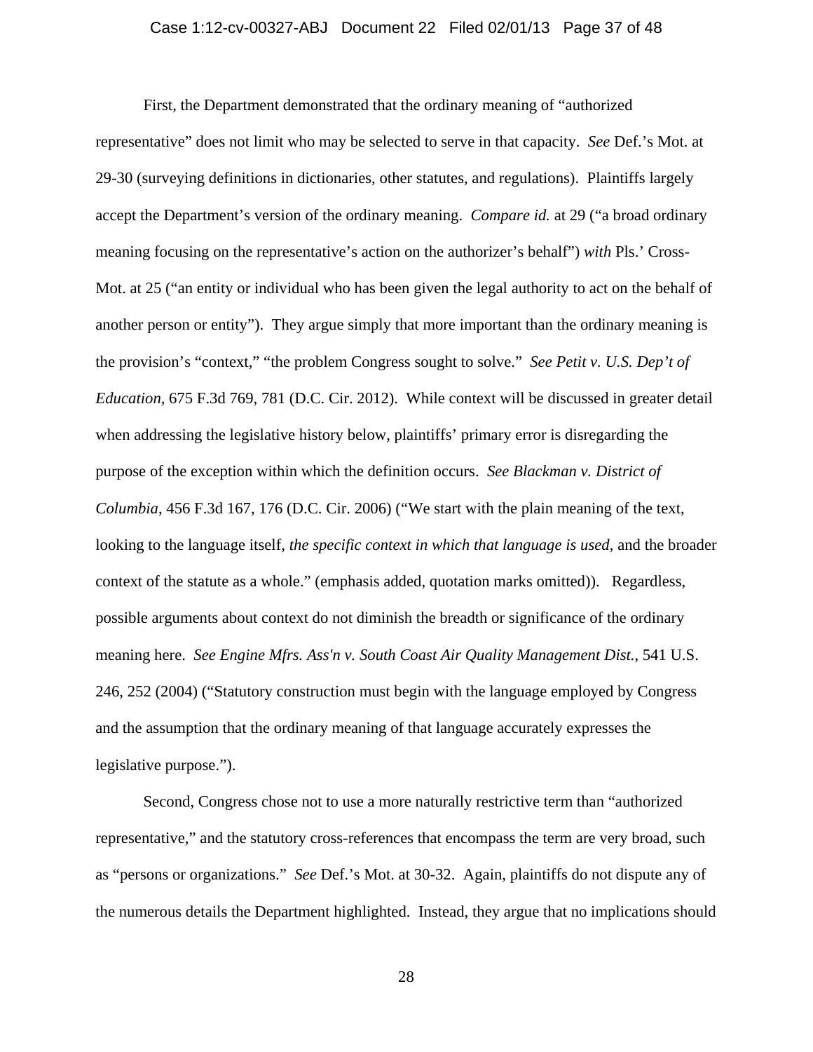First, the Department demonstrated that the ordinary meaning of "authorized representative" does not limit who may be selected to serve in that capacity. *See* Def.'s Mot. at 29-30 (surveying definitions in dictionaries, other statutes, and regulations). Plaintiffs largely accept the Department's version of the ordinary meaning. *Compare id.* at 29 ("a broad ordinary meaning focusing on the representative's action on the authorizer's behalf") *with* Pls.' Cross-Mot. at 25 ("an entity or individual who has been given the legal authority to act on the behalf of another person or entity"). They argue simply that more important than the ordinary meaning is the provision's "context," "the problem Congress sought to solve." *See Petit v. U.S. Dep't of Education*, 675 F.3d 769, 781 (D.C. Cir. 2012). While context will be discussed in greater detail when addressing the legislative history below, plaintiffs' primary error is disregarding the purpose of the exception within which the definition occurs. *See Blackman v. District of Columbia*, 456 F.3d 167, 176 (D.C. Cir. 2006) ("We start with the plain meaning of the text, looking to the language itself, *the specific context in which that language is used*, and the broader context of the statute as a whole." (emphasis added, quotation marks omitted)). Regardless, possible arguments about context do not diminish the breadth or significance of the ordinary meaning here. *See Engine Mfrs. Ass'n v. South Coast Air Quality Management Dist.*, 541 U.S. 246, 252 (2004) ("Statutory construction must begin with the language employed by Congress and the assumption that the ordinary meaning of that language accurately expresses the legislative purpose.").

Second, Congress chose not to use a more naturally restrictive term than "authorized representative," and the statutory cross-references that encompass the term are very broad, such as "persons or organizations." *See* Def.'s Mot. at 30-32. Again, plaintiffs do not dispute any of the numerous details the Department highlighted. Instead, they argue that no implications should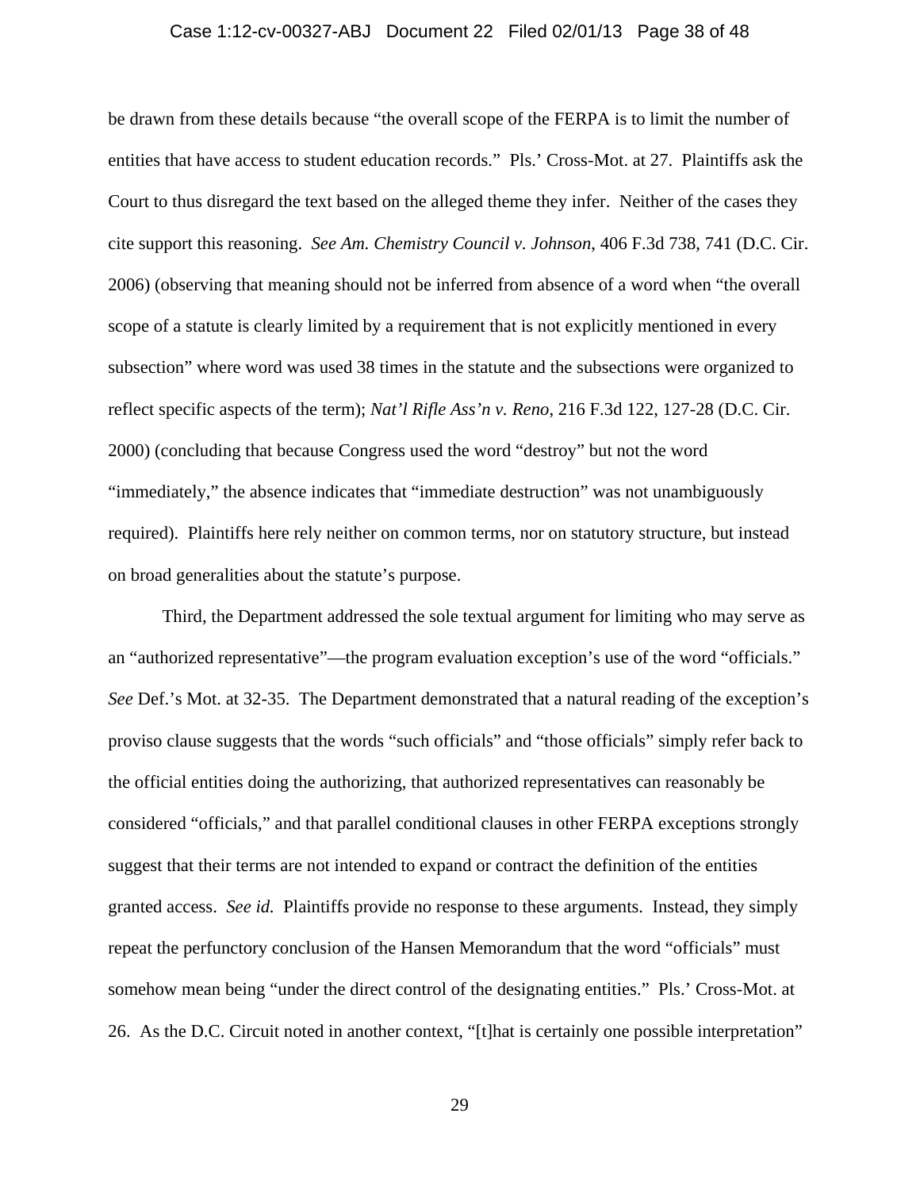be drawn from these details because "the overall scope of the FERPA is to limit the number of entities that have access to student education records." Pls.' Cross-Mot. at 27. Plaintiffs ask the Court to thus disregard the text based on the alleged theme they infer. Neither of the cases they cite support this reasoning. *See Am. Chemistry Council v. Johnson*, 406 F.3d 738, 741 (D.C. Cir. 2006) (observing that meaning should not be inferred from absence of a word when "the overall scope of a statute is clearly limited by a requirement that is not explicitly mentioned in every subsection" where word was used 38 times in the statute and the subsections were organized to reflect specific aspects of the term); *Nat'l Rifle Ass'n v. Reno*, 216 F.3d 122, 127-28 (D.C. Cir. 2000) (concluding that because Congress used the word "destroy" but not the word "immediately," the absence indicates that "immediate destruction" was not unambiguously required). Plaintiffs here rely neither on common terms, nor on statutory structure, but instead on broad generalities about the statute's purpose.

Third, the Department addressed the sole textual argument for limiting who may serve as an "authorized representative"—the program evaluation exception's use of the word "officials." *See* Def.'s Mot. at 32-35. The Department demonstrated that a natural reading of the exception's proviso clause suggests that the words "such officials" and "those officials" simply refer back to the official entities doing the authorizing, that authorized representatives can reasonably be considered "officials," and that parallel conditional clauses in other FERPA exceptions strongly suggest that their terms are not intended to expand or contract the definition of the entities granted access. *See id.* Plaintiffs provide no response to these arguments. Instead, they simply repeat the perfunctory conclusion of the Hansen Memorandum that the word "officials" must somehow mean being "under the direct control of the designating entities." Pls.' Cross-Mot. at 26. As the D.C. Circuit noted in another context, "[t]hat is certainly one possible interpretation"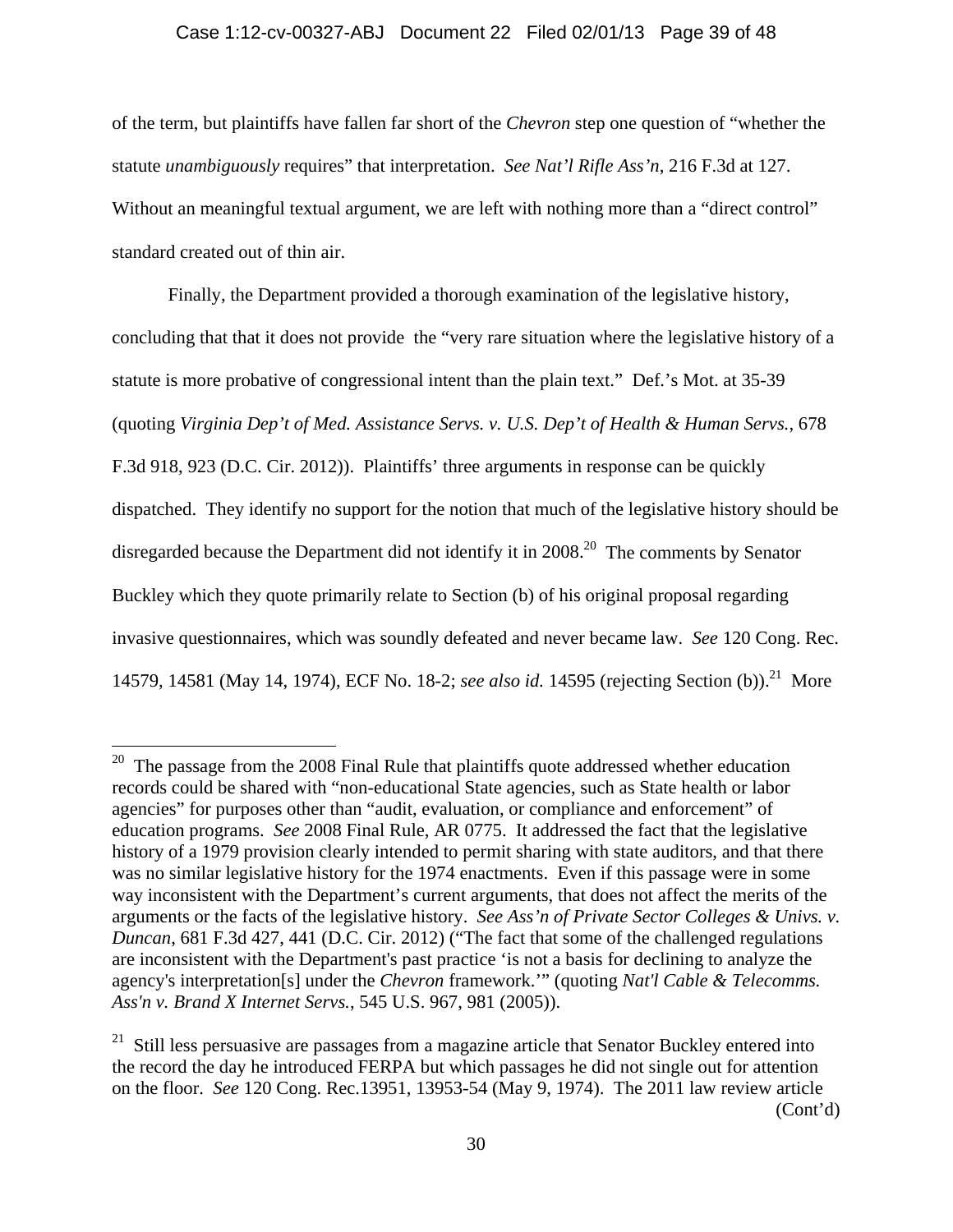of the term, but plaintiffs have fallen far short of the *Chevron* step one question of "whether the statute *unambiguously* requires" that interpretation. *See Nat'l Rifle Ass'n*, 216 F.3d at 127. Without an meaningful textual argument, we are left with nothing more than a "direct control" standard created out of thin air.

Finally, the Department provided a thorough examination of the legislative history, concluding that that it does not provide the "very rare situation where the legislative history of a statute is more probative of congressional intent than the plain text." Def.'s Mot. at 35-39 (quoting *Virginia Dep't of Med. Assistance Servs. v. U.S. Dep't of Health & Human Servs.*, 678 F.3d 918, 923 (D.C. Cir. 2012)). Plaintiffs' three arguments in response can be quickly dispatched. They identify no support for the notion that much of the legislative history should be disregarded because the Department did not identify it in 2008.[20] The comments by Senator Buckley which they quote primarily relate to Section (b) of his original proposal regarding invasive questionnaires, which was soundly defeated and never became law. *See* 120 Cong. Rec. 14579, 14581 (May 14, 1974), ECF No. 18-2; *see also id.* 14595 (rejecting Section (b)).[21] More

---

[20] The passage from the 2008 Final Rule that plaintiffs quote addressed whether education records could be shared with "non-educational State agencies, such as State health or labor agencies" for purposes other than "audit, evaluation, or compliance and enforcement" of education programs. *See* 2008 Final Rule, AR 0775. It addressed the fact that the legislative history of a 1979 provision clearly intended to permit sharing with state auditors, and that there was no similar legislative history for the 1974 enactments. Even if this passage were in some way inconsistent with the Department's current arguments, that does not affect the merits of the arguments or the facts of the legislative history. *See Ass'n of Private Sector Colleges & Univs. v. Duncan*, 681 F.3d 427, 441 (D.C. Cir. 2012) ("The fact that some of the challenged regulations are inconsistent with the Department's past practice 'is not a basis for declining to analyze the agency's interpretation[s] under the *Chevron* framework.'" (quoting *Nat'l Cable & Telecomms. Ass'n v. Brand X Internet Servs.*, 545 U.S. 967, 981 (2005)).

[21] Still less persuasive are passages from a magazine article that Senator Buckley entered into the record the day he introduced FERPA but which passages he did not single out for attention on the floor. *See* 120 Cong. Rec.13951, 13953-54 (May 9, 1974). The 2011 law review article

(Cont'd)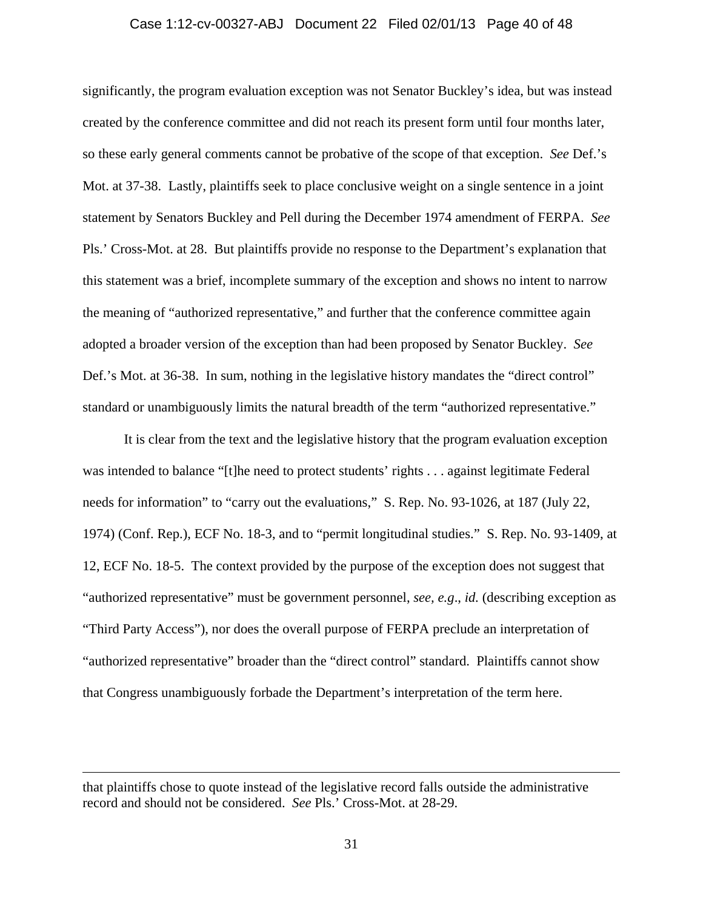significantly, the program evaluation exception was not Senator Buckley's idea, but was instead created by the conference committee and did not reach its present form until four months later, so these early general comments cannot be probative of the scope of that exception. *See* Def.'s Mot. at 37-38. Lastly, plaintiffs seek to place conclusive weight on a single sentence in a joint statement by Senators Buckley and Pell during the December 1974 amendment of FERPA. *See* Pls.' Cross-Mot. at 28. But plaintiffs provide no response to the Department's explanation that this statement was a brief, incomplete summary of the exception and shows no intent to narrow the meaning of "authorized representative," and further that the conference committee again adopted a broader version of the exception than had been proposed by Senator Buckley. *See* Def.'s Mot. at 36-38. In sum, nothing in the legislative history mandates the "direct control" standard or unambiguously limits the natural breadth of the term "authorized representative."

It is clear from the text and the legislative history that the program evaluation exception was intended to balance "[t]he need to protect students' rights . . . against legitimate Federal needs for information" to "carry out the evaluations," S. Rep. No. 93-1026, at 187 (July 22, 1974) (Conf. Rep.), ECF No. 18-3, and to "permit longitudinal studies." S. Rep. No. 93-1409, at 12, ECF No. 18-5. The context provided by the purpose of the exception does not suggest that "authorized representative" must be government personnel, *see, e.g*., *id.* (describing exception as "Third Party Access"), nor does the overall purpose of FERPA preclude an interpretation of "authorized representative" broader than the "direct control" standard. Plaintiffs cannot show that Congress unambiguously forbade the Department's interpretation of the term here.

---

that plaintiffs chose to quote instead of the legislative record falls outside the administrative record and should not be considered. *See* Pls.' Cross-Mot. at 28-29.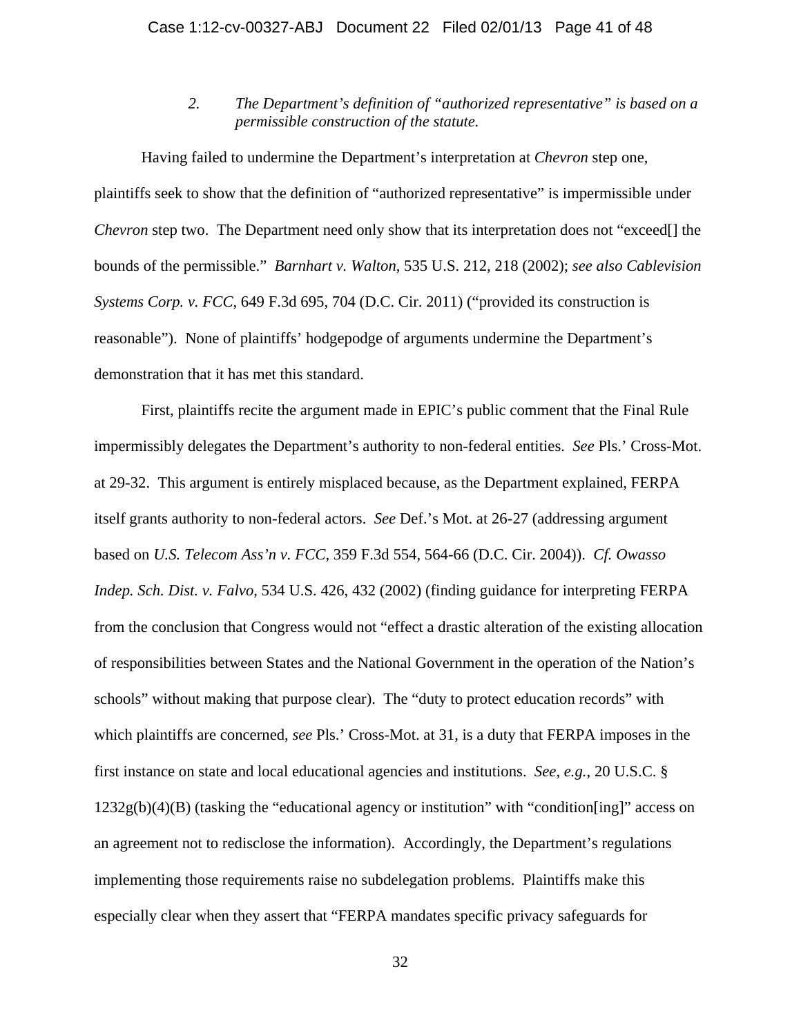### *2. The Department's definition of "authorized representative" is based on a permissible construction of the statute.*

Having failed to undermine the Department's interpretation at *Chevron* step one, plaintiffs seek to show that the definition of "authorized representative" is impermissible under *Chevron* step two. The Department need only show that its interpretation does not "exceed[] the bounds of the permissible." *Barnhart v. Walton*, 535 U.S. 212, 218 (2002); *see also Cablevision Systems Corp. v. FCC*, 649 F.3d 695, 704 (D.C. Cir. 2011) ("provided its construction is reasonable"). None of plaintiffs' hodgepodge of arguments undermine the Department's demonstration that it has met this standard.

First, plaintiffs recite the argument made in EPIC's public comment that the Final Rule impermissibly delegates the Department's authority to non-federal entities. *See* Pls.' Cross-Mot. at 29-32. This argument is entirely misplaced because, as the Department explained, FERPA itself grants authority to non-federal actors. *See* Def.'s Mot. at 26-27 (addressing argument based on *U.S. Telecom Ass'n v. FCC*, 359 F.3d 554, 564-66 (D.C. Cir. 2004)). *Cf. Owasso Indep. Sch. Dist. v. Falvo*, 534 U.S. 426, 432 (2002) (finding guidance for interpreting FERPA from the conclusion that Congress would not "effect a drastic alteration of the existing allocation of responsibilities between States and the National Government in the operation of the Nation's schools" without making that purpose clear). The "duty to protect education records" with which plaintiffs are concerned, *see* Pls.' Cross-Mot. at 31, is a duty that FERPA imposes in the first instance on state and local educational agencies and institutions. *See, e.g.*, 20 U.S.C. § 1232g(b)(4)(B) (tasking the "educational agency or institution" with "condition[ing]" access on an agreement not to redisclose the information). Accordingly, the Department's regulations implementing those requirements raise no subdelegation problems. Plaintiffs make this especially clear when they assert that "FERPA mandates specific privacy safeguards for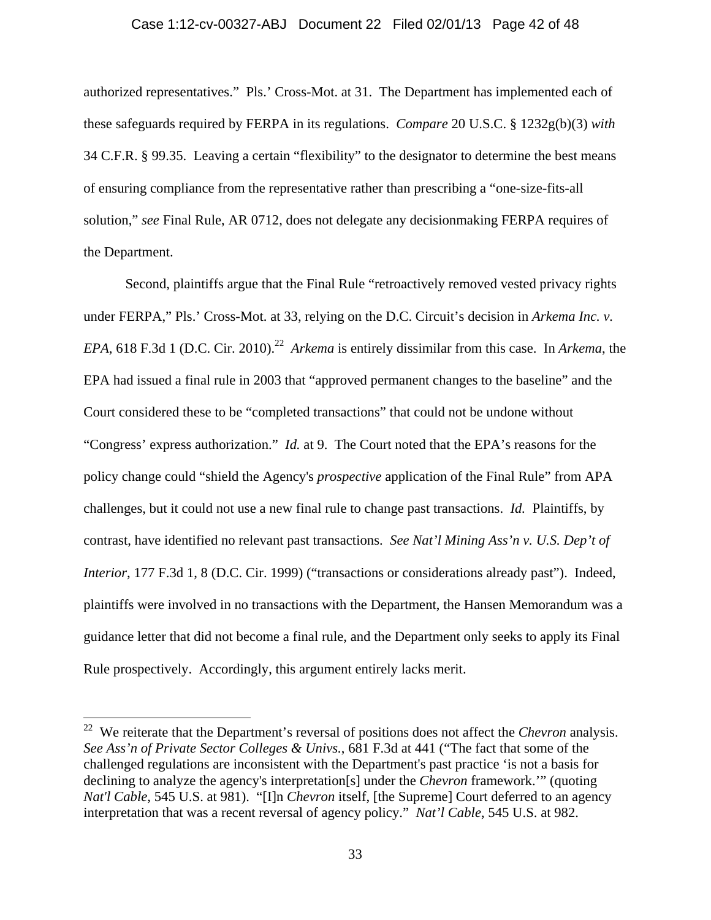authorized representatives." Pls.' Cross-Mot. at 31. The Department has implemented each of these safeguards required by FERPA in its regulations. *Compare* 20 U.S.C. § 1232g(b)(3) *with* 34 C.F.R. § 99.35. Leaving a certain "flexibility" to the designator to determine the best means of ensuring compliance from the representative rather than prescribing a "one-size-fits-all solution," *see* Final Rule, AR 0712, does not delegate any decisionmaking FERPA requires of the Department.

Second, plaintiffs argue that the Final Rule "retroactively removed vested privacy rights under FERPA," Pls.' Cross-Mot. at 33, relying on the D.C. Circuit's decision in *Arkema Inc. v. EPA*, 618 F.3d 1 (D.C. Cir. 2010).[22] *Arkema* is entirely dissimilar from this case. In *Arkema*, the EPA had issued a final rule in 2003 that "approved permanent changes to the baseline" and the Court considered these to be "completed transactions" that could not be undone without "Congress' express authorization." *Id.* at 9. The Court noted that the EPA's reasons for the policy change could "shield the Agency's *prospective* application of the Final Rule" from APA challenges, but it could not use a new final rule to change past transactions. *Id.* Plaintiffs, by contrast, have identified no relevant past transactions. *See Nat'l Mining Ass'n v. U.S. Dep't of Interior*, 177 F.3d 1, 8 (D.C. Cir. 1999) ("transactions or considerations already past"). Indeed, plaintiffs were involved in no transactions with the Department, the Hansen Memorandum was a guidance letter that did not become a final rule, and the Department only seeks to apply its Final Rule prospectively. Accordingly, this argument entirely lacks merit.

---

[22] We reiterate that the Department's reversal of positions does not affect the *Chevron* analysis. *See Ass'n of Private Sector Colleges & Univs.*, 681 F.3d at 441 ("The fact that some of the challenged regulations are inconsistent with the Department's past practice 'is not a basis for declining to analyze the agency's interpretation[s] under the *Chevron* framework.'" (quoting *Nat'l Cable*, 545 U.S. at 981). "[I]n *Chevron* itself, [the Supreme] Court deferred to an agency interpretation that was a recent reversal of agency policy." *Nat'l Cable*, 545 U.S. at 982.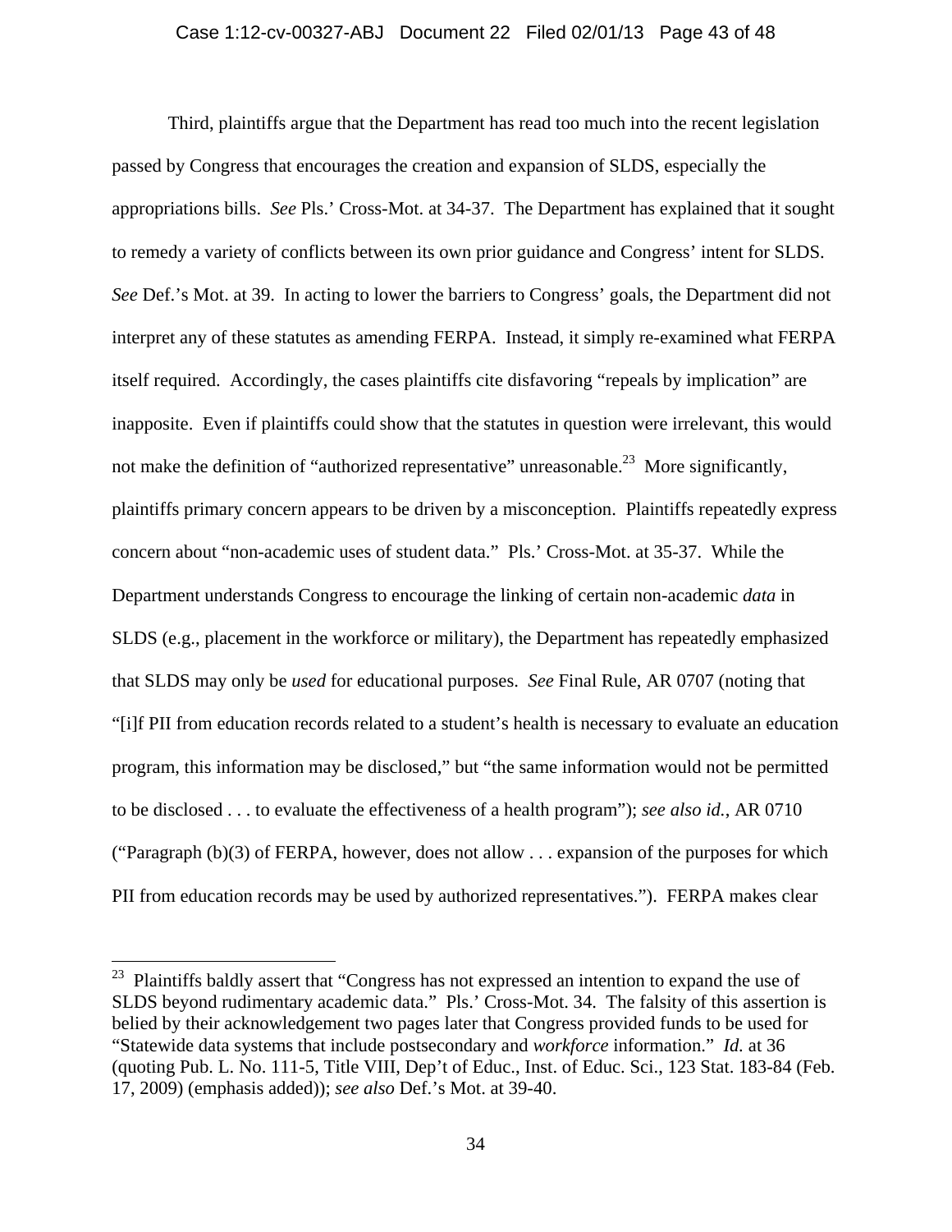Third, plaintiffs argue that the Department has read too much into the recent legislation passed by Congress that encourages the creation and expansion of SLDS, especially the appropriations bills. *See* Pls.' Cross-Mot. at 34-37. The Department has explained that it sought to remedy a variety of conflicts between its own prior guidance and Congress' intent for SLDS. *See* Def.'s Mot. at 39. In acting to lower the barriers to Congress' goals, the Department did not interpret any of these statutes as amending FERPA. Instead, it simply re-examined what FERPA itself required. Accordingly, the cases plaintiffs cite disfavoring "repeals by implication" are inapposite. Even if plaintiffs could show that the statutes in question were irrelevant, this would not make the definition of "authorized representative" unreasonable.[23] More significantly, plaintiffs primary concern appears to be driven by a misconception. Plaintiffs repeatedly express concern about "non-academic uses of student data." Pls.' Cross-Mot. at 35-37. While the Department understands Congress to encourage the linking of certain non-academic *data* in SLDS (e.g., placement in the workforce or military), the Department has repeatedly emphasized that SLDS may only be *used* for educational purposes. *See* Final Rule, AR 0707 (noting that "[i]f PII from education records related to a student's health is necessary to evaluate an education program, this information may be disclosed," but "the same information would not be permitted to be disclosed . . . to evaluate the effectiveness of a health program"); *see also id.*, AR 0710 ("Paragraph (b)(3) of FERPA, however, does not allow . . . expansion of the purposes for which PII from education records may be used by authorized representatives."). FERPA makes clear

---

[23] Plaintiffs baldly assert that "Congress has not expressed an intention to expand the use of SLDS beyond rudimentary academic data." Pls.' Cross-Mot. 34. The falsity of this assertion is belied by their acknowledgement two pages later that Congress provided funds to be used for "Statewide data systems that include postsecondary and *workforce* information." *Id.* at 36 (quoting Pub. L. No. 111-5, Title VIII, Dep't of Educ., Inst. of Educ. Sci., 123 Stat. 183-84 (Feb. 17, 2009) (emphasis added)); *see also* Def.'s Mot. at 39-40.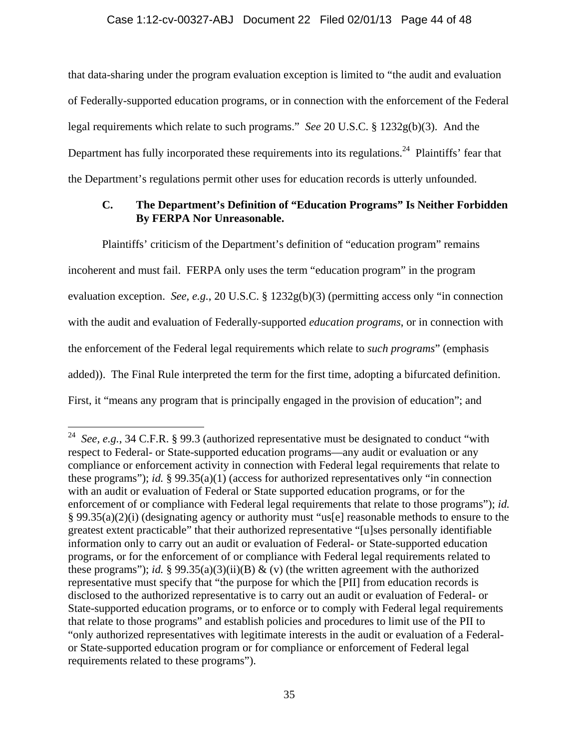that data-sharing under the program evaluation exception is limited to "the audit and evaluation of Federally-supported education programs, or in connection with the enforcement of the Federal legal requirements which relate to such programs." *See* 20 U.S.C. § 1232g(b)(3). And the Department has fully incorporated these requirements into its regulations.[24] Plaintiffs' fear that the Department's regulations permit other uses for education records is utterly unfounded.

### C. The Department's Definition of "Education Programs" Is Neither Forbidden By FERPA Nor Unreasonable.

Plaintiffs' criticism of the Department's definition of "education program" remains incoherent and must fail. FERPA only uses the term "education program" in the program evaluation exception. *See, e.g.*, 20 U.S.C. § 1232g(b)(3) (permitting access only "in connection with the audit and evaluation of Federally-supported *education programs*, or in connection with the enforcement of the Federal legal requirements which relate to *such programs*" (emphasis added)). The Final Rule interpreted the term for the first time, adopting a bifurcated definition. First, it "means any program that is principally engaged in the provision of education"; and

---

[24] *See, e.g.*, 34 C.F.R. § 99.3 (authorized representative must be designated to conduct "with respect to Federal- or State-supported education programs—any audit or evaluation or any compliance or enforcement activity in connection with Federal legal requirements that relate to these programs"); *id.* § 99.35(a)(1) (access for authorized representatives only "in connection with an audit or evaluation of Federal or State supported education programs, or for the enforcement of or compliance with Federal legal requirements that relate to those programs"); *id.* § 99.35(a)(2)(i) (designating agency or authority must "us[e] reasonable methods to ensure to the greatest extent practicable" that their authorized representative "[u]ses personally identifiable information only to carry out an audit or evaluation of Federal- or State-supported education programs, or for the enforcement of or compliance with Federal legal requirements related to these programs"); *id.* § 99.35(a)(3)(ii)(B) & (v) (the written agreement with the authorized representative must specify that "the purpose for which the [PII] from education records is disclosed to the authorized representative is to carry out an audit or evaluation of Federal- or State-supported education programs, or to enforce or to comply with Federal legal requirements that relate to those programs" and establish policies and procedures to limit use of the PII to "only authorized representatives with legitimate interests in the audit or evaluation of a Federal- or State-supported education program or for compliance or enforcement of Federal legal requirements related to these programs").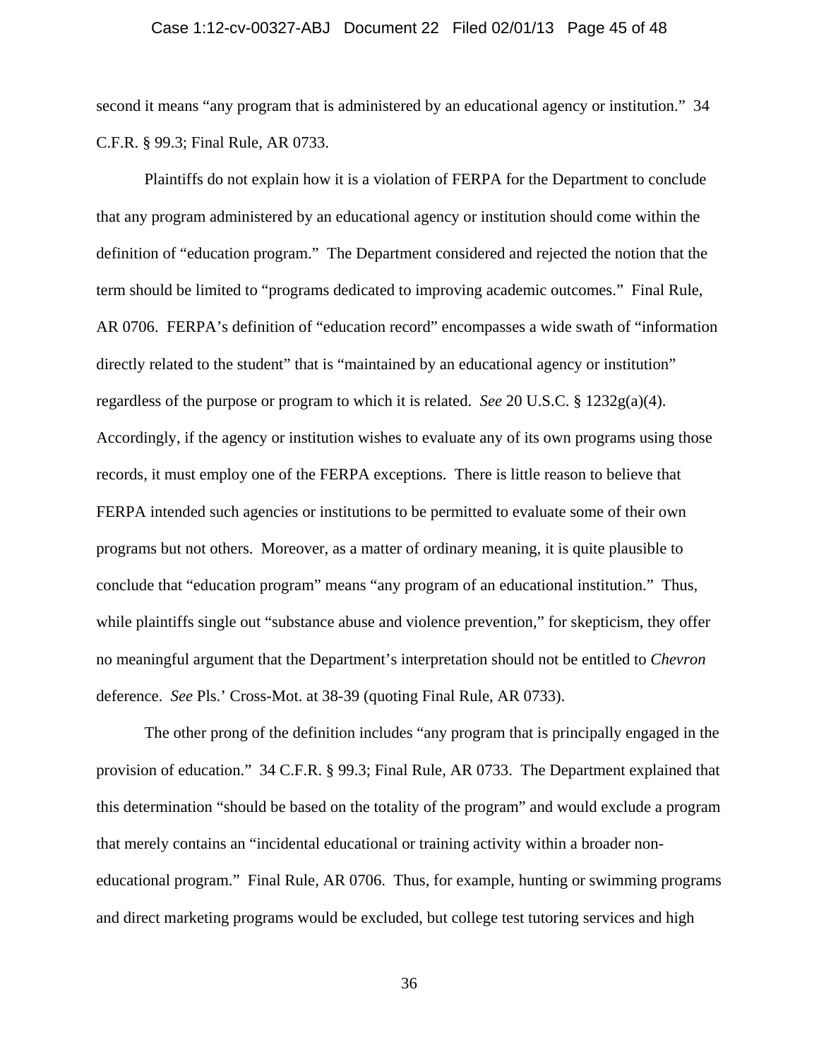second it means "any program that is administered by an educational agency or institution." 34 C.F.R. § 99.3; Final Rule, AR 0733.

Plaintiffs do not explain how it is a violation of FERPA for the Department to conclude that any program administered by an educational agency or institution should come within the definition of "education program." The Department considered and rejected the notion that the term should be limited to "programs dedicated to improving academic outcomes." Final Rule, AR 0706. FERPA's definition of "education record" encompasses a wide swath of "information directly related to the student" that is "maintained by an educational agency or institution" regardless of the purpose or program to which it is related. *See* 20 U.S.C. § 1232g(a)(4). Accordingly, if the agency or institution wishes to evaluate any of its own programs using those records, it must employ one of the FERPA exceptions. There is little reason to believe that FERPA intended such agencies or institutions to be permitted to evaluate some of their own programs but not others. Moreover, as a matter of ordinary meaning, it is quite plausible to conclude that "education program" means "any program of an educational institution." Thus, while plaintiffs single out "substance abuse and violence prevention," for skepticism, they offer no meaningful argument that the Department's interpretation should not be entitled to *Chevron* deference. *See* Pls.' Cross-Mot. at 38-39 (quoting Final Rule, AR 0733).

The other prong of the definition includes "any program that is principally engaged in the provision of education." 34 C.F.R. § 99.3; Final Rule, AR 0733. The Department explained that this determination "should be based on the totality of the program" and would exclude a program that merely contains an "incidental educational or training activity within a broader non-educational program." Final Rule, AR 0706. Thus, for example, hunting or swimming programs and direct marketing programs would be excluded, but college test tutoring services and high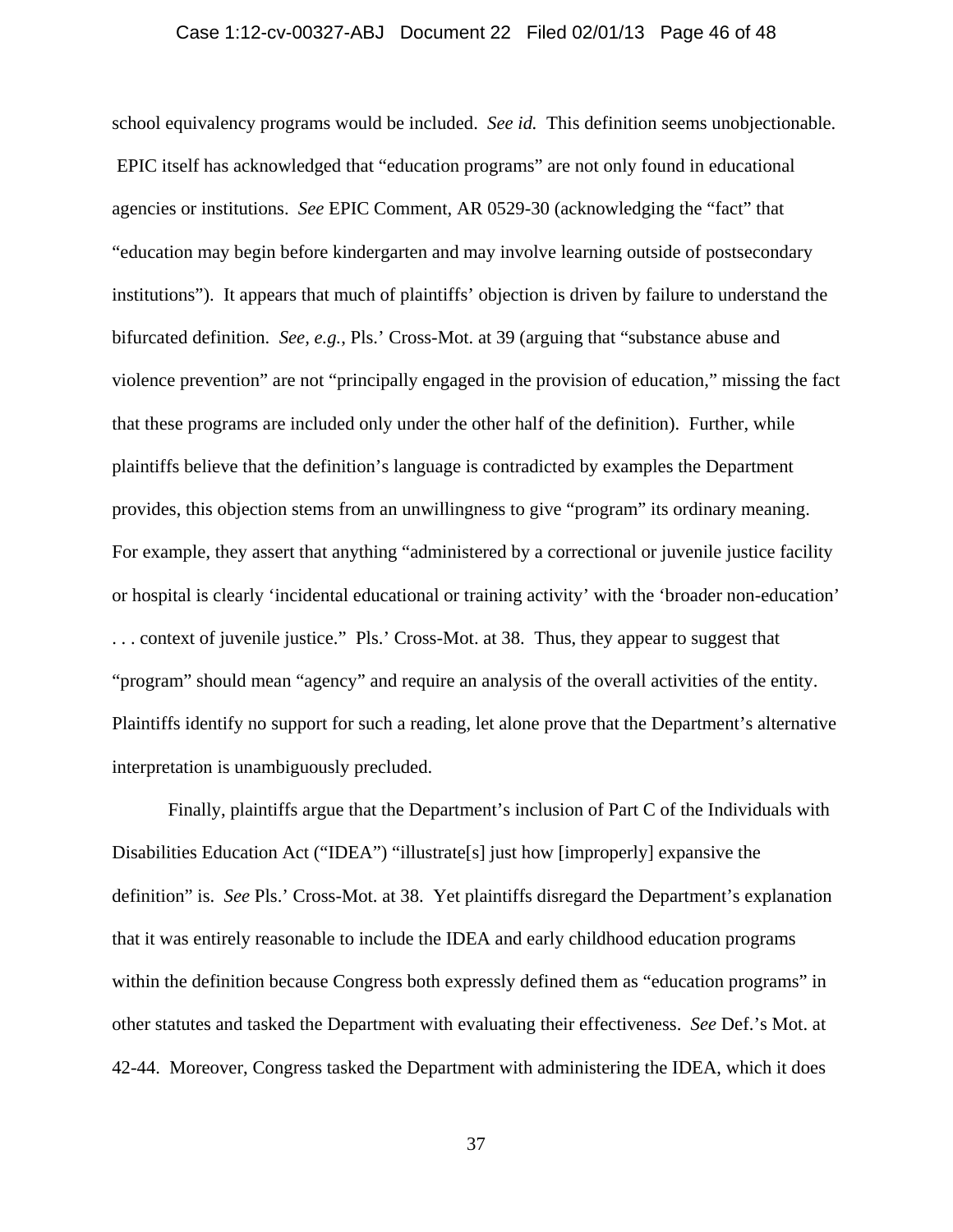school equivalency programs would be included. *See id.* This definition seems unobjectionable. EPIC itself has acknowledged that "education programs" are not only found in educational agencies or institutions. *See* EPIC Comment, AR 0529-30 (acknowledging the "fact" that "education may begin before kindergarten and may involve learning outside of postsecondary institutions"). It appears that much of plaintiffs' objection is driven by failure to understand the bifurcated definition. *See, e.g.*, Pls.' Cross-Mot. at 39 (arguing that "substance abuse and violence prevention" are not "principally engaged in the provision of education," missing the fact that these programs are included only under the other half of the definition). Further, while plaintiffs believe that the definition's language is contradicted by examples the Department provides, this objection stems from an unwillingness to give "program" its ordinary meaning. For example, they assert that anything "administered by a correctional or juvenile justice facility or hospital is clearly 'incidental educational or training activity' with the 'broader non-education' . . . context of juvenile justice." Pls.' Cross-Mot. at 38. Thus, they appear to suggest that "program" should mean "agency" and require an analysis of the overall activities of the entity. Plaintiffs identify no support for such a reading, let alone prove that the Department's alternative interpretation is unambiguously precluded.

Finally, plaintiffs argue that the Department's inclusion of Part C of the Individuals with Disabilities Education Act ("IDEA") "illustrate[s] just how [improperly] expansive the definition" is. *See* Pls.' Cross-Mot. at 38. Yet plaintiffs disregard the Department's explanation that it was entirely reasonable to include the IDEA and early childhood education programs within the definition because Congress both expressly defined them as "education programs" in other statutes and tasked the Department with evaluating their effectiveness. *See* Def.'s Mot. at 42-44. Moreover, Congress tasked the Department with administering the IDEA, which it does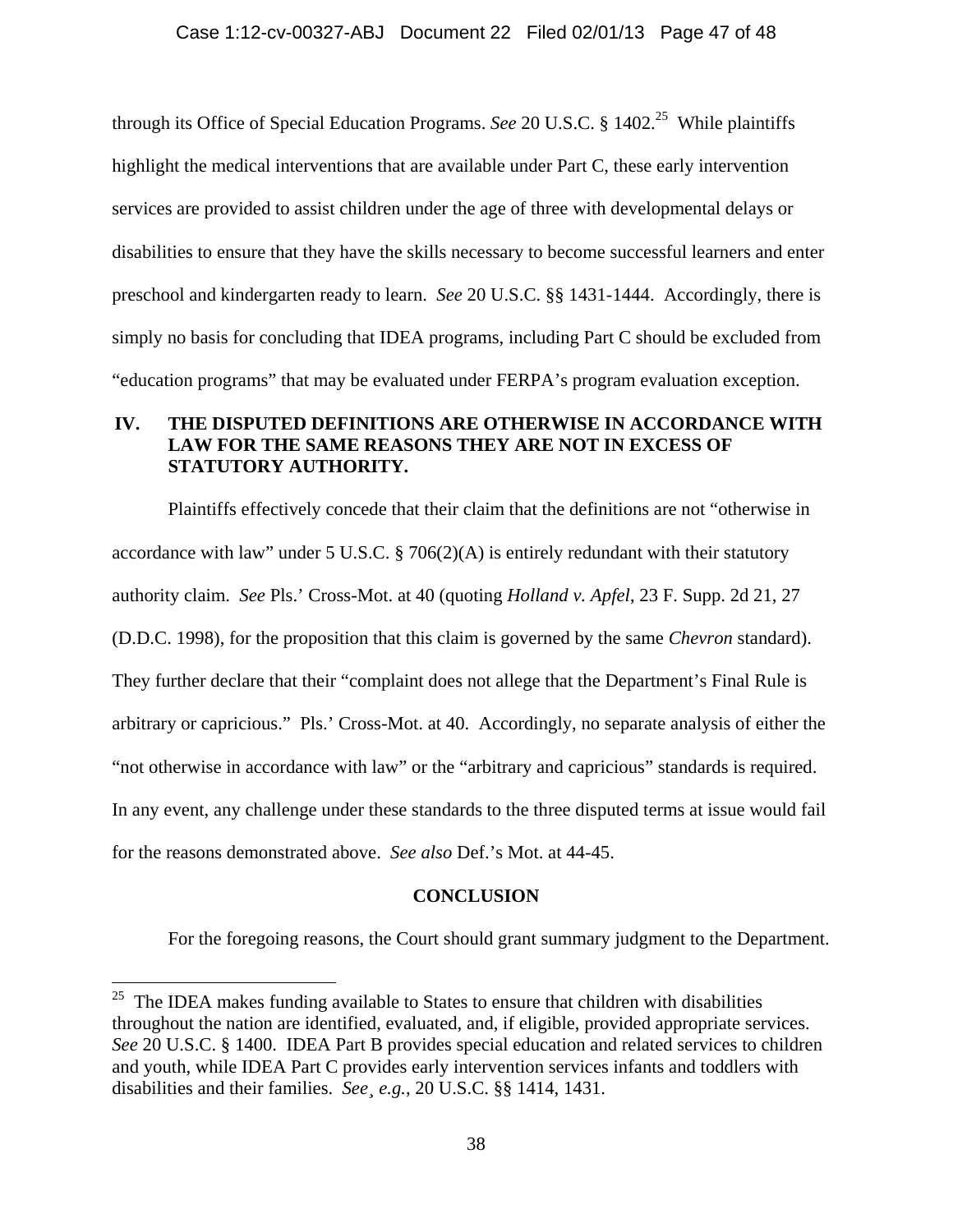through its Office of Special Education Programs. *See* 20 U.S.C. § 1402.[25] While plaintiffs highlight the medical interventions that are available under Part C, these early intervention services are provided to assist children under the age of three with developmental delays or disabilities to ensure that they have the skills necessary to become successful learners and enter preschool and kindergarten ready to learn. *See* 20 U.S.C. §§ 1431-1444. Accordingly, there is simply no basis for concluding that IDEA programs, including Part C should be excluded from "education programs" that may be evaluated under FERPA's program evaluation exception.

## IV. THE DISPUTED DEFINITIONS ARE OTHERWISE IN ACCORDANCE WITH LAW FOR THE SAME REASONS THEY ARE NOT IN EXCESS OF STATUTORY AUTHORITY.

Plaintiffs effectively concede that their claim that the definitions are not "otherwise in accordance with law" under 5 U.S.C. § 706(2)(A) is entirely redundant with their statutory authority claim. *See* Pls.' Cross-Mot. at 40 (quoting *Holland v. Apfel*, 23 F. Supp. 2d 21, 27 (D.D.C. 1998), for the proposition that this claim is governed by the same *Chevron* standard). They further declare that their "complaint does not allege that the Department's Final Rule is arbitrary or capricious." Pls.' Cross-Mot. at 40. Accordingly, no separate analysis of either the "not otherwise in accordance with law" or the "arbitrary and capricious" standards is required. In any event, any challenge under these standards to the three disputed terms at issue would fail for the reasons demonstrated above. *See also* Def.'s Mot. at 44-45.

## CONCLUSION

For the foregoing reasons, the Court should grant summary judgment to the Department.

---

[25] The IDEA makes funding available to States to ensure that children with disabilities throughout the nation are identified, evaluated, and, if eligible, provided appropriate services. *See* 20 U.S.C. § 1400. IDEA Part B provides special education and related services to children and youth, while IDEA Part C provides early intervention services infants and toddlers with disabilities and their families. *See¸ e.g.*, 20 U.S.C. §§ 1414, 1431.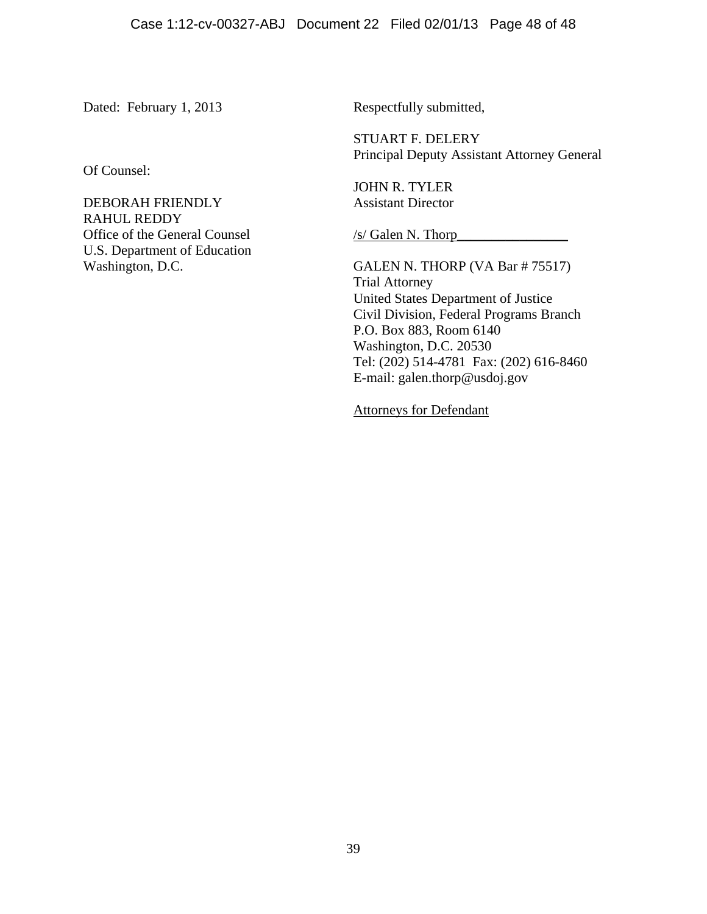Dated: February 1, 2013

Respectfully submitted,

STUART F. DELERY
Principal Deputy Assistant Attorney General

JOHN R. TYLER
Assistant Director

/s/ Galen N. Thorp________________

GALEN N. THORP (VA Bar # 75517)
Trial Attorney
United States Department of Justice
Civil Division, Federal Programs Branch
P.O. Box 883, Room 6140
Washington, D.C. 20530
Tel: (202) 514-4781 Fax: (202) 616-8460
E-mail: galen.thorp@usdoj.gov

Attorneys for Defendant

Of Counsel:

DEBORAH FRIENDLY
RAHUL REDDY
Office of the General Counsel
U.S. Department of Education
Washington, D.C.